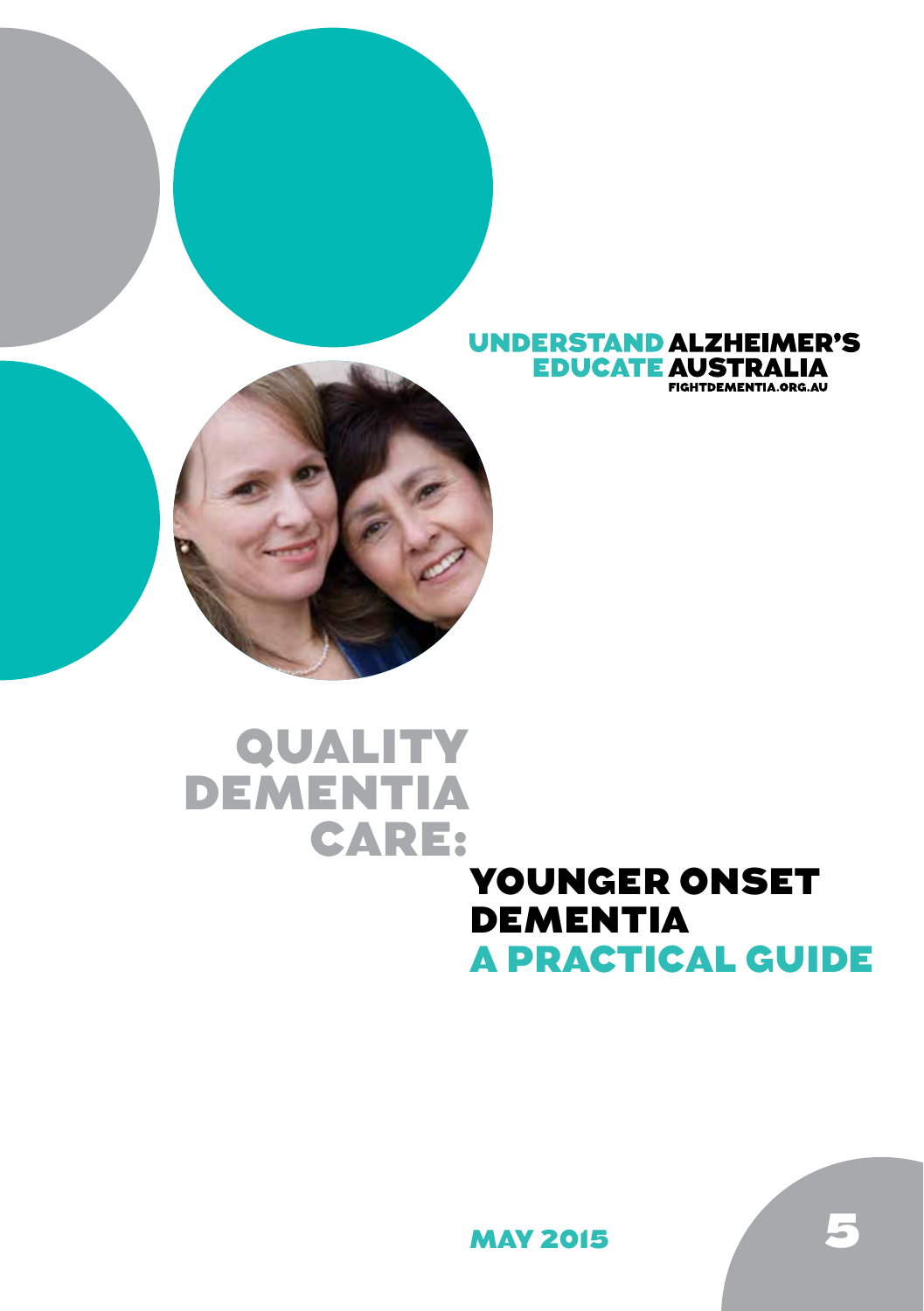UNDERSTAND ALZHEIMER'S
EDUCATE AUSTRALIA
FIGHTDEMENTIA.ORG.AU

# QUALITY DEMENTIA CARE:

## YOUNGER ONSET DEMENTIA
## A PRACTICAL GUIDE

MAY 2015

5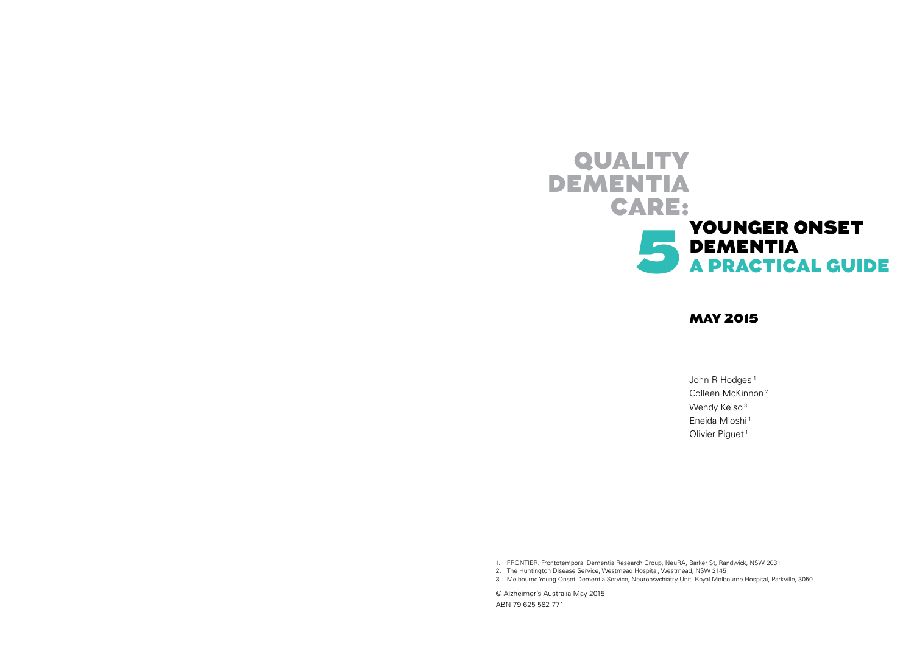# QUALITY DEMENTIA CARE:

# 5 YOUNGER ONSET DEMENTIA

## A PRACTICAL GUIDE

### MAY 2015

John R Hodges [1]
Colleen McKinnon [2]
Wendy Kelso [3]
Eneida Mioshi [1]
Olivier Piguet [1]

1. FRONTIER. Frontotemporal Dementia Research Group, NeuRA, Barker St, Randwick, NSW 2031
2. The Huntington Disease Service, Westmead Hospital, Westmead, NSW 2145
3. Melbourne Young Onset Dementia Service, Neuropsychiatry Unit, Royal Melbourne Hospital, Parkville, 3050

© Alzheimer's Australia May 2015
ABN 79 625 582 771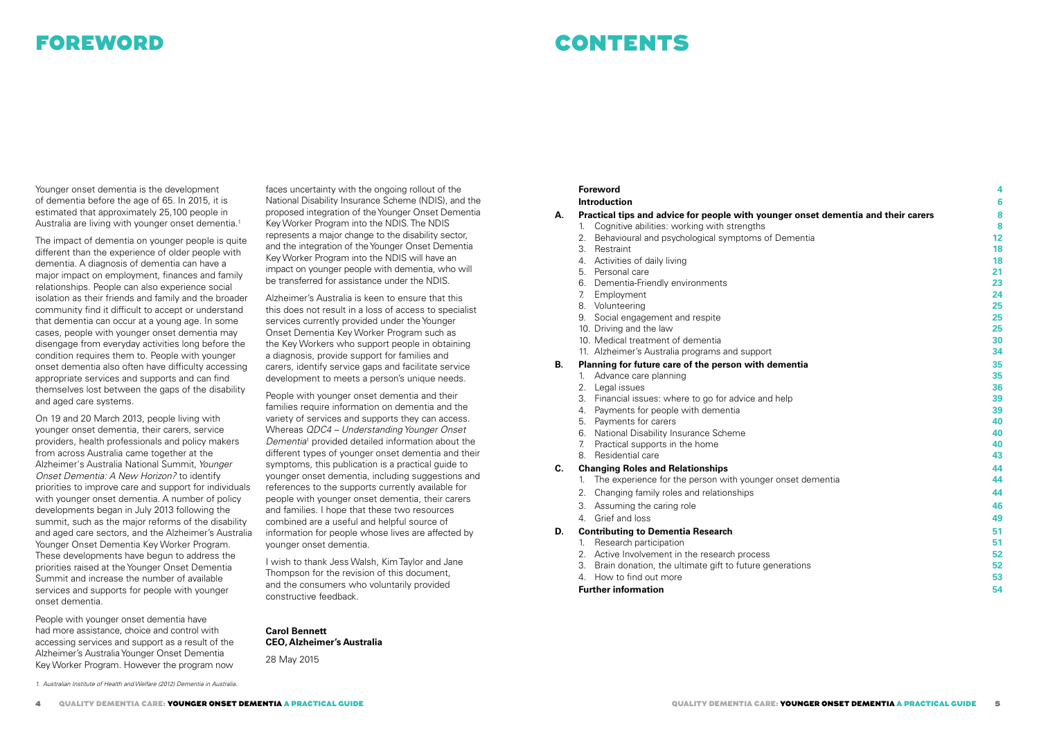# FOREWORD

Younger onset dementia is the development of dementia before the age of 65. In 2015, it is estimated that approximately 25,100 people in Australia are living with younger onset dementia.[1]

The impact of dementia on younger people is quite different than the experience of older people with dementia. A diagnosis of dementia can have a major impact on employment, finances and family relationships. People can also experience social isolation as their friends and family and the broader community find it difficult to accept or understand that dementia can occur at a young age. In some cases, people with younger onset dementia may disengage from everyday activities long before the condition requires them to. People with younger onset dementia also often have difficulty accessing appropriate services and supports and can find themselves lost between the gaps of the disability and aged care systems.

On 19 and 20 March 2013, people living with younger onset dementia, their carers, service providers, health professionals and policy makers from across Australia came together at the Alzheimer's Australia National Summit, *Younger Onset Dementia: A New Horizon?* to identify priorities to improve care and support for individuals with younger onset dementia. A number of policy developments began in July 2013 following the summit, such as the major reforms of the disability and aged care sectors, and the Alzheimer's Australia Younger Onset Dementia Key Worker Program. These developments have begun to address the priorities raised at the Younger Onset Dementia Summit and increase the number of available services and supports for people with younger onset dementia.

People with younger onset dementia have had more assistance, choice and control with accessing services and support as a result of the Alzheimer's Australia Younger Onset Dementia Key Worker Program. However the program now faces uncertainty with the ongoing rollout of the National Disability Insurance Scheme (NDIS), and the proposed integration of the Younger Onset Dementia Key Worker Program into the NDIS. The NDIS represents a major change to the disability sector, and the integration of the Younger Onset Dementia Key Worker Program into the NDIS will have an impact on younger people with dementia, who will be transferred for assistance under the NDIS.

Alzheimer's Australia is keen to ensure that this this does not result in a loss of access to specialist services currently provided under the Younger Onset Dementia Key Worker Program such as the Key Workers who support people in obtaining a diagnosis, provide support for families and carers, identify service gaps and facilitate service development to meets a person's unique needs.

People with younger onset dementia and their families require information on dementia and the variety of services and supports they can access. Whereas *QDC4 – Understanding Younger Onset Dementia*[1] provided detailed information about the different types of younger onset dementia and their symptoms, this publication is a practical guide to younger onset dementia, including suggestions and references to the supports currently available for people with younger onset dementia, their carers and families. I hope that these two resources combined are a useful and helpful source of information for people whose lives are affected by younger onset dementia.

I wish to thank Jess Walsh, Kim Taylor and Jane Thompson for the revision of this document, and the consumers who voluntarily provided constructive feedback.

**Carol Bennett**
**CEO, Alzheimer's Australia**

28 May 2015

1. *Australian Institute of Health and Welfare (2012) Dementia in Australia.*

# CONTENTS

| | | |
|---|---|---|
| | **Foreword** | **4** |
| | **Introduction** | **6** |
| **A.** | **Practical tips and advice for people with younger onset dementia and their carers** | **8** |
| | 1. Cognitive abilities: working with strengths | 8 |
| | 2. Behavioural and psychological symptoms of Dementia | 12 |
| | 3. Restraint | 18 |
| | 4. Activities of daily living | 18 |
| | 5. Personal care | 21 |
| | 6. Dementia-Friendly environments | 23 |
| | 7. Employment | 24 |
| | 8. Volunteering | 25 |
| | 9. Social engagement and respite | 25 |
| | 10. Driving and the law | 25 |
| | 10. Medical treatment of dementia | 30 |
| | 11. Alzheimer's Australia programs and support | 34 |
| **B.** | **Planning for future care of the person with dementia** | **35** |
| | 1. Advance care planning | 35 |
| | 2. Legal issues | 36 |
| | 3. Financial issues: where to go for advice and help | 39 |
| | 4. Payments for people with dementia | 39 |
| | 5. Payments for carers | 40 |
| | 6. National Disability Insurance Scheme | 40 |
| | 7. Practical supports in the home | 40 |
| | 8. Residential care | 43 |
| **C.** | **Changing Roles and Relationships** | **44** |
| | 1. The experience for the person with younger onset dementia | 44 |
| | 2. Changing family roles and relationships | 44 |
| | 3. Assuming the caring role | 46 |
| | 4. Grief and loss | 49 |
| **D.** | **Contributing to Dementia Research** | **51** |
| | 1. Research participation | 51 |
| | 2. Active Involvement in the research process | 52 |
| | 3. Brain donation, the ultimate gift to future generations | 52 |
| | 4. How to find out more | 53 |
| | **Further information** | **54** |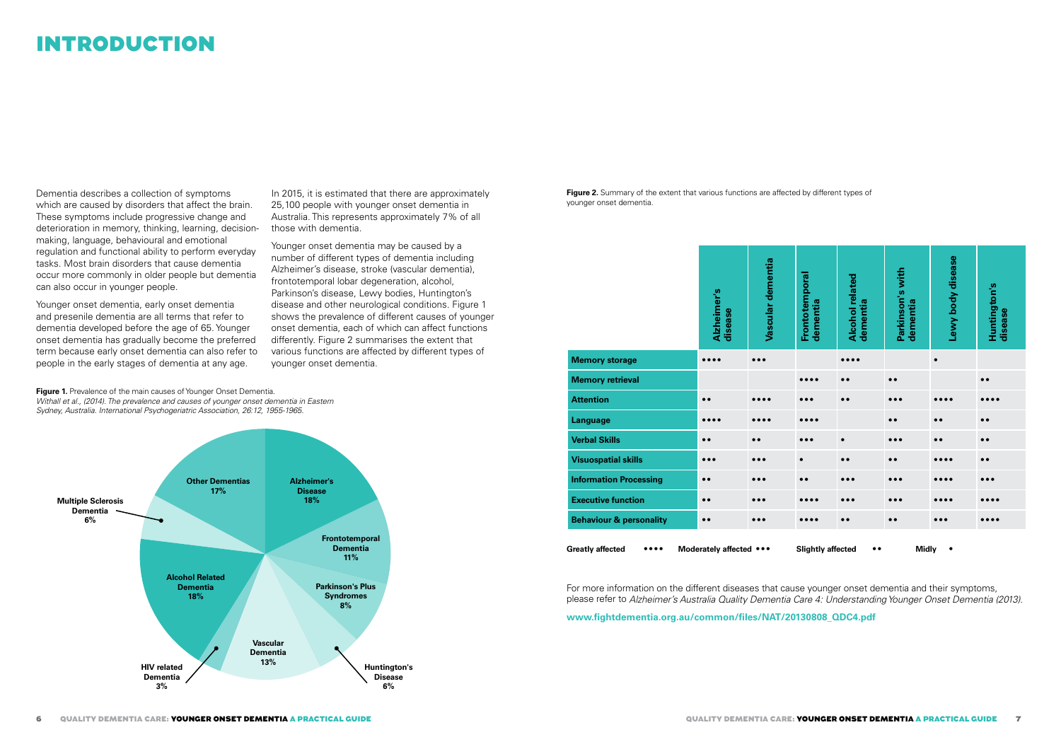# INTRODUCTION

Dementia describes a collection of symptoms which are caused by disorders that affect the brain. These symptoms include progressive change and deterioration in memory, thinking, learning, decision-making, language, behavioural and emotional regulation and functional ability to perform everyday tasks. Most brain disorders that cause dementia occur more commonly in older people but dementia can also occur in younger people.

Younger onset dementia, early onset dementia and presenile dementia are all terms that refer to dementia developed before the age of 65. Younger onset dementia has gradually become the preferred term because early onset dementia can also refer to people in the early stages of dementia at any age.

In 2015, it is estimated that there are approximately 25,100 people with younger onset dementia in Australia. This represents approximately 7% of all those with dementia.

Younger onset dementia may be caused by a number of different types of dementia including Alzheimer's disease, stroke (vascular dementia), frontotemporal lobar degeneration, alcohol, Parkinson's disease, Lewy bodies, Huntington's disease and other neurological conditions. Figure 1 shows the prevalence of different causes of younger onset dementia, each of which can affect functions differently. Figure 2 summarises the extent that various functions are affected by different types of younger onset dementia.

**Figure 1.** Prevalence of the main causes of Younger Onset Dementia.
*Withall et al., (2014). The prevalence and causes of younger onset dementia in Eastern Sydney, Australia. International Psychogeriatric Association, 26:12, 1955-1965.*

| Cause | Prevalence |
|---|---|
| Alzheimer's Disease | 18% |
| Frontotemporal Dementia | 11% |
| Parkinson's Plus Syndromes | 8% |
| Huntington's Disease | 6% |
| Vascular Dementia | 13% |
| HIV related Dementia | 3% |
| Alcohol Related Dementia | 18% |
| Multiple Sclerosis Dementia | 6% |
| Other Dementias | 17% |

**Figure 2.** Summary of the extent that various functions are affected by different types of younger onset dementia.

| | Alzheimer's disease | Vascular dementia | Frontotemporal dementia | Alcohol related dementia | Parkinson's with dementia | Lewy body disease | Huntington's disease |
|---|---|---|---|---|---|---|---|
| **Memory storage** | •••• | ••• | | •••• | | • | |
| **Memory retrieval** | | | •••• | •• | •• | | •• |
| **Attention** | •• | •••• | ••• | •• | ••• | •••• | •••• |
| **Language** | •••• | •••• | •••• | | •• | •• | •• |
| **Verbal Skills** | •• | •• | ••• | • | ••• | •• | •• |
| **Visuospatial skills** | ••• | ••• | • | •• | •• | •••• | •• |
| **Information Processing** | •• | ••• | •• | ••• | ••• | •••• | ••• |
| **Executive function** | •• | ••• | •••• | ••• | ••• | •••• | •••• |
| **Behaviour & personality** | •• | ••• | •••• | •• | •• | ••• | •••• |

**Greatly affected** •••• **Moderately affected** ••• **Slightly affected** •• **Midly** •

For more information on the different diseases that cause younger onset dementia and their symptoms, please refer to *Alzheimer's Australia Quality Dementia Care 4: Understanding Younger Onset Dementia (2013).*

**www.fightdementia.org.au/common/files/NAT/20130808_QDC4.pdf**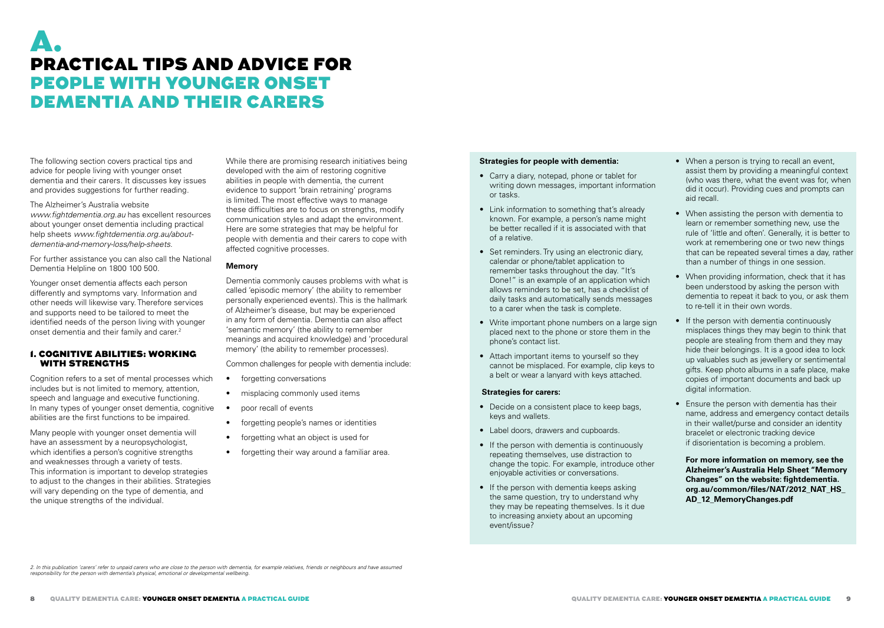# A.

# PRACTICAL TIPS AND ADVICE FOR PEOPLE WITH YOUNGER ONSET DEMENTIA AND THEIR CARERS

The following section covers practical tips and advice for people living with younger onset dementia and their carers. It discusses key issues and provides suggestions for further reading.

The Alzheimer's Australia website *www.fightdementia.org.au* has excellent resources about younger onset dementia including practical help sheets *www.fightdementia.org.au/about-dementia-and-memory-loss/help-sheets*.

For further assistance you can also call the National Dementia Helpline on 1800 100 500.

Younger onset dementia affects each person differently and symptoms vary. Information and other needs will likewise vary. Therefore services and supports need to be tailored to meet the identified needs of the person living with younger onset dementia and their family and carer.[2]

## 1. COGNITIVE ABILITIES: WORKING WITH STRENGTHS

Cognition refers to a set of mental processes which includes but is not limited to memory, attention, speech and language and executive functioning. In many types of younger onset dementia, cognitive abilities are the first functions to be impaired.

Many people with younger onset dementia will have an assessment by a neuropsychologist, which identifies a person's cognitive strengths and weaknesses through a variety of tests. This information is important to develop strategies to adjust to the changes in their abilities. Strategies will vary depending on the type of dementia, and the unique strengths of the individual.

While there are promising research initiatives being developed with the aim of restoring cognitive abilities in people with dementia, the current evidence to support 'brain retraining' programs is limited. The most effective ways to manage these difficulties are to focus on strengths, modify communication styles and adapt the environment. Here are some strategies that may be helpful for people with dementia and their carers to cope with affected cognitive processes.

### Memory

Dementia commonly causes problems with what is called 'episodic memory' (the ability to remember personally experienced events). This is the hallmark of Alzheimer's disease, but may be experienced in any form of dementia. Dementia can also affect 'semantic memory' (the ability to remember meanings and acquired knowledge) and 'procedural memory' (the ability to remember processes).

Common challenges for people with dementia include:

- forgetting conversations
- misplacing commonly used items
- poor recall of events
- forgetting people's names or identities
- forgetting what an object is used for
- forgetting their way around a familiar area.

**Strategies for people with dementia:**

- Carry a diary, notepad, phone or tablet for writing down messages, important information or tasks.
- Link information to something that's already known. For example, a person's name might be better recalled if it is associated with that of a relative.
- Set reminders. Try using an electronic diary, calendar or phone/tablet application to remember tasks throughout the day. "It's Done!" is an example of an application which allows reminders to be set, has a checklist of daily tasks and automatically sends messages to a carer when the task is complete.
- Write important phone numbers on a large sign placed next to the phone or store them in the phone's contact list.
- Attach important items to yourself so they cannot be misplaced. For example, clip keys to a belt or wear a lanyard with keys attached.

**Strategies for carers:**

- Decide on a consistent place to keep bags, keys and wallets.
- Label doors, drawers and cupboards.
- If the person with dementia is continuously repeating themselves, use distraction to change the topic. For example, introduce other enjoyable activities or conversations.
- If the person with dementia keeps asking the same question, try to understand why they may be repeating themselves. Is it due to increasing anxiety about an upcoming event/issue?
- When a person is trying to recall an event, assist them by providing a meaningful context (who was there, what the event was for, when did it occur). Providing cues and prompts can aid recall.
- When assisting the person with dementia to learn or remember something new, use the rule of 'little and often'. Generally, it is better to work at remembering one or two new things that can be repeated several times a day, rather than a number of things in one session.
- When providing information, check that it has been understood by asking the person with dementia to repeat it back to you, or ask them to re-tell it in their own words.
- If the person with dementia continuously misplaces things they may begin to think that people are stealing from them and they may hide their belongings. It is a good idea to lock up valuables such as jewellery or sentimental gifts. Keep photo albums in a safe place, make copies of important documents and back up digital information.
- Ensure the person with dementia has their name, address and emergency contact details in their wallet/purse and consider an identity bracelet or electronic tracking device if disorientation is becoming a problem.

**For more information on memory, see the Alzheimer's Australia Help Sheet "Memory Changes" on the website: fightdementia.org.au/common/files/NAT/2012_NAT_HS_AD_12_MemoryChanges.pdf**

*2. In this publication 'carers' refer to unpaid carers who are close to the person with dementia, for example relatives, friends or neighbours and have assumed responsibility for the person with dementia's physical, emotional or developmental wellbeing.*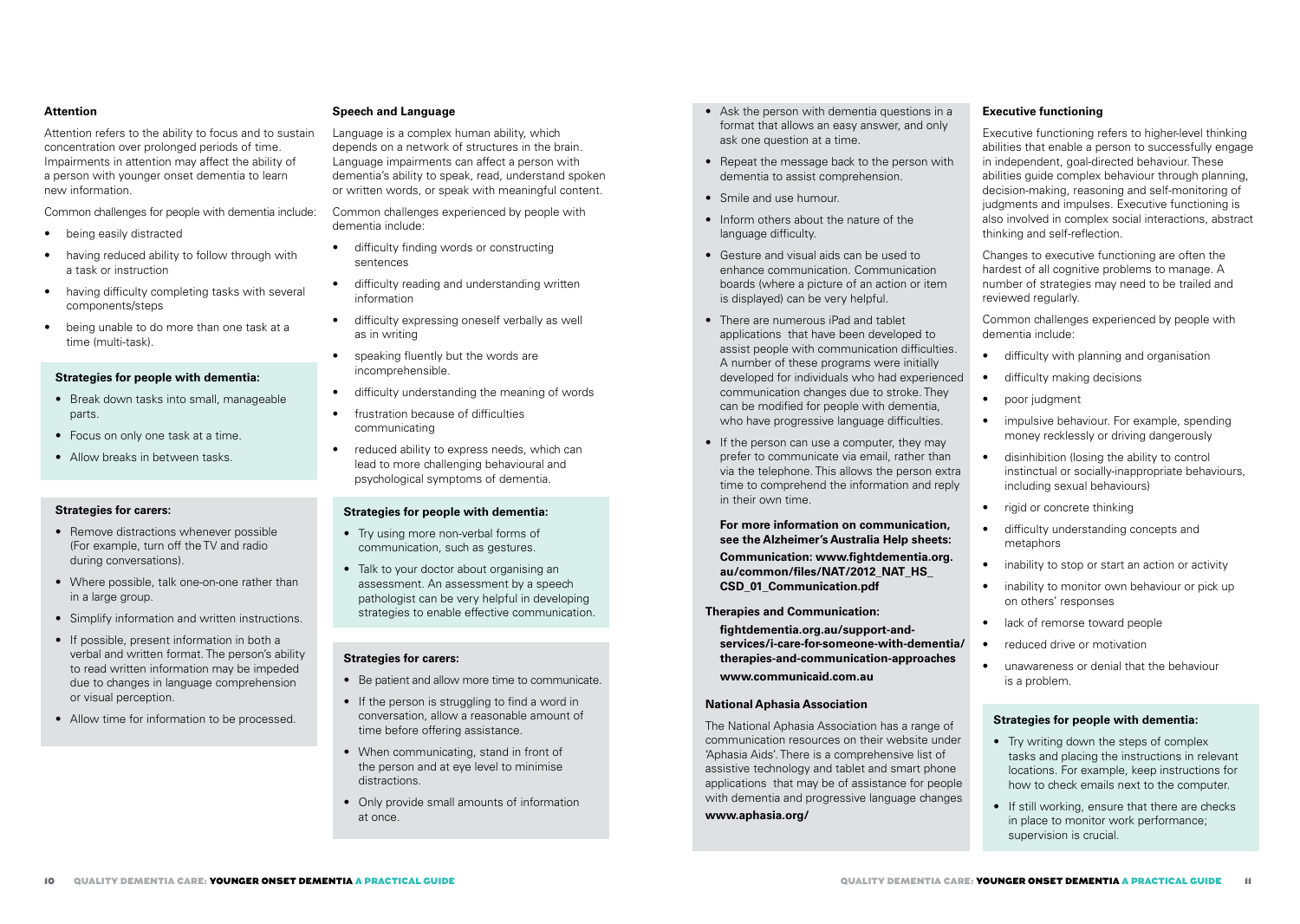### Attention

Attention refers to the ability to focus and to sustain concentration over prolonged periods of time. Impairments in attention may affect the ability of a person with younger onset dementia to learn new information.

Common challenges for people with dementia include:

- being easily distracted
- having reduced ability to follow through with a task or instruction
- having difficulty completing tasks with several components/steps
- being unable to do more than one task at a time (multi-task).

**Strategies for people with dementia:**

- Break down tasks into small, manageable parts.
- Focus on only one task at a time.
- Allow breaks in between tasks.

**Strategies for carers:**

- Remove distractions whenever possible (For example, turn off the TV and radio during conversations).
- Where possible, talk one-on-one rather than in a large group.
- Simplify information and written instructions.
- If possible, present information in both a verbal and written format. The person's ability to read written information may be impeded due to changes in language comprehension or visual perception.
- Allow time for information to be processed.

### Speech and Language

Language is a complex human ability, which depends on a network of structures in the brain. Language impairments can affect a person with dementia's ability to speak, read, understand spoken or written words, or speak with meaningful content.

Common challenges experienced by people with dementia include:

- difficulty finding words or constructing sentences
- difficulty reading and understanding written information
- difficulty expressing oneself verbally as well as in writing
- speaking fluently but the words are incomprehensible.
- difficulty understanding the meaning of words
- frustration because of difficulties communicating
- reduced ability to express needs, which can lead to more challenging behavioural and psychological symptoms of dementia.

**Strategies for people with dementia:**

- Try using more non-verbal forms of communication, such as gestures.
- Talk to your doctor about organising an assessment. An assessment by a speech pathologist can be very helpful in developing strategies to enable effective communication.

**Strategies for carers:**

- Be patient and allow more time to communicate.
- If the person is struggling to find a word in conversation, allow a reasonable amount of time before offering assistance.
- When communicating, stand in front of the person and at eye level to minimise distractions.
- Only provide small amounts of information at once.
- Ask the person with dementia questions in a format that allows an easy answer, and only ask one question at a time.
- Repeat the message back to the person with dementia to assist comprehension.
- Smile and use humour.
- Inform others about the nature of the language difficulty.
- Gesture and visual aids can be used to enhance communication. Communication boards (where a picture of an action or item is displayed) can be very helpful.
- There are numerous iPad and tablet applications that have been developed to assist people with communication difficulties. A number of these programs were initially developed for individuals who had experienced communication changes due to stroke. They can be modified for people with dementia, who have progressive language difficulties.
- If the person can use a computer, they may prefer to communicate via email, rather than via the telephone. This allows the person extra time to comprehend the information and reply in their own time.

**For more information on communication, see the Alzheimer's Australia Help sheets:**

**Communication: www.fightdementia.org.au/common/files/NAT/2012_NAT_HS_CSD_01_Communication.pdf**

**Therapies and Communication:**

**fightdementia.org.au/support-and-services/i-care-for-someone-with-dementia/therapies-and-communication-approaches**

**www.communicaid.com.au**

**National Aphasia Association**

The National Aphasia Association has a range of communication resources on their website under 'Aphasia Aids'. There is a comprehensive list of assistive technology and tablet and smart phone applications that may be of assistance for people with dementia and progressive language changes

**www.aphasia.org/**

### Executive functioning

Executive functioning refers to higher-level thinking abilities that enable a person to successfully engage in independent, goal-directed behaviour. These abilities guide complex behaviour through planning, decision-making, reasoning and self-monitoring of judgments and impulses. Executive functioning is also involved in complex social interactions, abstract thinking and self-reflection.

Changes to executive functioning are often the hardest of all cognitive problems to manage. A number of strategies may need to be trailed and reviewed regularly.

Common challenges experienced by people with dementia include:

- difficulty with planning and organisation
- difficulty making decisions
- poor judgment
- impulsive behaviour. For example, spending money recklessly or driving dangerously
- disinhibition (losing the ability to control instinctual or socially-inappropriate behaviours, including sexual behaviours)
- rigid or concrete thinking
- difficulty understanding concepts and metaphors
- inability to stop or start an action or activity
- inability to monitor own behaviour or pick up on others' responses
- lack of remorse toward people
- reduced drive or motivation
- unawareness or denial that the behaviour is a problem.

**Strategies for people with dementia:**

- Try writing down the steps of complex tasks and placing the instructions in relevant locations. For example, keep instructions for how to check emails next to the computer.
- If still working, ensure that there are checks in place to monitor work performance; supervision is crucial.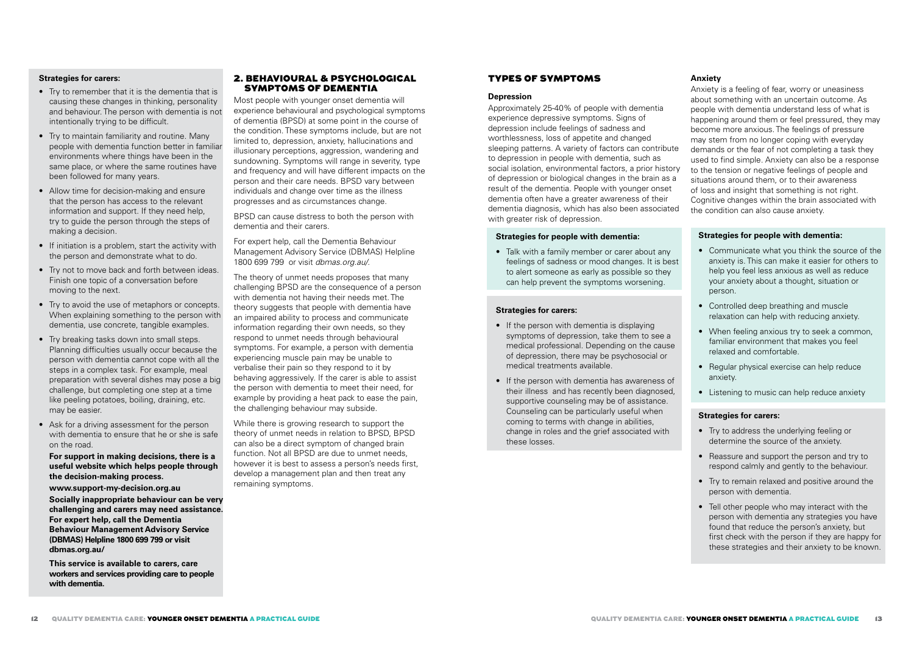**Strategies for carers:**

- Try to remember that it is the dementia that is causing these changes in thinking, personality and behaviour. The person with dementia is not intentionally trying to be difficult.
- Try to maintain familiarity and routine. Many people with dementia function better in familiar environments where things have been in the same place, or where the same routines have been followed for many years.
- Allow time for decision-making and ensure that the person has access to the relevant information and support. If they need help, try to guide the person through the steps of making a decision.
- If initiation is a problem, start the activity with the person and demonstrate what to do.
- Try not to move back and forth between ideas. Finish one topic of a conversation before moving to the next.
- Try to avoid the use of metaphors or concepts. When explaining something to the person with dementia, use concrete, tangible examples.
- Try breaking tasks down into small steps. Planning difficulties usually occur because the person with dementia cannot cope with all the steps in a complex task. For example, meal preparation with several dishes may pose a big challenge, but completing one step at a time like peeling potatoes, boiling, draining, etc. may be easier.
- Ask for a driving assessment for the person with dementia to ensure that he or she is safe on the road.

**For support in making decisions, there is a useful website which helps people through the decision-making process.**

**www.support-my-decision.org.au**

**Socially inappropriate behaviour can be very challenging and carers may need assistance. For expert help, call the Dementia Behaviour Management Advisory Service (DBMAS) Helpline 1800 699 799 or visit dbmas.org.au/**

**This service is available to carers, care workers and services providing care to people with dementia.**

## 2. BEHAVIOURAL & PSYCHOLOGICAL SYMPTOMS OF DEMENTIA

Most people with younger onset dementia will experience behavioural and psychological symptoms of dementia (BPSD) at some point in the course of the condition. These symptoms include, but are not limited to, depression, anxiety, hallucinations and illusionary perceptions, aggression, wandering and sundowning. Symptoms will range in severity, type and frequency and will have different impacts on the person and their care needs. BPSD vary between individuals and change over time as the illness progresses and as circumstances change.

BPSD can cause distress to both the person with dementia and their carers.

For expert help, call the Dementia Behaviour Management Advisory Service (DBMAS) Helpline 1800 699 799 or visit *dbmas.org.au/*.

The theory of unmet needs proposes that many challenging BPSD are the consequence of a person with dementia not having their needs met. The theory suggests that people with dementia have an impaired ability to process and communicate information regarding their own needs, so they respond to unmet needs through behavioural symptoms. For example, a person with dementia experiencing muscle pain may be unable to verbalise their pain so they respond to it by behaving aggressively. If the carer is able to assist the person with dementia to meet their need, for example by providing a heat pack to ease the pain, the challenging behaviour may subside.

While there is growing research to support the theory of unmet needs in relation to BPSD, BPSD can also be a direct symptom of changed brain function. Not all BPSD are due to unmet needs, however it is best to assess a person's needs first, develop a management plan and then treat any remaining symptoms.

## TYPES OF SYMPTOMS

### Depression

Approximately 25-40% of people with dementia experience depressive symptoms. Signs of depression include feelings of sadness and worthlessness, loss of appetite and changed sleeping patterns. A variety of factors can contribute to depression in people with dementia, such as social isolation, environmental factors, a prior history of depression or biological changes in the brain as a result of the dementia. People with younger onset dementia often have a greater awareness of their dementia diagnosis, which has also been associated with greater risk of depression.

**Strategies for people with dementia:**

- Talk with a family member or carer about any feelings of sadness or mood changes. It is best to alert someone as early as possible so they can help prevent the symptoms worsening.

**Strategies for carers:**

- If the person with dementia is displaying symptoms of depression, take them to see a medical professional. Depending on the cause of depression, there may be psychosocial or medical treatments available.
- If the person with dementia has awareness of their illness and has recently been diagnosed, supportive counseling may be of assistance. Counseling can be particularly useful when coming to terms with change in abilities, change in roles and the grief associated with these losses.

### Anxiety

Anxiety is a feeling of fear, worry or uneasiness about something with an uncertain outcome. As people with dementia understand less of what is happening around them or feel pressured, they may become more anxious. The feelings of pressure may stem from no longer coping with everyday demands or the fear of not completing a task they used to find simple. Anxiety can also be a response to the tension or negative feelings of people and situations around them, or to their awareness of loss and insight that something is not right. Cognitive changes within the brain associated with the condition can also cause anxiety.

**Strategies for people with dementia:**

- Communicate what you think the source of the anxiety is. This can make it easier for others to help you feel less anxious as well as reduce your anxiety about a thought, situation or person.
- Controlled deep breathing and muscle relaxation can help with reducing anxiety.
- When feeling anxious try to seek a common, familiar environment that makes you feel relaxed and comfortable.
- Regular physical exercise can help reduce anxiety.
- Listening to music can help reduce anxiety

**Strategies for carers:**

- Try to address the underlying feeling or determine the source of the anxiety.
- Reassure and support the person and try to respond calmly and gently to the behaviour.
- Try to remain relaxed and positive around the person with dementia.
- Tell other people who may interact with the person with dementia any strategies you have found that reduce the person's anxiety, but first check with the person if they are happy for these strategies and their anxiety to be known.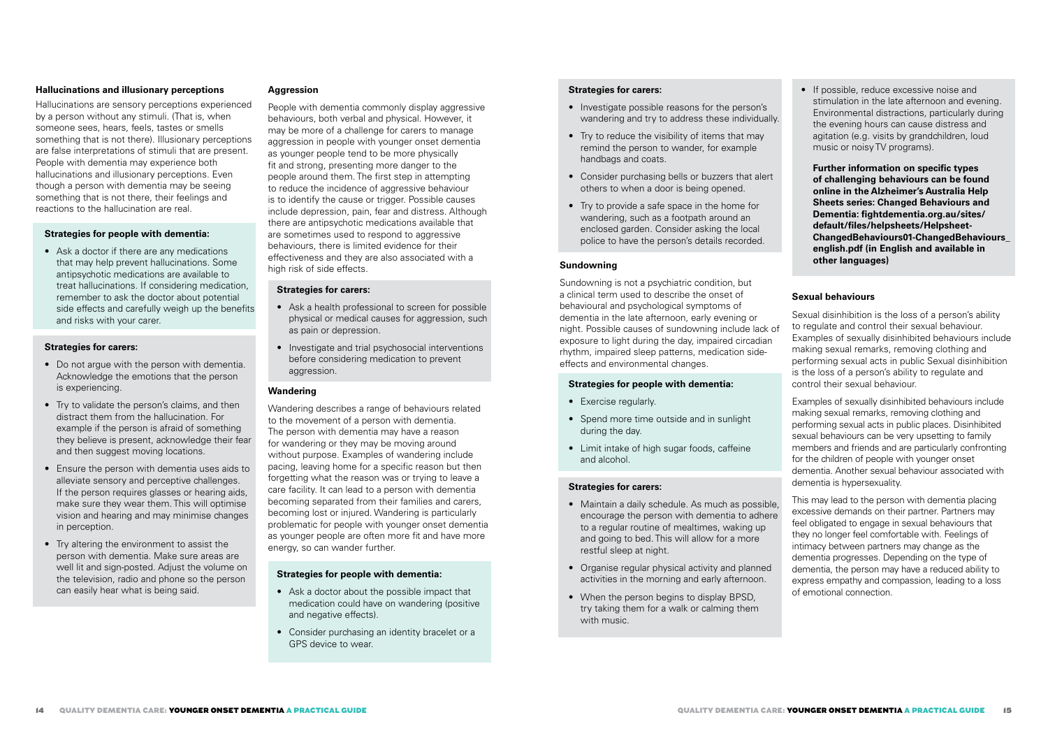### Hallucinations and illusionary perceptions

Hallucinations are sensory perceptions experienced by a person without any stimuli. (That is, when someone sees, hears, feels, tastes or smells something that is not there). Illusionary perceptions are false interpretations of stimuli that are present. People with dementia may experience both hallucinations and illusionary perceptions. Even though a person with dementia may be seeing something that is not there, their feelings and reactions to the hallucination are real.

**Strategies for people with dementia:**

- Ask a doctor if there are any medications that may help prevent hallucinations. Some antipsychotic medications are available to treat hallucinations. If considering medication, remember to ask the doctor about potential side effects and carefully weigh up the benefits and risks with your carer.

**Strategies for carers:**

- Do not argue with the person with dementia. Acknowledge the emotions that the person is experiencing.
- Try to validate the person's claims, and then distract them from the hallucination. For example if the person is afraid of something they believe is present, acknowledge their fear and then suggest moving locations.
- Ensure the person with dementia uses aids to alleviate sensory and perceptive challenges. If the person requires glasses or hearing aids, make sure they wear them. This will optimise vision and hearing and may minimise changes in perception.
- Try altering the environment to assist the person with dementia. Make sure areas are well lit and sign-posted. Adjust the volume on the television, radio and phone so the person can easily hear what is being said.

### Aggression

People with dementia commonly display aggressive behaviours, both verbal and physical. However, it may be more of a challenge for carers to manage aggression in people with younger onset dementia as younger people tend to be more physically fit and strong, presenting more danger to the people around them. The first step in attempting to reduce the incidence of aggressive behaviour is to identify the cause or trigger. Possible causes include depression, pain, fear and distress. Although there are antipsychotic medications available that are sometimes used to respond to aggressive behaviours, there is limited evidence for their effectiveness and they are also associated with a high risk of side effects.

**Strategies for carers:**

- Ask a health professional to screen for possible physical or medical causes for aggression, such as pain or depression.
- Investigate and trial psychosocial interventions before considering medication to prevent aggression.

### Wandering

Wandering describes a range of behaviours related to the movement of a person with dementia. The person with dementia may have a reason for wandering or they may be moving around without purpose. Examples of wandering include pacing, leaving home for a specific reason but then forgetting what the reason was or trying to leave a care facility. It can lead to a person with dementia becoming separated from their families and carers, becoming lost or injured. Wandering is particularly problematic for people with younger onset dementia as younger people are often more fit and have more energy, so can wander further.

**Strategies for people with dementia:**

- Ask a doctor about the possible impact that medication could have on wandering (positive and negative effects).
- Consider purchasing an identity bracelet or a GPS device to wear.

**Strategies for carers:**

- Investigate possible reasons for the person's wandering and try to address these individually.
- Try to reduce the visibility of items that may remind the person to wander, for example handbags and coats.
- Consider purchasing bells or buzzers that alert others to when a door is being opened.
- Try to provide a safe space in the home for wandering, such as a footpath around an enclosed garden. Consider asking the local police to have the person's details recorded.

### Sundowning

Sundowning is not a psychiatric condition, but a clinical term used to describe the onset of behavioural and psychological symptoms of dementia in the late afternoon, early evening or night. Possible causes of sundowning include lack of exposure to light during the day, impaired circadian rhythm, impaired sleep patterns, medication side-effects and environmental changes.

**Strategies for people with dementia:**

- Exercise regularly.
- Spend more time outside and in sunlight during the day.
- Limit intake of high sugar foods, caffeine and alcohol.

**Strategies for carers:**

- Maintain a daily schedule. As much as possible, encourage the person with dementia to adhere to a regular routine of mealtimes, waking up and going to bed. This will allow for a more restful sleep at night.
- Organise regular physical activity and planned activities in the morning and early afternoon.
- When the person begins to display BPSD, try taking them for a walk or calming them with music.
- If possible, reduce excessive noise and stimulation in the late afternoon and evening. Environmental distractions, particularly during the evening hours can cause distress and agitation (e.g. visits by grandchildren, loud music or noisy TV programs).

**Further information on specific types of challenging behaviours can be found online in the Alzheimer's Australia Help Sheets series: Changed Behaviours and Dementia: fightdementia.org.au/sites/default/files/helpsheets/Helpsheet-ChangedBehaviours01-ChangedBehaviours_english.pdf (in English and available in other languages)**

### Sexual behaviours

Sexual disinhibition is the loss of a person's ability to regulate and control their sexual behaviour. Examples of sexually disinhibited behaviours include making sexual remarks, removing clothing and performing sexual acts in public Sexual disinhibition is the loss of a person's ability to regulate and control their sexual behaviour.

Examples of sexually disinhibited behaviours include making sexual remarks, removing clothing and performing sexual acts in public places. Disinhibited sexual behaviours can be very upsetting to family members and friends and are particularly confronting for the children of people with younger onset dementia. Another sexual behaviour associated with dementia is hypersexuality.

This may lead to the person with dementia placing excessive demands on their partner. Partners may feel obligated to engage in sexual behaviours that they no longer feel comfortable with. Feelings of intimacy between partners may change as the dementia progresses. Depending on the type of dementia, the person may have a reduced ability to express empathy and compassion, leading to a loss of emotional connection.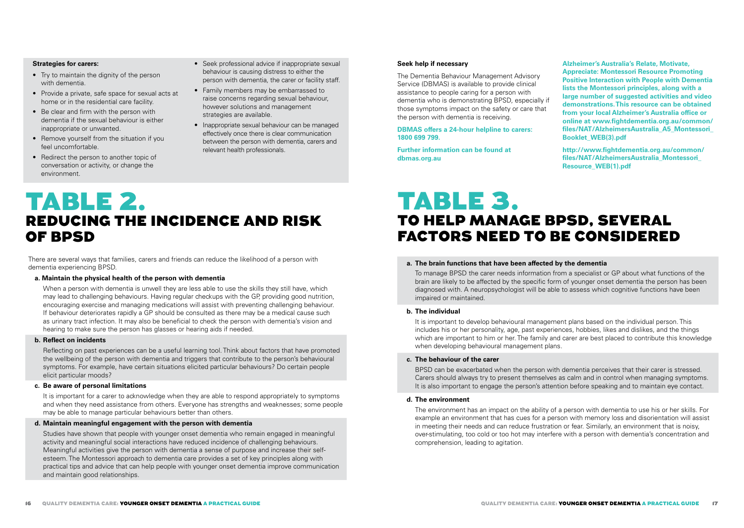**Strategies for carers:**

- Try to maintain the dignity of the person with dementia.
- Provide a private, safe space for sexual acts at home or in the residential care facility.
- Be clear and firm with the person with dementia if the sexual behaviour is either inappropriate or unwanted.
- Remove yourself from the situation if you feel uncomfortable.
- Redirect the person to another topic of conversation or activity, or change the environment.
- Seek professional advice if inappropriate sexual behaviour is causing distress to either the person with dementia, the carer or facility staff.
- Family members may be embarrassed to raise concerns regarding sexual behaviour, however solutions and management strategies are available.
- Inappropriate sexual behaviour can be managed effectively once there is clear communication between the person with dementia, carers and relevant health professionals.

# TABLE 2.
## REDUCING THE INCIDENCE AND RISK OF BPSD

There are several ways that families, carers and friends can reduce the likelihood of a person with dementia experiencing BPSD.

**a. Maintain the physical health of the person with dementia**

When a person with dementia is unwell they are less able to use the skills they still have, which may lead to challenging behaviours. Having regular checkups with the GP, providing good nutrition, encouraging exercise and managing medications will assist with preventing challenging behaviour. If behaviour deteriorates rapidly a GP should be consulted as there may be a medical cause such as urinary tract infection. It may also be beneficial to check the person with dementia's vision and hearing to make sure the person has glasses or hearing aids if needed.

**b. Reflect on incidents**

Reflecting on past experiences can be a useful learning tool. Think about factors that have promoted the wellbeing of the person with dementia and triggers that contribute to the person's behavioural symptoms. For example, have certain situations elicited particular behaviours? Do certain people elicit particular moods?

**c. Be aware of personal limitations**

It is important for a carer to acknowledge when they are able to respond appropriately to symptoms and when they need assistance from others. Everyone has strengths and weaknesses; some people may be able to manage particular behaviours better than others.

**d. Maintain meaningful engagement with the person with dementia**

Studies have shown that people with younger onset dementia who remain engaged in meaningful activity and meaningful social interactions have reduced incidence of challenging behaviours. Meaningful activities give the person with dementia a sense of purpose and increase their self-esteem. The Montessori approach to dementia care provides a set of key principles along with practical tips and advice that can help people with younger onset dementia improve communication and maintain good relationships.

**Seek help if necessary**

The Dementia Behaviour Management Advisory Service (DBMAS) is available to provide clinical assistance to people caring for a person with dementia who is demonstrating BPSD, especially if those symptoms impact on the safety or care that the person with dementia is receiving.

**DBMAS offers a 24-hour helpline to carers: 1800 699 799.**

**Further information can be found at dbmas.org.au**

**Alzheimer's Australia's Relate, Motivate, Appreciate: Montessori Resource Promoting Positive Interaction with People with Dementia lists the Montessori principles, along with a large number of suggested activities and video demonstrations. This resource can be obtained from your local Alzheimer's Australia office or online at www.fightdementia.org.au/common/files/NAT/AlzheimersAustralia_A5_Montessori_Booklet_WEB(3).pdf**

**http://www.fightdementia.org.au/common/files/NAT/AlzheimersAustralia_Montessori_Resource_WEB(1).pdf**

# TABLE 3.
## TO HELP MANAGE BPSD, SEVERAL FACTORS NEED TO BE CONSIDERED

**a. The brain functions that have been affected by the dementia**

To manage BPSD the carer needs information from a specialist or GP about what functions of the brain are likely to be affected by the specific form of younger onset dementia the person has been diagnosed with. A neuropsychologist will be able to assess which cognitive functions have been impaired or maintained.

**b. The individual**

It is important to develop behavioural management plans based on the individual person. This includes his or her personality, age, past experiences, hobbies, likes and dislikes, and the things which are important to him or her. The family and carer are best placed to contribute this knowledge when developing behavioural management plans.

**c. The behaviour of the carer**

BPSD can be exacerbated when the person with dementia perceives that their carer is stressed. Carers should always try to present themselves as calm and in control when managing symptoms. It is also important to engage the person's attention before speaking and to maintain eye contact.

**d. The environment**

The environment has an impact on the ability of a person with dementia to use his or her skills. For example an environment that has cues for a person with memory loss and disorientation will assist in meeting their needs and can reduce frustration or fear. Similarly, an environment that is noisy, over-stimulating, too cold or too hot may interfere with a person with dementia's concentration and comprehension, leading to agitation.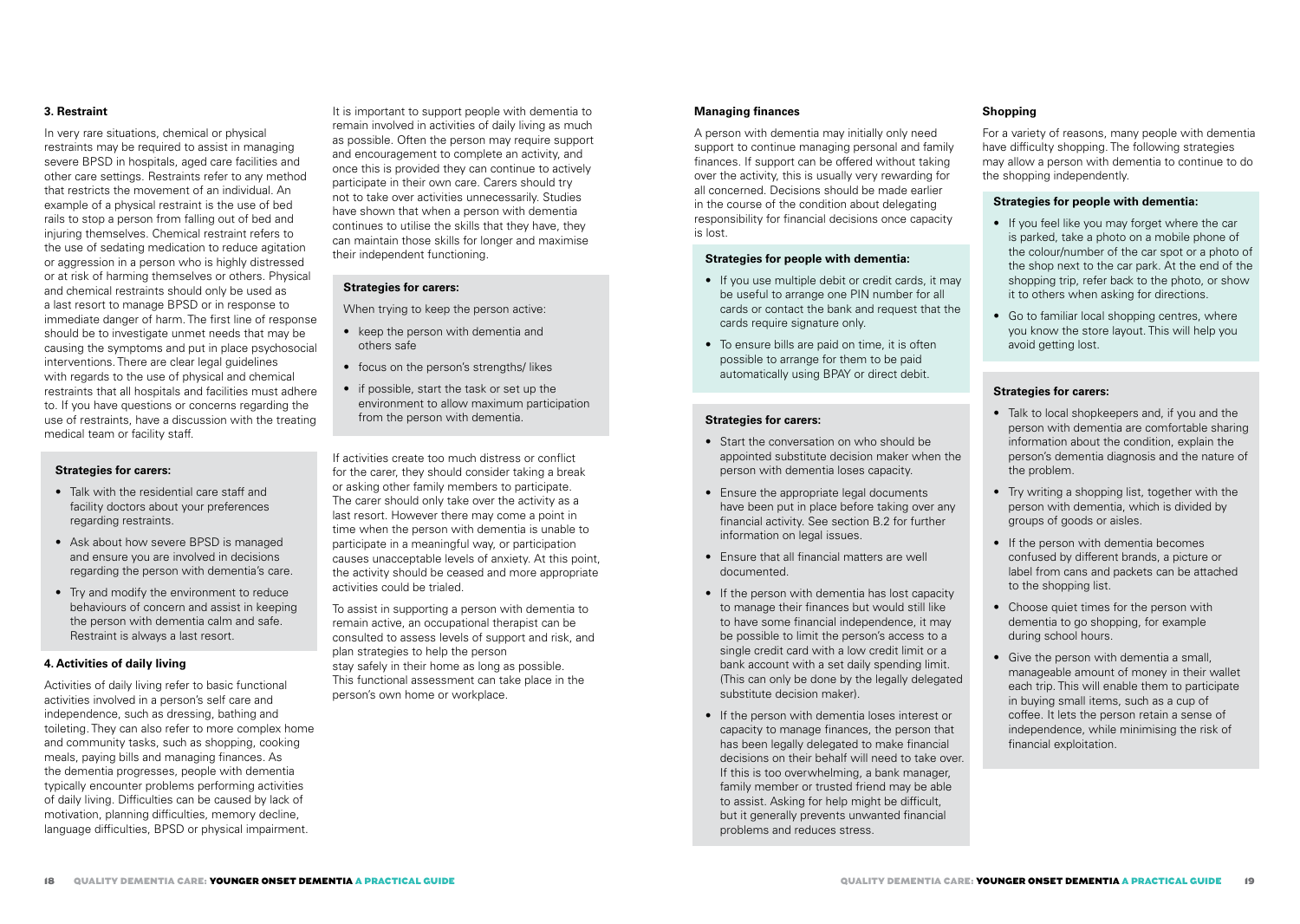### 3. Restraint

In very rare situations, chemical or physical restraints may be required to assist in managing severe BPSD in hospitals, aged care facilities and other care settings. Restraints refer to any method that restricts the movement of an individual. An example of a physical restraint is the use of bed rails to stop a person from falling out of bed and injuring themselves. Chemical restraint refers to the use of sedating medication to reduce agitation or aggression in a person who is highly distressed or at risk of harming themselves or others. Physical and chemical restraints should only be used as a last resort to manage BPSD or in response to immediate danger of harm. The first line of response should be to investigate unmet needs that may be causing the symptoms and put in place psychosocial interventions. There are clear legal guidelines with regards to the use of physical and chemical restraints that all hospitals and facilities must adhere to. If you have questions or concerns regarding the use of restraints, have a discussion with the treating medical team or facility staff.

**Strategies for carers:**

- Talk with the residential care staff and facility doctors about your preferences regarding restraints.
- Ask about how severe BPSD is managed and ensure you are involved in decisions regarding the person with dementia's care.
- Try and modify the environment to reduce behaviours of concern and assist in keeping the person with dementia calm and safe. Restraint is always a last resort.

### 4. Activities of daily living

Activities of daily living refer to basic functional activities involved in a person's self care and independence, such as dressing, bathing and toileting. They can also refer to more complex home and community tasks, such as shopping, cooking meals, paying bills and managing finances. As the dementia progresses, people with dementia typically encounter problems performing activities of daily living. Difficulties can be caused by lack of motivation, planning difficulties, memory decline, language difficulties, BPSD or physical impairment.

It is important to support people with dementia to remain involved in activities of daily living as much as possible. Often the person may require support and encouragement to complete an activity, and once this is provided they can continue to actively participate in their own care. Carers should try not to take over activities unnecessarily. Studies have shown that when a person with dementia continues to utilise the skills that they have, they can maintain those skills for longer and maximise their independent functioning.

**Strategies for carers:**

When trying to keep the person active:

- keep the person with dementia and others safe
- focus on the person's strengths/ likes
- if possible, start the task or set up the environment to allow maximum participation from the person with dementia.

If activities create too much distress or conflict for the carer, they should consider taking a break or asking other family members to participate. The carer should only take over the activity as a last resort. However there may come a point in time when the person with dementia is unable to participate in a meaningful way, or participation causes unacceptable levels of anxiety. At this point, the activity should be ceased and more appropriate activities could be trialed.

To assist in supporting a person with dementia to remain active, an occupational therapist can be consulted to assess levels of support and risk, and plan strategies to help the person stay safely in their home as long as possible. This functional assessment can take place in the person's own home or workplace.

### Managing finances

A person with dementia may initially only need support to continue managing personal and family finances. If support can be offered without taking over the activity, this is usually very rewarding for all concerned. Decisions should be made earlier in the course of the condition about delegating responsibility for financial decisions once capacity is lost.

**Strategies for people with dementia:**

- If you use multiple debit or credit cards, it may be useful to arrange one PIN number for all cards or contact the bank and request that the cards require signature only.
- To ensure bills are paid on time, it is often possible to arrange for them to be paid automatically using BPAY or direct debit.

**Strategies for carers:**

- Start the conversation on who should be appointed substitute decision maker when the person with dementia loses capacity.
- Ensure the appropriate legal documents have been put in place before taking over any financial activity. See section B.2 for further information on legal issues.
- Ensure that all financial matters are well documented.
- If the person with dementia has lost capacity to manage their finances but would still like to have some financial independence, it may be possible to limit the person's access to a single credit card with a low credit limit or a bank account with a set daily spending limit. (This can only be done by the legally delegated substitute decision maker).
- If the person with dementia loses interest or capacity to manage finances, the person that has been legally delegated to make financial decisions on their behalf will need to take over. If this is too overwhelming, a bank manager, family member or trusted friend may be able to assist. Asking for help might be difficult, but it generally prevents unwanted financial problems and reduces stress.

### Shopping

For a variety of reasons, many people with dementia have difficulty shopping. The following strategies may allow a person with dementia to continue to do the shopping independently.

**Strategies for people with dementia:**

- If you feel like you may forget where the car is parked, take a photo on a mobile phone of the colour/number of the car spot or a photo of the shop next to the car park. At the end of the shopping trip, refer back to the photo, or show it to others when asking for directions.
- Go to familiar local shopping centres, where you know the store layout. This will help you avoid getting lost.

**Strategies for carers:**

- Talk to local shopkeepers and, if you and the person with dementia are comfortable sharing information about the condition, explain the person's dementia diagnosis and the nature of the problem.
- Try writing a shopping list, together with the person with dementia, which is divided by groups of goods or aisles.
- If the person with dementia becomes confused by different brands, a picture or label from cans and packets can be attached to the shopping list.
- Choose quiet times for the person with dementia to go shopping, for example during school hours.
- Give the person with dementia a small, manageable amount of money in their wallet each trip. This will enable them to participate in buying small items, such as a cup of coffee. It lets the person retain a sense of independence, while minimising the risk of financial exploitation.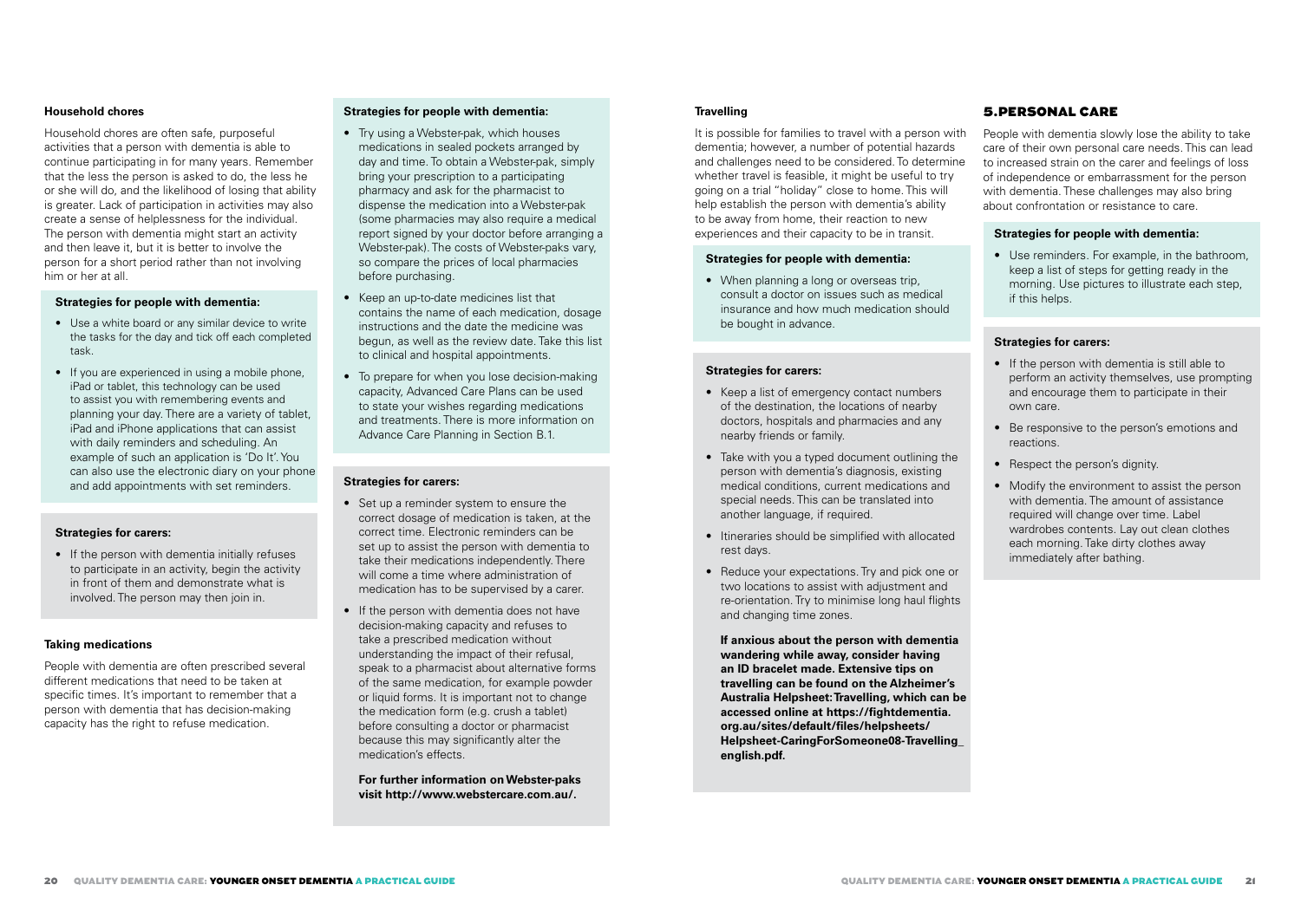### Household chores

Household chores are often safe, purposeful activities that a person with dementia is able to continue participating in for many years. Remember that the less the person is asked to do, the less he or she will do, and the likelihood of losing that ability is greater. Lack of participation in activities may also create a sense of helplessness for the individual. The person with dementia might start an activity and then leave it, but it is better to involve the person for a short period rather than not involving him or her at all.

**Strategies for people with dementia:**

- Use a white board or any similar device to write the tasks for the day and tick off each completed task.
- If you are experienced in using a mobile phone, iPad or tablet, this technology can be used to assist you with remembering events and planning your day. There are a variety of tablet, iPad and iPhone applications that can assist with daily reminders and scheduling. An example of such an application is 'Do It'. You can also use the electronic diary on your phone and add appointments with set reminders.

**Strategies for carers:**

- If the person with dementia initially refuses to participate in an activity, begin the activity in front of them and demonstrate what is involved. The person may then join in.

### Taking medications

People with dementia are often prescribed several different medications that need to be taken at specific times. It's important to remember that a person with dementia that has decision-making capacity has the right to refuse medication.

**Strategies for people with dementia:**

- Try using a Webster-pak, which houses medications in sealed pockets arranged by day and time. To obtain a Webster-pak, simply bring your prescription to a participating pharmacy and ask for the pharmacist to dispense the medication into a Webster-pak (some pharmacies may also require a medical report signed by your doctor before arranging a Webster-pak). The costs of Webster-paks vary, so compare the prices of local pharmacies before purchasing.
- Keep an up-to-date medicines list that contains the name of each medication, dosage instructions and the date the medicine was begun, as well as the review date. Take this list to clinical and hospital appointments.
- To prepare for when you lose decision-making capacity, Advanced Care Plans can be used to state your wishes regarding medications and treatments. There is more information on Advance Care Planning in Section B.1.

**Strategies for carers:**

- Set up a reminder system to ensure the correct dosage of medication is taken, at the correct time. Electronic reminders can be set up to assist the person with dementia to take their medications independently. There will come a time where administration of medication has to be supervised by a carer.
- If the person with dementia does not have decision-making capacity and refuses to take a prescribed medication without understanding the impact of their refusal, speak to a pharmacist about alternative forms of the same medication, for example powder or liquid forms. It is important not to change the medication form (e.g. crush a tablet) before consulting a doctor or pharmacist because this may significantly alter the medication's effects.

**For further information on Webster-paks visit http://www.webstercare.com.au/.**

### Travelling

It is possible for families to travel with a person with dementia; however, a number of potential hazards and challenges need to be considered. To determine whether travel is feasible, it might be useful to try going on a trial "holiday" close to home. This will help establish the person with dementia's ability to be away from home, their reaction to new experiences and their capacity to be in transit.

**Strategies for people with dementia:**

- When planning a long or overseas trip, consult a doctor on issues such as medical insurance and how much medication should be bought in advance.

**Strategies for carers:**

- Keep a list of emergency contact numbers of the destination, the locations of nearby doctors, hospitals and pharmacies and any nearby friends or family.
- Take with you a typed document outlining the person with dementia's diagnosis, existing medical conditions, current medications and special needs. This can be translated into another language, if required.
- Itineraries should be simplified with allocated rest days.
- Reduce your expectations. Try and pick one or two locations to assist with adjustment and re-orientation. Try to minimise long haul flights and changing time zones.

**If anxious about the person with dementia wandering while away, consider having an ID bracelet made. Extensive tips on travelling can be found on the Alzheimer's Australia Helpsheet: Travelling, which can be accessed online at https://fightdementia.org.au/sites/default/files/helpsheets/Helpsheet-CaringForSomeone08-Travelling_english.pdf.**

## 5. PERSONAL CARE

People with dementia slowly lose the ability to take care of their own personal care needs. This can lead to increased strain on the carer and feelings of loss of independence or embarrassment for the person with dementia. These challenges may also bring about confrontation or resistance to care.

**Strategies for people with dementia:**

- Use reminders. For example, in the bathroom, keep a list of steps for getting ready in the morning. Use pictures to illustrate each step, if this helps.

**Strategies for carers:**

- If the person with dementia is still able to perform an activity themselves, use prompting and encourage them to participate in their own care.
- Be responsive to the person's emotions and reactions.
- Respect the person's dignity.
- Modify the environment to assist the person with dementia. The amount of assistance required will change over time. Label wardrobes contents. Lay out clean clothes each morning. Take dirty clothes away immediately after bathing.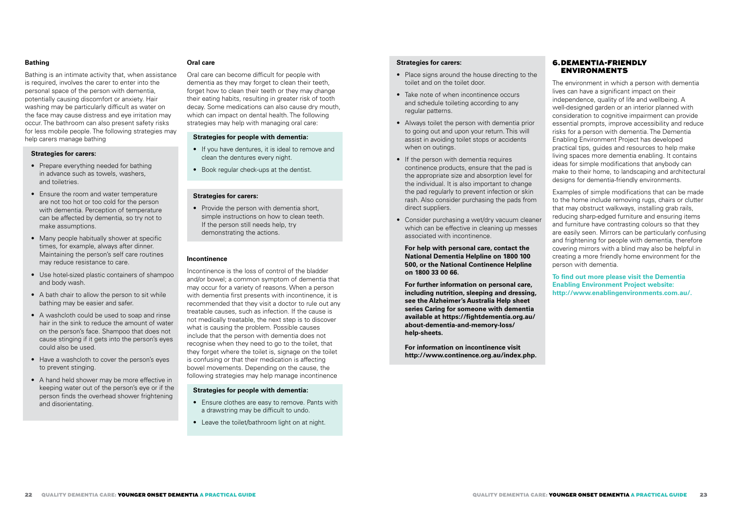### Bathing

Bathing is an intimate activity that, when assistance is required, involves the carer to enter into the personal space of the person with dementia, potentially causing discomfort or anxiety. Hair washing may be particularly difficult as water on the face may cause distress and eye irritation may occur. The bathroom can also present safety risks for less mobile people. The following strategies may help carers manage bathing

**Strategies for carers:**

- Prepare everything needed for bathing in advance such as towels, washers, and toiletries.
- Ensure the room and water temperature are not too hot or too cold for the person with dementia. Perception of temperature can be affected by dementia, so try not to make assumptions.
- Many people habitually shower at specific times, for example, always after dinner. Maintaining the person's self care routines may reduce resistance to care.
- Use hotel-sized plastic containers of shampoo and body wash.
- A bath chair to allow the person to sit while bathing may be easier and safer.
- A washcloth could be used to soap and rinse hair in the sink to reduce the amount of water on the person's face. Shampoo that does not cause stinging if it gets into the person's eyes could also be used.
- Have a washcloth to cover the person's eyes to prevent stinging.
- A hand held shower may be more effective in keeping water out of the person's eye or if the person finds the overhead shower frightening and disorientating.

### Oral care

Oral care can become difficult for people with dementia as they may forget to clean their teeth, forget how to clean their teeth or they may change their eating habits, resulting in greater risk of tooth decay. Some medications can also cause dry mouth, which can impact on dental health. The following strategies may help with managing oral care:

**Strategies for people with dementia:**

- If you have dentures, it is ideal to remove and clean the dentures every night.
- Book regular check-ups at the dentist.

**Strategies for carers:**

- Provide the person with dementia short, simple instructions on how to clean teeth. If the person still needs help, try demonstrating the actions.

### Incontinence

Incontinence is the loss of control of the bladder and/or bowel; a common symptom of dementia that may occur for a variety of reasons. When a person with dementia first presents with incontinence, it is recommended that they visit a doctor to rule out any treatable causes, such as infection. If the cause is not medically treatable, the next step is to discover what is causing the problem. Possible causes include that the person with dementia does not recognise when they need to go to the toilet, that they forget where the toilet is, signage on the toilet is confusing or that their medication is affecting bowel movements. Depending on the cause, the following strategies may help manage incontinence

**Strategies for people with dementia:**

- Ensure clothes are easy to remove. Pants with a drawstring may be difficult to undo.
- Leave the toilet/bathroom light on at night.

**Strategies for carers:**

- Place signs around the house directing to the toilet and on the toilet door.
- Take note of when incontinence occurs and schedule toileting according to any regular patterns.
- Always toilet the person with dementia prior to going out and upon your return. This will assist in avoiding toilet stops or accidents when on outings.
- If the person with dementia requires continence products, ensure that the pad is the appropriate size and absorption level for the individual. It is also important to change the pad regularly to prevent infection or skin rash. Also consider purchasing the pads from direct suppliers.
- Consider purchasing a wet/dry vacuum cleaner which can be effective in cleaning up messes associated with incontinence.

**For help with personal care, contact the National Dementia Helpline on 1800 100 500, or the National Continence Helpline on 1800 33 00 66.**

**For further information on personal care, including nutrition, sleeping and dressing, see the Alzheimer's Australia Help sheet series Caring for someone with dementia available at https://fightdementia.org.au/about-dementia-and-memory-loss/help-sheets.**

**For information on incontinence visit http://www.continence.org.au/index.php.**

## 6. DEMENTIA-FRIENDLY ENVIRONMENTS

The environment in which a person with dementia lives can have a significant impact on their independence, quality of life and wellbeing. A well-designed garden or an interior planned with consideration to cognitive impairment can provide essential prompts, improve accessibility and reduce risks for a person with dementia. The Dementia Enabling Environment Project has developed practical tips, guides and resources to help make living spaces more dementia enabling. It contains ideas for simple modifications that anybody can make to their home, to landscaping and architectural designs for dementia-friendly environments.

Examples of simple modifications that can be made to the home include removing rugs, chairs or clutter that may obstruct walkways, installing grab rails, reducing sharp-edged furniture and ensuring items and furniture have contrasting colours so that they are easily seen. Mirrors can be particularly confusing and frightening for people with dementia, therefore covering mirrors with a blind may also be helpful in creating a more friendly home environment for the person with dementia.

**To find out more please visit the Dementia Enabling Environment Project website: http://www.enablingenvironments.com.au/.**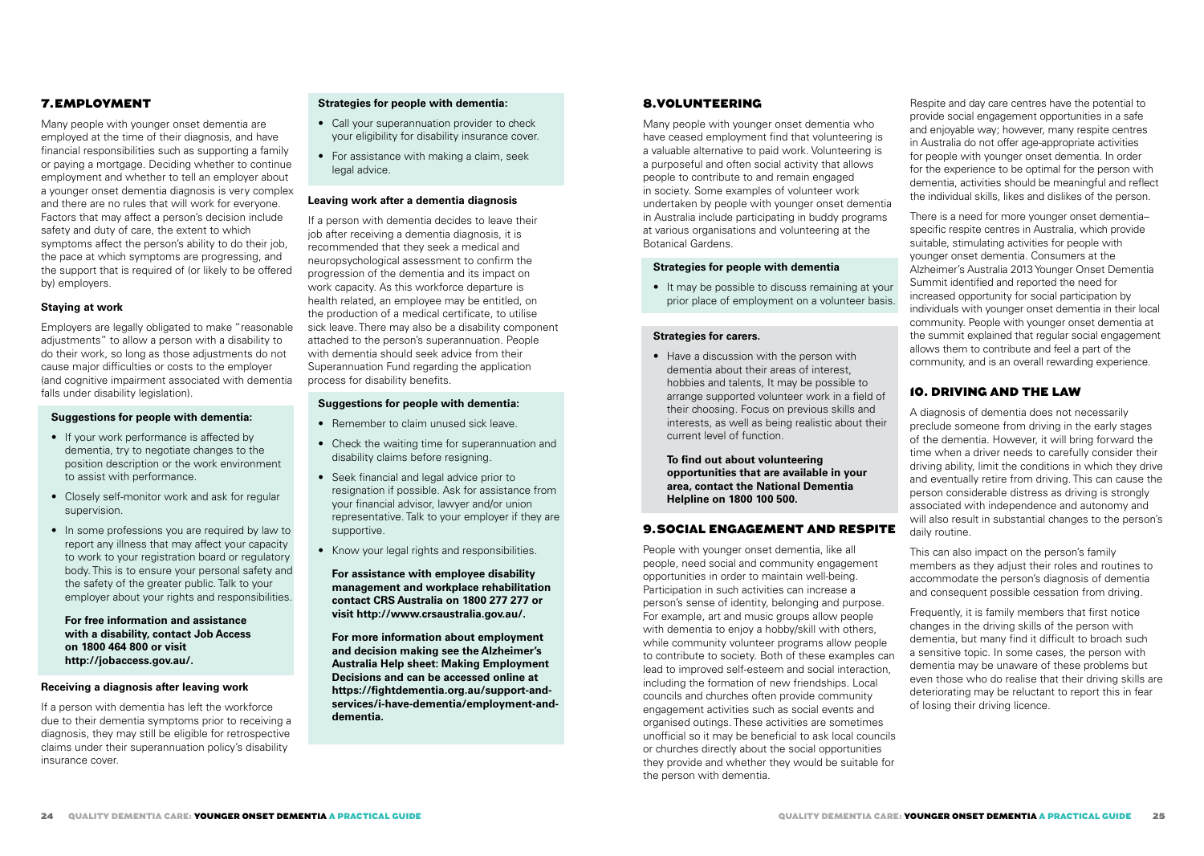## 7. EMPLOYMENT

Many people with younger onset dementia are employed at the time of their diagnosis, and have financial responsibilities such as supporting a family or paying a mortgage. Deciding whether to continue employment and whether to tell an employer about a younger onset dementia diagnosis is very complex and there are no rules that will work for everyone. Factors that may affect a person's decision include safety and duty of care, the extent to which symptoms affect the person's ability to do their job, the pace at which symptoms are progressing, and the support that is required of (or likely to be offered by) employers.

### Staying at work

Employers are legally obligated to make "reasonable adjustments" to allow a person with a disability to do their work, so long as those adjustments do not cause major difficulties or costs to the employer (and cognitive impairment associated with dementia falls under disability legislation).

**Suggestions for people with dementia:**

- If your work performance is affected by dementia, try to negotiate changes to the position description or the work environment to assist with performance.
- Closely self-monitor work and ask for regular supervision.
- In some professions you are required by law to report any illness that may affect your capacity to work to your registration board or regulatory body. This is to ensure your personal safety and the safety of the greater public. Talk to your employer about your rights and responsibilities.

**For free information and assistance with a disability, contact Job Access on 1800 464 800 or visit http://jobaccess.gov.au/.**

### Receiving a diagnosis after leaving work

If a person with dementia has left the workforce due to their dementia symptoms prior to receiving a diagnosis, they may still be eligible for retrospective claims under their superannuation policy's disability insurance cover.

**Strategies for people with dementia:**

- Call your superannuation provider to check your eligibility for disability insurance cover.
- For assistance with making a claim, seek legal advice.

### Leaving work after a dementia diagnosis

If a person with dementia decides to leave their job after receiving a dementia diagnosis, it is recommended that they seek a medical and neuropsychological assessment to confirm the progression of the dementia and its impact on work capacity. As this workforce departure is health related, an employee may be entitled, on the production of a medical certificate, to utilise sick leave. There may also be a disability component attached to the person's superannuation. People with dementia should seek advice from their Superannuation Fund regarding the application process for disability benefits.

**Suggestions for people with dementia:**

- Remember to claim unused sick leave.
- Check the waiting time for superannuation and disability claims before resigning.
- Seek financial and legal advice prior to resignation if possible. Ask for assistance from your financial advisor, lawyer and/or union representative. Talk to your employer if they are supportive.
- Know your legal rights and responsibilities.

**For assistance with employee disability management and workplace rehabilitation contact CRS Australia on 1800 277 277 or visit http://www.crsaustralia.gov.au/.**

**For more information about employment and decision making see the Alzheimer's Australia Help sheet: Making Employment Decisions and can be accessed online at https://fightdementia.org.au/support-and-services/i-have-dementia/employment-and-dementia.**

## 8. VOLUNTEERING

Many people with younger onset dementia who have ceased employment find that volunteering is a valuable alternative to paid work. Volunteering is a purposeful and often social activity that allows people to contribute to and remain engaged in society. Some examples of volunteer work undertaken by people with younger onset dementia in Australia include participating in buddy programs at various organisations and volunteering at the Botanical Gardens.

**Strategies for people with dementia**

- It may be possible to discuss remaining at your prior place of employment on a volunteer basis.

**Strategies for carers.**

- Have a discussion with the person with dementia about their areas of interest, hobbies and talents, It may be possible to arrange supported volunteer work in a field of their choosing. Focus on previous skills and interests, as well as being realistic about their current level of function.

**To find out about volunteering opportunities that are available in your area, contact the National Dementia Helpline on 1800 100 500.**

## 9. SOCIAL ENGAGEMENT AND RESPITE

People with younger onset dementia, like all people, need social and community engagement opportunities in order to maintain well-being. Participation in such activities can increase a person's sense of identity, belonging and purpose. For example, art and music groups allow people with dementia to enjoy a hobby/skill with others, while community volunteer programs allow people to contribute to society. Both of these examples can lead to improved self-esteem and social interaction, including the formation of new friendships. Local councils and churches often provide community engagement activities such as social events and organised outings. These activities are sometimes unofficial so it may be beneficial to ask local councils or churches directly about the social opportunities they provide and whether they would be suitable for the person with dementia.

Respite and day care centres have the potential to provide social engagement opportunities in a safe and enjoyable way; however, many respite centres in Australia do not offer age-appropriate activities for people with younger onset dementia. In order for the experience to be optimal for the person with dementia, activities should be meaningful and reflect the individual skills, likes and dislikes of the person.

There is a need for more younger onset dementia–specific respite centres in Australia, which provide suitable, stimulating activities for people with younger onset dementia. Consumers at the Alzheimer's Australia 2013 Younger Onset Dementia Summit identified and reported the need for increased opportunity for social participation by individuals with younger onset dementia in their local community. People with younger onset dementia at the summit explained that regular social engagement allows them to contribute and feel a part of the community, and is an overall rewarding experience.

## 10. DRIVING AND THE LAW

A diagnosis of dementia does not necessarily preclude someone from driving in the early stages of the dementia. However, it will bring forward the time when a driver needs to carefully consider their driving ability, limit the conditions in which they drive and eventually retire from driving. This can cause the person considerable distress as driving is strongly associated with independence and autonomy and will also result in substantial changes to the person's daily routine.

This can also impact on the person's family members as they adjust their roles and routines to accommodate the person's diagnosis of dementia and consequent possible cessation from driving.

Frequently, it is family members that first notice changes in the driving skills of the person with dementia, but many find it difficult to broach such a sensitive topic. In some cases, the person with dementia may be unaware of these problems but even those who do realise that their driving skills are deteriorating may be reluctant to report this in fear of losing their driving licence.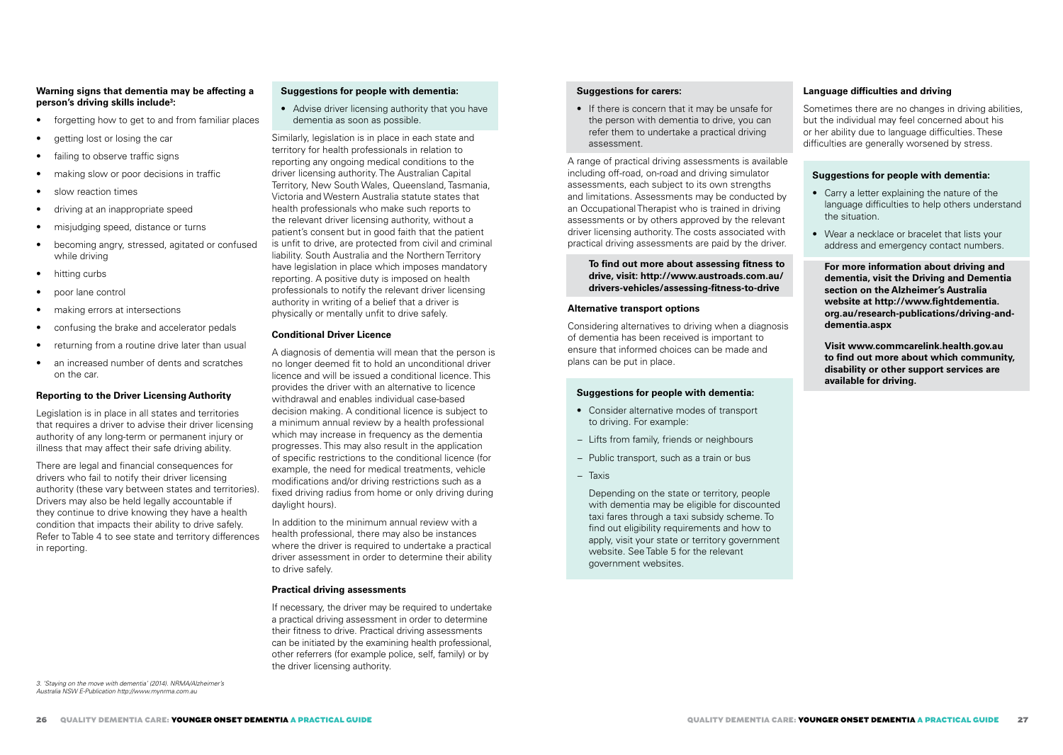**Warning signs that dementia may be affecting a person's driving skills include[3]:**

- forgetting how to get to and from familiar places
- getting lost or losing the car
- failing to observe traffic signs
- making slow or poor decisions in traffic
- slow reaction times
- driving at an inappropriate speed
- misjudging speed, distance or turns
- becoming angry, stressed, agitated or confused while driving
- hitting curbs
- poor lane control
- making errors at intersections
- confusing the brake and accelerator pedals
- returning from a routine drive later than usual
- an increased number of dents and scratches on the car.

### Reporting to the Driver Licensing Authority

Legislation is in place in all states and territories that requires a driver to advise their driver licensing authority of any long-term or permanent injury or illness that may affect their safe driving ability.

There are legal and financial consequences for drivers who fail to notify their driver licensing authority (these vary between states and territories). Drivers may also be held legally accountable if they continue to drive knowing they have a health condition that impacts their ability to drive safely. Refer to Table 4 to see state and territory differences in reporting.

3. 'Staying on the move with dementia' (2014). NRMA/Alzheimer's Australia NSW E-Publication http://www.mynrma.com.au

**Suggestions for people with dementia:**

- Advise driver licensing authority that you have dementia as soon as possible.

Similarly, legislation is in place in each state and territory for health professionals in relation to reporting any ongoing medical conditions to the driver licensing authority. The Australian Capital Territory, New South Wales, Queensland, Tasmania, Victoria and Western Australia statute states that health professionals who make such reports to the relevant driver licensing authority, without a patient's consent but in good faith that the patient is unfit to drive, are protected from civil and criminal liability. South Australia and the Northern Territory have legislation in place which imposes mandatory reporting. A positive duty is imposed on health professionals to notify the relevant driver licensing authority in writing of a belief that a driver is physically or mentally unfit to drive safely.

### Conditional Driver Licence

A diagnosis of dementia will mean that the person is no longer deemed fit to hold an unconditional driver licence and will be issued a conditional licence. This provides the driver with an alternative to licence withdrawal and enables individual case-based decision making. A conditional licence is subject to a minimum annual review by a health professional which may increase in frequency as the dementia progresses. This may also result in the application of specific restrictions to the conditional licence (for example, the need for medical treatments, vehicle modifications and/or driving restrictions such as a fixed driving radius from home or only driving during daylight hours).

In addition to the minimum annual review with a health professional, there may also be instances where the driver is required to undertake a practical driver assessment in order to determine their ability to drive safely.

### Practical driving assessments

If necessary, the driver may be required to undertake a practical driving assessment in order to determine their fitness to drive. Practical driving assessments can be initiated by the examining health professional, other referrers (for example police, self, family) or by the driver licensing authority.

**Suggestions for carers:**

- If there is concern that it may be unsafe for the person with dementia to drive, you can refer them to undertake a practical driving assessment.

A range of practical driving assessments is available including off-road, on-road and driving simulator assessments, each subject to its own strengths and limitations. Assessments may be conducted by an Occupational Therapist who is trained in driving assessments or by others approved by the relevant driver licensing authority. The costs associated with practical driving assessments are paid by the driver.

**To find out more about assessing fitness to drive, visit: http://www.austroads.com.au/drivers-vehicles/assessing-fitness-to-drive**

### Alternative transport options

Considering alternatives to driving when a diagnosis of dementia has been received is important to ensure that informed choices can be made and plans can be put in place.

**Suggestions for people with dementia:**

- Consider alternative modes of transport to driving. For example:
  - Lifts from family, friends or neighbours
  - Public transport, such as a train or bus
  - Taxis

  Depending on the state or territory, people with dementia may be eligible for discounted taxi fares through a taxi subsidy scheme. To find out eligibility requirements and how to apply, visit your state or territory government website. See Table 5 for the relevant government websites.

### Language difficulties and driving

Sometimes there are no changes in driving abilities, but the individual may feel concerned about his or her ability due to language difficulties. These difficulties are generally worsened by stress.

**Suggestions for people with dementia:**

- Carry a letter explaining the nature of the language difficulties to help others understand the situation.
- Wear a necklace or bracelet that lists your address and emergency contact numbers.

**For more information about driving and dementia, visit the Driving and Dementia section on the Alzheimer's Australia website at http://www.fightdementia.org.au/research-publications/driving-and-dementia.aspx**

**Visit www.commcarelink.health.gov.au to find out more about which community, disability or other support services are available for driving.**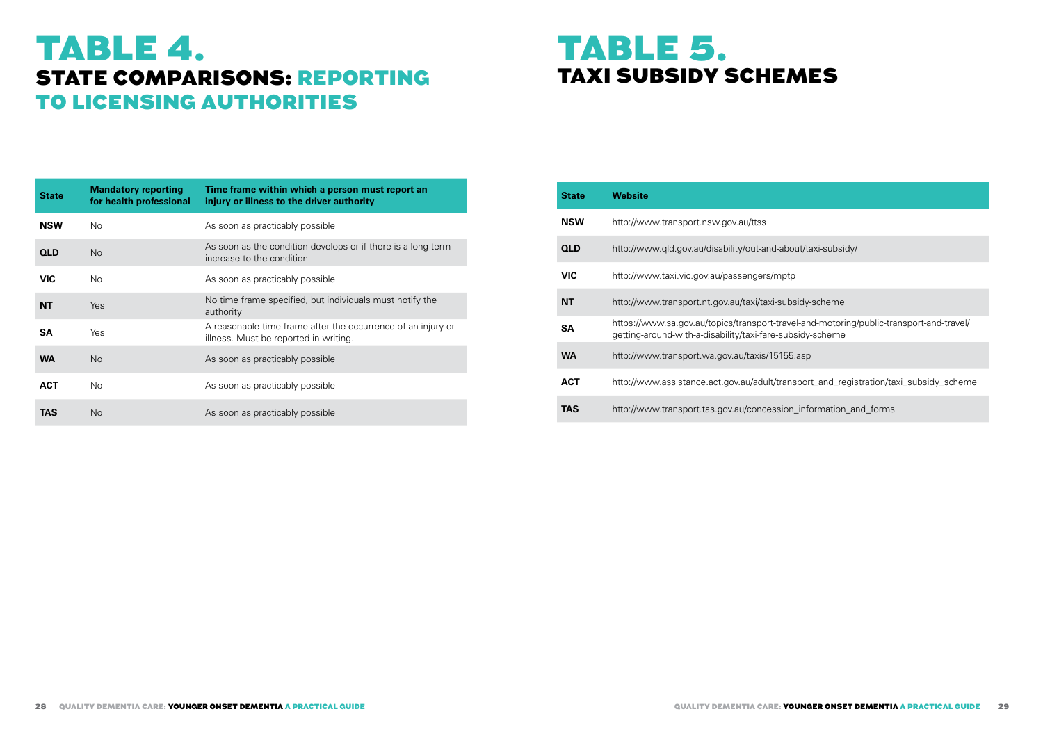# TABLE 4.

## STATE COMPARISONS: REPORTING TO LICENSING AUTHORITIES

| State | Mandatory reporting for health professional | Time frame within which a person must report an injury or illness to the driver authority |
|---|---|---|
| **NSW** | No | As soon as practicably possible |
| **QLD** | No | As soon as the condition develops or if there is a long term increase to the condition |
| **VIC** | No | As soon as practicably possible |
| **NT** | Yes | No time frame specified, but individuals must notify the authority |
| **SA** | Yes | A reasonable time frame after the occurrence of an injury or illness. Must be reported in writing. |
| **WA** | No | As soon as practicably possible |
| **ACT** | No | As soon as practicably possible |
| **TAS** | No | As soon as practicably possible |

# TABLE 5.

## TAXI SUBSIDY SCHEMES

| State | Website |
|---|---|
| **NSW** | http://www.transport.nsw.gov.au/ttss |
| **QLD** | http://www.qld.gov.au/disability/out-and-about/taxi-subsidy/ |
| **VIC** | http://www.taxi.vic.gov.au/passengers/mptp |
| **NT** | http://www.transport.nt.gov.au/taxi/taxi-subsidy-scheme |
| **SA** | https://www.sa.gov.au/topics/transport-travel-and-motoring/public-transport-and-travel/getting-around-with-a-disability/taxi-fare-subsidy-scheme |
| **WA** | http://www.transport.wa.gov.au/taxis/15155.asp |
| **ACT** | http://www.assistance.act.gov.au/adult/transport_and_registration/taxi_subsidy_scheme |
| **TAS** | http://www.transport.tas.gov.au/concession_information_and_forms |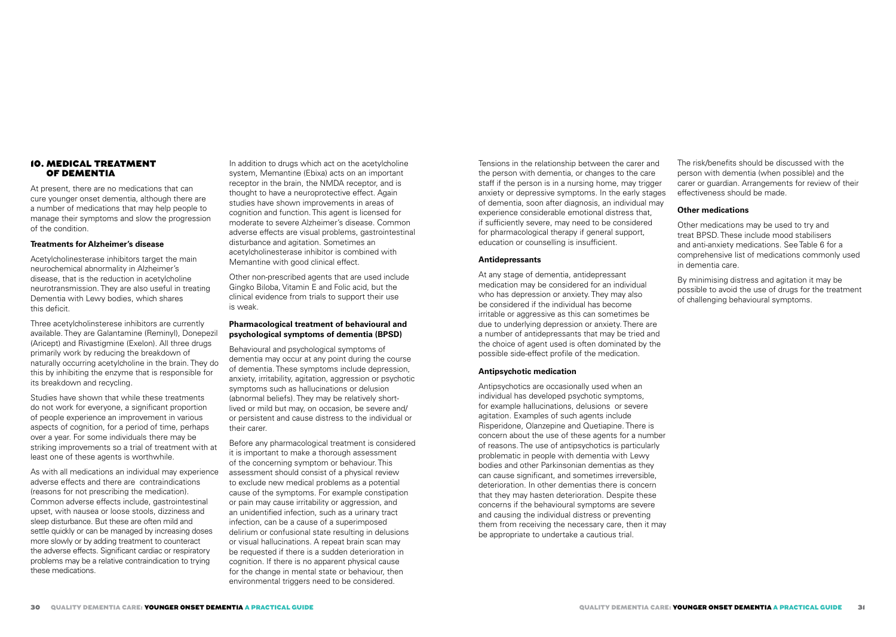## 10. MEDICAL TREATMENT OF DEMENTIA

At present, there are no medications that can cure younger onset dementia, although there are a number of medications that may help people to manage their symptoms and slow the progression of the condition.

**Treatments for Alzheimer's disease**

Acetylcholinesterase inhibitors target the main neurochemical abnormality in Alzheimer's disease, that is the reduction in acetylcholine neurotransmission. They are also useful in treating Dementia with Lewy bodies, which shares this deficit.

Three acetylcholinsterese inhibitors are currently available. They are Galantamine (Reminyl), Donepezil (Aricept) and Rivastigmine (Exelon). All three drugs primarily work by reducing the breakdown of naturally occurring acetylcholine in the brain. They do this by inhibiting the enzyme that is responsible for its breakdown and recycling.

Studies have shown that while these treatments do not work for everyone, a significant proportion of people experience an improvement in various aspects of cognition, for a period of time, perhaps over a year. For some individuals there may be striking improvements so a trial of treatment with at least one of these agents is worthwhile.

As with all medications an individual may experience adverse effects and there are contraindications (reasons for not prescribing the medication). Common adverse effects include, gastrointestinal upset, with nausea or loose stools, dizziness and sleep disturbance. But these are often mild and settle quickly or can be managed by increasing doses more slowly or by adding treatment to counteract the adverse effects. Significant cardiac or respiratory problems may be a relative contraindication to trying these medications.

In addition to drugs which act on the acetylcholine system, Memantine (Ebixa) acts on an important receptor in the brain, the NMDA receptor, and is thought to have a neuroprotective effect. Again studies have shown improvements in areas of cognition and function. This agent is licensed for moderate to severe Alzheimer's disease. Common adverse effects are visual problems, gastrointestinal disturbance and agitation. Sometimes an acetylcholinesterase inhibitor is combined with Memantine with good clinical effect.

Other non-prescribed agents that are used include Gingko Biloba, Vitamin E and Folic acid, but the clinical evidence from trials to support their use is weak.

**Pharmacological treatment of behavioural and psychological symptoms of dementia (BPSD)**

Behavioural and psychological symptoms of dementia may occur at any point during the course of dementia. These symptoms include depression, anxiety, irritability, agitation, aggression or psychotic symptoms such as hallucinations or delusion (abnormal beliefs). They may be relatively short-lived or mild but may, on occasion, be severe and/or persistent and cause distress to the individual or their carer.

Before any pharmacological treatment is considered it is important to make a thorough assessment of the concerning symptom or behaviour. This assessment should consist of a physical review to exclude new medical problems as a potential cause of the symptoms. For example constipation or pain may cause irritability or aggression, and an unidentified infection, such as a urinary tract infection, can be a cause of a superimposed delirium or confusional state resulting in delusions or visual hallucinations. A repeat brain scan may be requested if there is a sudden deterioration in cognition. If there is no apparent physical cause for the change in mental state or behaviour, then environmental triggers need to be considered.

Tensions in the relationship between the carer and the person with dementia, or changes to the care staff if the person is in a nursing home, may trigger anxiety or depressive symptoms. In the early stages of dementia, soon after diagnosis, an individual may experience considerable emotional distress that, if sufficiently severe, may need to be considered for pharmacological therapy if general support, education or counselling is insufficient.

**Antidepressants**

At any stage of dementia, antidepressant medication may be considered for an individual who has depression or anxiety. They may also be considered if the individual has become irritable or aggressive as this can sometimes be due to underlying depression or anxiety. There are a number of antidepressants that may be tried and the choice of agent used is often dominated by the possible side-effect profile of the medication.

**Antipsychotic medication**

Antipsychotics are occasionally used when an individual has developed psychotic symptoms, for example hallucinations, delusions or severe agitation. Examples of such agents include Risperidone, Olanzepine and Quetiapine. There is concern about the use of these agents for a number of reasons. The use of antipsychotics is particularly problematic in people with dementia with Lewy bodies and other Parkinsonian dementias as they can cause significant, and sometimes irreversible, deterioration. In other dementias there is concern that they may hasten deterioration. Despite these concerns if the behavioural symptoms are severe and causing the individual distress or preventing them from receiving the necessary care, then it may be appropriate to undertake a cautious trial.

The risk/benefits should be discussed with the person with dementia (when possible) and the carer or guardian. Arrangements for review of their effectiveness should be made.

**Other medications**

Other medications may be used to try and treat BPSD. These include mood stabilisers and anti-anxiety medications. See Table 6 for a comprehensive list of medications commonly used in dementia care.

By minimising distress and agitation it may be possible to avoid the use of drugs for the treatment of challenging behavioural symptoms.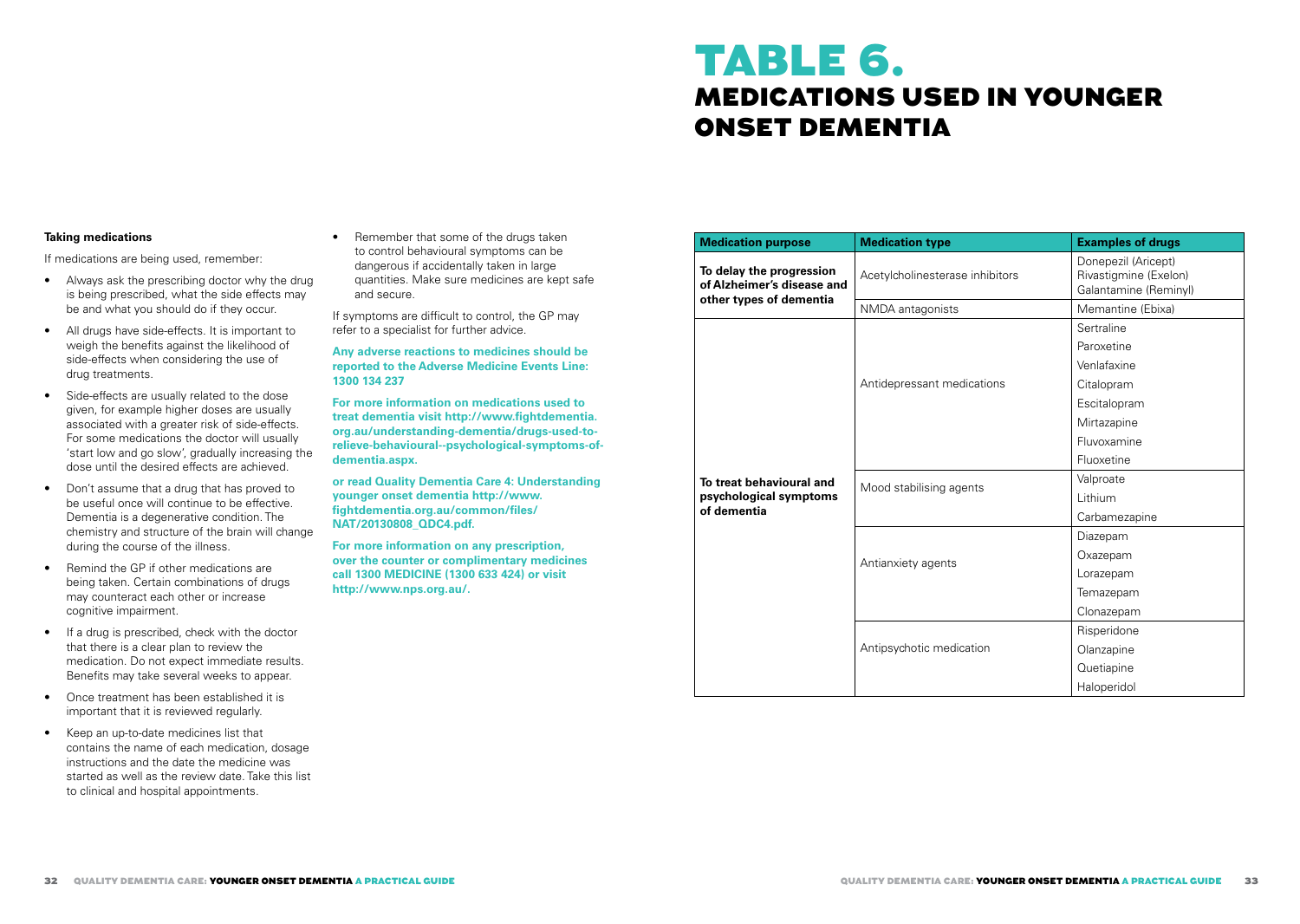**Taking medications**

If medications are being used, remember:

- Always ask the prescribing doctor why the drug is being prescribed, what the side effects may be and what you should do if they occur.
- All drugs have side-effects. It is important to weigh the benefits against the likelihood of side-effects when considering the use of drug treatments.
- Side-effects are usually related to the dose given, for example higher doses are usually associated with a greater risk of side-effects. For some medications the doctor will usually 'start low and go slow', gradually increasing the dose until the desired effects are achieved.
- Don't assume that a drug that has proved to be useful once will continue to be effective. Dementia is a degenerative condition. The chemistry and structure of the brain will change during the course of the illness.
- Remind the GP if other medications are being taken. Certain combinations of drugs may counteract each other or increase cognitive impairment.
- If a drug is prescribed, check with the doctor that there is a clear plan to review the medication. Do not expect immediate results. Benefits may take several weeks to appear.
- Once treatment has been established it is important that it is reviewed regularly.
- Keep an up-to-date medicines list that contains the name of each medication, dosage instructions and the date the medicine was started as well as the review date. Take this list to clinical and hospital appointments.
- Remember that some of the drugs taken to control behavioural symptoms can be dangerous if accidentally taken in large quantities. Make sure medicines are kept safe and secure.

If symptoms are difficult to control, the GP may refer to a specialist for further advice.

**Any adverse reactions to medicines should be reported to the Adverse Medicine Events Line: 1300 134 237**

**For more information on medications used to treat dementia visit http://www.fightdementia.org.au/understanding-dementia/drugs-used-to-relieve-behavioural--psychological-symptoms-of-dementia.aspx.**

**or read Quality Dementia Care 4: Understanding younger onset dementia http://www.fightdementia.org.au/common/files/NAT/20130808_QDC4.pdf.**

**For more information on any prescription, over the counter or complimentary medicines call 1300 MEDICINE (1300 633 424) or visit http://www.nps.org.au/.**

# TABLE 6.
## MEDICATIONS USED IN YOUNGER ONSET DEMENTIA

| Medication purpose | Medication type | Examples of drugs |
|---|---|---|
| **To delay the progression of Alzheimer's disease and other types of dementia** | Acetylcholinesterase inhibitors | Donepezil (Aricept)<br>Rivastigmine (Exelon)<br>Galantamine (Reminyl) |
| | NMDA antagonists | Memantine (Ebixa) |
| **To treat behavioural and psychological symptoms of dementia** | Antidepressant medications | Sertraline<br>Paroxetine<br>Venlafaxine<br>Citalopram<br>Escitalopram<br>Mirtazapine<br>Fluvoxamine<br>Fluoxetine |
| | Mood stabilising agents | Valproate<br>Lithium<br>Carbamezapine |
| | Antianxiety agents | Diazepam<br>Oxazepam<br>Lorazepam<br>Temazepam<br>Clonazepam |
| | Antipsychotic medication | Risperidone<br>Olanzapine<br>Quetiapine<br>Haloperidol |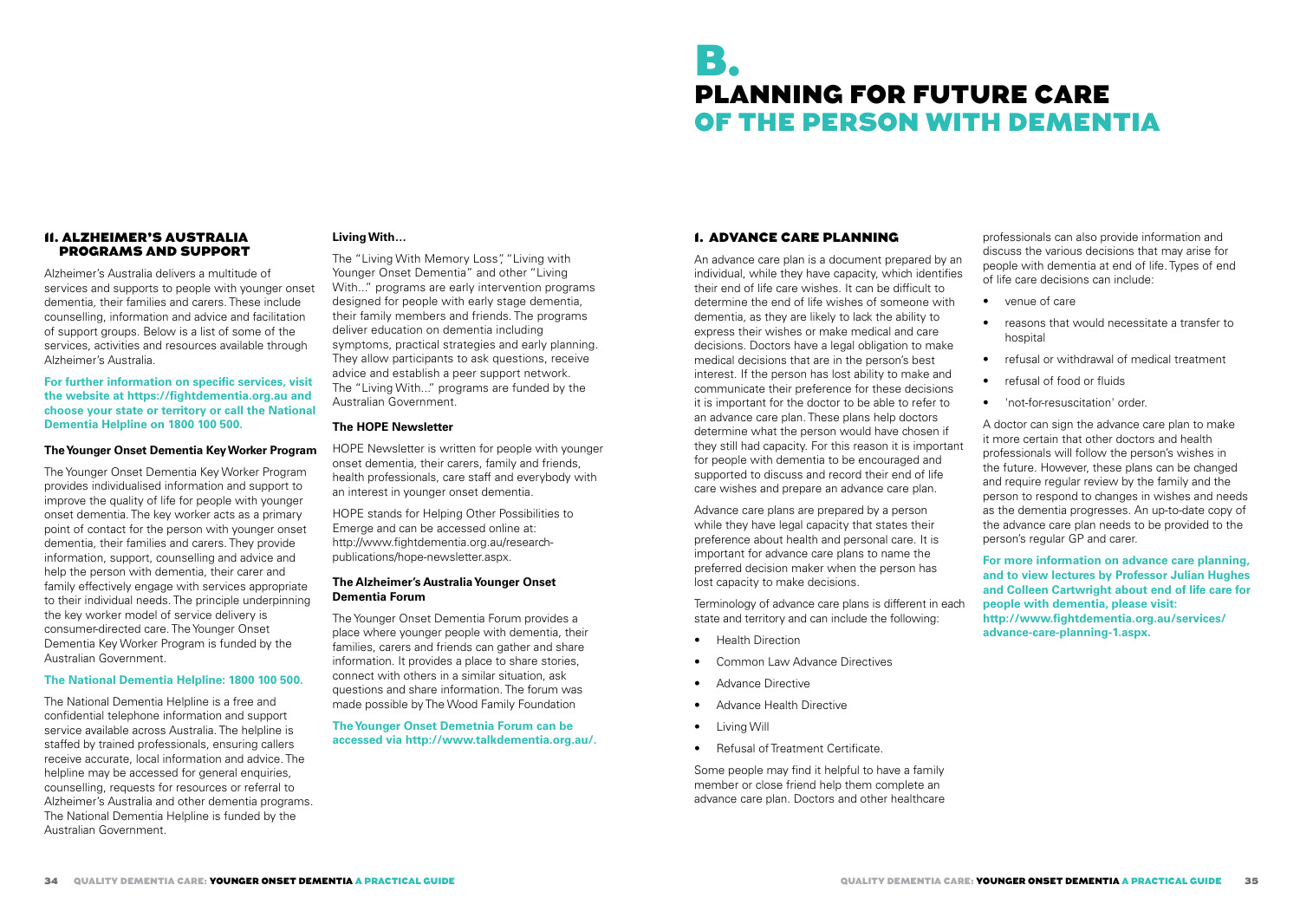## 11. ALZHEIMER'S AUSTRALIA PROGRAMS AND SUPPORT

Alzheimer's Australia delivers a multitude of services and supports to people with younger onset dementia, their families and carers. These include counselling, information and advice and facilitation of support groups. Below is a list of some of the services, activities and resources available through Alzheimer's Australia.

**For further information on specific services, visit the website at https://fightdementia.org.au and choose your state or territory or call the National Dementia Helpline on 1800 100 500.**

**The Younger Onset Dementia Key Worker Program**

The Younger Onset Dementia Key Worker Program provides individualised information and support to improve the quality of life for people with younger onset dementia. The key worker acts as a primary point of contact for the person with younger onset dementia, their families and carers. They provide information, support, counselling and advice and help the person with dementia, their carer and family effectively engage with services appropriate to their individual needs. The principle underpinning the key worker model of service delivery is consumer-directed care. The Younger Onset Dementia Key Worker Program is funded by the Australian Government.

**The National Dementia Helpline: 1800 100 500.**

The National Dementia Helpline is a free and confidential telephone information and support service available across Australia. The helpline is staffed by trained professionals, ensuring callers receive accurate, local information and advice. The helpline may be accessed for general enquiries, counselling, requests for resources or referral to Alzheimer's Australia and other dementia programs. The National Dementia Helpline is funded by the Australian Government.

**Living With…**

The "Living With Memory Loss", "Living with Younger Onset Dementia" and other "Living With..." programs are early intervention programs designed for people with early stage dementia, their family members and friends. The programs deliver education on dementia including symptoms, practical strategies and early planning. They allow participants to ask questions, receive advice and establish a peer support network. The "Living With..." programs are funded by the Australian Government.

**The HOPE Newsletter**

HOPE Newsletter is written for people with younger onset dementia, their carers, family and friends, health professionals, care staff and everybody with an interest in younger onset dementia.

HOPE stands for Helping Other Possibilities to Emerge and can be accessed online at: http://www.fightdementia.org.au/research-publications/hope-newsletter.aspx.

**The Alzheimer's Australia Younger Onset Dementia Forum**

The Younger Onset Dementia Forum provides a place where younger people with dementia, their families, carers and friends can gather and share information. It provides a place to share stories, connect with others in a similar situation, ask questions and share information. The forum was made possible by The Wood Family Foundation

**The Younger Onset Demetnia Forum can be accessed via http://www.talkdementia.org.au/.**

# B. PLANNING FOR FUTURE CARE OF THE PERSON WITH DEMENTIA

## 1. ADVANCE CARE PLANNING

An advance care plan is a document prepared by an individual, while they have capacity, which identifies their end of life care wishes. It can be difficult to determine the end of life wishes of someone with dementia, as they are likely to lack the ability to express their wishes or make medical and care decisions. Doctors have a legal obligation to make medical decisions that are in the person's best interest. If the person has lost ability to make and communicate their preference for these decisions it is important for the doctor to be able to refer to an advance care plan. These plans help doctors determine what the person would have chosen if they still had capacity. For this reason it is important for people with dementia to be encouraged and supported to discuss and record their end of life care wishes and prepare an advance care plan.

Advance care plans are prepared by a person while they have legal capacity that states their preference about health and personal care. It is important for advance care plans to name the preferred decision maker when the person has lost capacity to make decisions.

Terminology of advance care plans is different in each state and territory and can include the following:

- Health Direction
- Common Law Advance Directives
- Advance Directive
- Advance Health Directive
- Living Will
- Refusal of Treatment Certificate.

Some people may find it helpful to have a family member or close friend help them complete an advance care plan. Doctors and other healthcare professionals can also provide information and discuss the various decisions that may arise for people with dementia at end of life. Types of end of life care decisions can include:

- venue of care
- reasons that would necessitate a transfer to hospital
- refusal or withdrawal of medical treatment
- refusal of food or fluids
- 'not-for-resuscitation' order.

A doctor can sign the advance care plan to make it more certain that other doctors and health professionals will follow the person's wishes in the future. However, these plans can be changed and require regular review by the family and the person to respond to changes in wishes and needs as the dementia progresses. An up-to-date copy of the advance care plan needs to be provided to the person's regular GP and carer.

**For more information on advance care planning, and to view lectures by Professor Julian Hughes and Colleen Cartwright about end of life care for people with dementia, please visit: http://www.fightdementia.org.au/services/advance-care-planning-1.aspx.**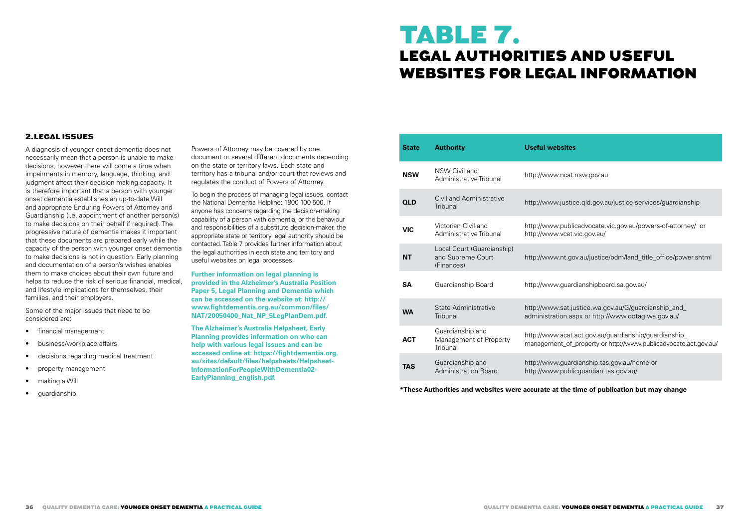## 2. LEGAL ISSUES

A diagnosis of younger onset dementia does not necessarily mean that a person is unable to make decisions, however there will come a time when impairments in memory, language, thinking, and judgment affect their decision making capacity. It is therefore important that a person with younger onset dementia establishes an up-to-date Will and appropriate Enduring Powers of Attorney and Guardianship (i.e. appointment of another person(s) to make decisions on their behalf if required). The progressive nature of dementia makes it important that these documents are prepared early while the capacity of the person with younger onset dementia to make decisions is not in question. Early planning and documentation of a person's wishes enables them to make choices about their own future and helps to reduce the risk of serious financial, medical, and lifestyle implications for themselves, their families, and their employers.

Some of the major issues that need to be considered are:

- financial management
- business/workplace affairs
- decisions regarding medical treatment
- property management
- making a Will
- guardianship.

Powers of Attorney may be covered by one document or several different documents depending on the state or territory laws. Each state and territory has a tribunal and/or court that reviews and regulates the conduct of Powers of Attorney.

To begin the process of managing legal issues, contact the National Dementia Helpline: 1800 100 500. If anyone has concerns regarding the decision-making capability of a person with dementia, or the behaviour and responsibilities of a substitute decision-maker, the appropriate state or territory legal authority should be contacted. Table 7 provides further information about the legal authorities in each state and territory and useful websites on legal processes.

**Further information on legal planning is provided in the Alzheimer's Australia Position Paper 5, Legal Planning and Dementia which can be accessed on the website at: http://www.fightdementia.org.au/common/files/NAT/20050400_Nat_NP_5LegPlanDem.pdf.**

**The Alzheimer's Australia Helpsheet, Early Planning provides information on who can help with various legal issues and can be accessed online at: https://fightdementia.org.au/sites/default/files/helpsheets/Helpsheet-InformationForPeopleWithDementia02-EarlyPlanning_english.pdf.**

# TABLE 7. LEGAL AUTHORITIES AND USEFUL WEBSITES FOR LEGAL INFORMATION

| State | Authority | Useful websites |
|---|---|---|
| **NSW** | NSW Civil and Administrative Tribunal | http://www.ncat.nsw.gov.au |
| **QLD** | Civil and Administrative Tribunal | http://www.justice.qld.gov.au/justice-services/guardianship |
| **VIC** | Victorian Civil and Administrative Tribunal | http://www.publicadvocate.vic.gov.au/powers-of-attorney/ or http://www.vcat.vic.gov.au/ |
| **NT** | Local Court (Guardianship) and Supreme Court (Finances) | http://www.nt.gov.au/justice/bdm/land_title_office/power.shtml |
| **SA** | Guardianship Board | http://www.guardianshipboard.sa.gov.au/ |
| **WA** | State Administrative Tribunal | http://www.sat.justice.wa.gov.au/G/guardianship_and_administration.aspx or http://www.dotag.wa.gov.au/ |
| **ACT** | Guardianship and Management of Property Tribunal | http://www.acat.act.gov.au/guardianship/guardianship_management_of_property or http://www.publicadvocate.act.gov.au/ |
| **TAS** | Guardianship and Administration Board | http://www.guardianship.tas.gov.au/home or http://www.publicguardian.tas.gov.au/ |

**\*These Authorities and websites were accurate at the time of publication but may change**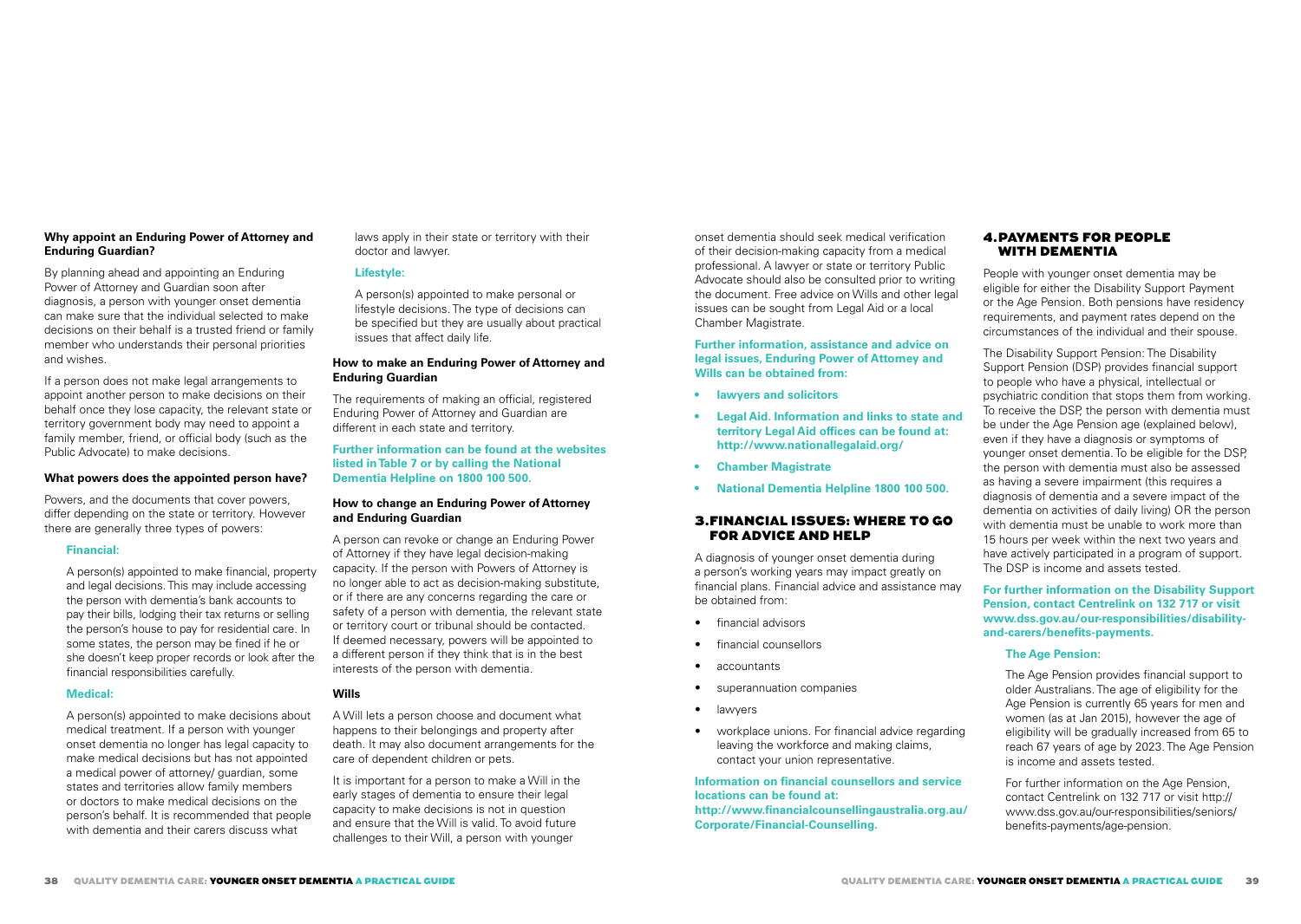**Why appoint an Enduring Power of Attorney and Enduring Guardian?**

By planning ahead and appointing an Enduring Power of Attorney and Guardian soon after diagnosis, a person with younger onset dementia can make sure that the individual selected to make decisions on their behalf is a trusted friend or family member who understands their personal priorities and wishes.

If a person does not make legal arrangements to appoint another person to make decisions on their behalf once they lose capacity, the relevant state or territory government body may need to appoint a family member, friend, or official body (such as the Public Advocate) to make decisions.

**What powers does the appointed person have?**

Powers, and the documents that cover powers, differ depending on the state or territory. However there are generally three types of powers:

**Financial:**

A person(s) appointed to make financial, property and legal decisions. This may include accessing the person with dementia's bank accounts to pay their bills, lodging their tax returns or selling the person's house to pay for residential care. In some states, the person may be fined if he or she doesn't keep proper records or look after the financial responsibilities carefully.

**Medical:**

A person(s) appointed to make decisions about medical treatment. If a person with younger onset dementia no longer has legal capacity to make medical decisions but has not appointed a medical power of attorney/ guardian, some states and territories allow family members or doctors to make medical decisions on the person's behalf. It is recommended that people with dementia and their carers discuss what laws apply in their state or territory with their doctor and lawyer.

**Lifestyle:**

A person(s) appointed to make personal or lifestyle decisions. The type of decisions can be specified but they are usually about practical issues that affect daily life.

**How to make an Enduring Power of Attorney and Enduring Guardian**

The requirements of making an official, registered Enduring Power of Attorney and Guardian are different in each state and territory.

**Further information can be found at the websites listed in Table 7 or by calling the National Dementia Helpline on 1800 100 500.**

**How to change an Enduring Power of Attorney and Enduring Guardian**

A person can revoke or change an Enduring Power of Attorney if they have legal decision-making capacity. If the person with Powers of Attorney is no longer able to act as decision-making substitute, or if there are any concerns regarding the care or safety of a person with dementia, the relevant state or territory court or tribunal should be contacted. If deemed necessary, powers will be appointed to a different person if they think that is in the best interests of the person with dementia.

**Wills**

A Will lets a person choose and document what happens to their belongings and property after death. It may also document arrangements for the care of dependent children or pets.

It is important for a person to make a Will in the early stages of dementia to ensure their legal capacity to make decisions is not in question and ensure that the Will is valid. To avoid future challenges to their Will, a person with younger onset dementia should seek medical verification of their decision-making capacity from a medical professional. A lawyer or state or territory Public Advocate should also be consulted prior to writing the document. Free advice on Wills and other legal issues can be sought from Legal Aid or a local Chamber Magistrate.

**Further information, assistance and advice on legal issues, Enduring Power of Attorney and Wills can be obtained from:**

- **lawyers and solicitors**
- **Legal Aid. Information and links to state and territory Legal Aid offices can be found at: http://www.nationallegalaid.org/**
- **Chamber Magistrate**
- **National Dementia Helpline 1800 100 500.**

## 3. FINANCIAL ISSUES: WHERE TO GO FOR ADVICE AND HELP

A diagnosis of younger onset dementia during a person's working years may impact greatly on financial plans. Financial advice and assistance may be obtained from:

- financial advisors
- financial counsellors
- accountants
- superannuation companies
- lawyers
- workplace unions. For financial advice regarding leaving the workforce and making claims, contact your union representative.

**Information on financial counsellors and service locations can be found at: http://www.financialcounsellingaustralia.org.au/Corporate/Financial-Counselling.**

## 4. PAYMENTS FOR PEOPLE WITH DEMENTIA

People with younger onset dementia may be eligible for either the Disability Support Payment or the Age Pension. Both pensions have residency requirements, and payment rates depend on the circumstances of the individual and their spouse.

The Disability Support Pension: The Disability Support Pension (DSP) provides financial support to people who have a physical, intellectual or psychiatric condition that stops them from working. To receive the DSP, the person with dementia must be under the Age Pension age (explained below), even if they have a diagnosis or symptoms of younger onset dementia. To be eligible for the DSP, the person with dementia must also be assessed as having a severe impairment (this requires a diagnosis of dementia and a severe impact of the dementia on activities of daily living) OR the person with dementia must be unable to work more than 15 hours per week within the next two years and have actively participated in a program of support. The DSP is income and assets tested.

**For further information on the Disability Support Pension, contact Centrelink on 132 717 or visit www.dss.gov.au/our-responsibilities/disability-and-carers/benefits-payments.**

**The Age Pension:**

The Age Pension provides financial support to older Australians. The age of eligibility for the Age Pension is currently 65 years for men and women (as at Jan 2015), however the age of eligibility will be gradually increased from 65 to reach 67 years of age by 2023. The Age Pension is income and assets tested.

For further information on the Age Pension, contact Centrelink on 132 717 or visit http://www.dss.gov.au/our-responsibilities/seniors/benefits-payments/age-pension.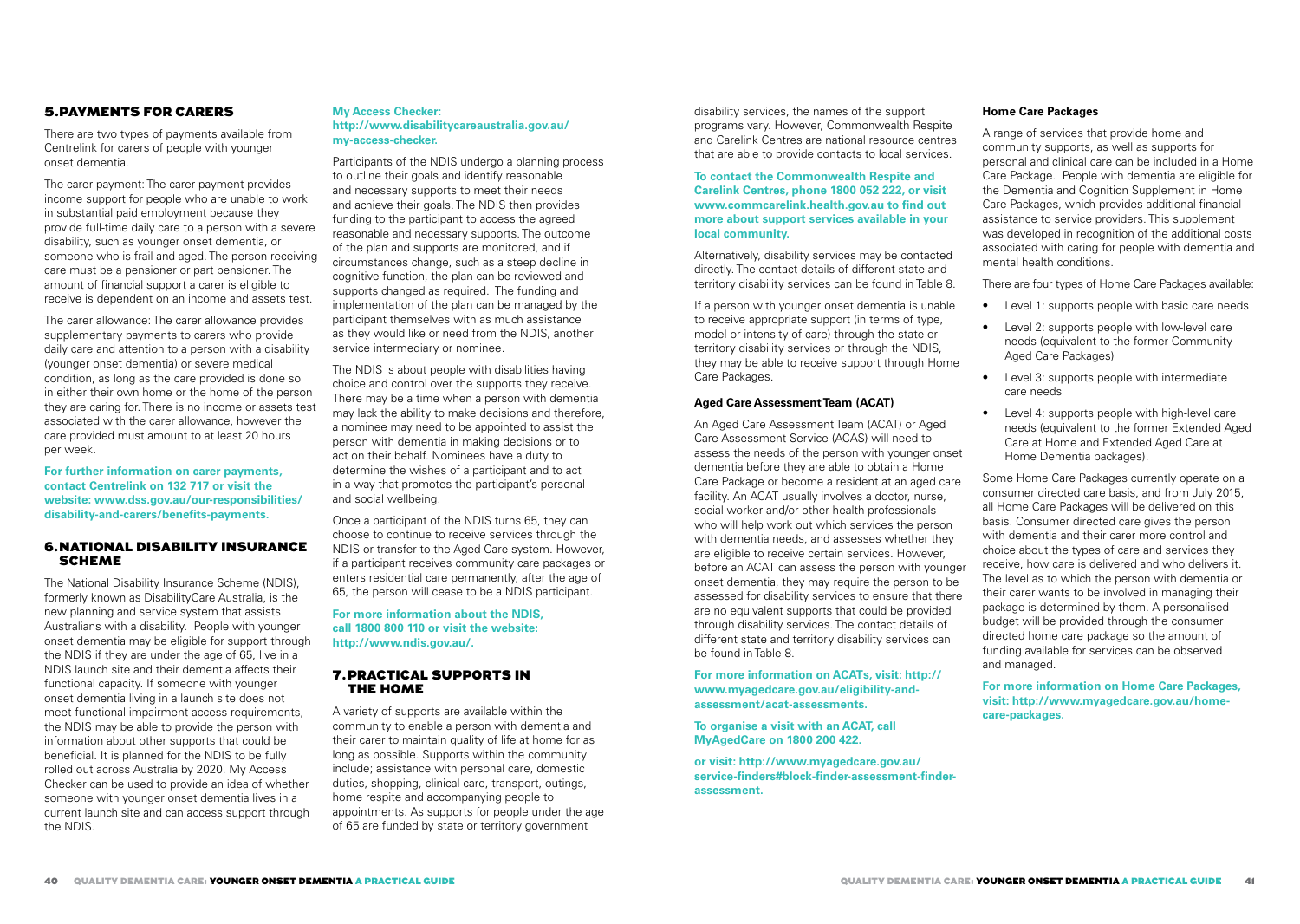## 5. PAYMENTS FOR CARERS

There are two types of payments available from Centrelink for carers of people with younger onset dementia.

The carer payment: The carer payment provides income support for people who are unable to work in substantial paid employment because they provide full-time daily care to a person with a severe disability, such as younger onset dementia, or someone who is frail and aged. The person receiving care must be a pensioner or part pensioner. The amount of financial support a carer is eligible to receive is dependent on an income and assets test.

The carer allowance: The carer allowance provides supplementary payments to carers who provide daily care and attention to a person with a disability (younger onset dementia) or severe medical condition, as long as the care provided is done so in either their own home or the home of the person they are caring for. There is no income or assets test associated with the carer allowance, however the care provided must amount to at least 20 hours per week.

**For further information on carer payments, contact Centrelink on 132 717 or visit the website: www.dss.gov.au/our-responsibilities/disability-and-carers/benefits-payments.**

## 6. NATIONAL DISABILITY INSURANCE SCHEME

The National Disability Insurance Scheme (NDIS), formerly known as DisabilityCare Australia, is the new planning and service system that assists Australians with a disability. People with younger onset dementia may be eligible for support through the NDIS if they are under the age of 65, live in a NDIS launch site and their dementia affects their functional capacity. If someone with younger onset dementia living in a launch site does not meet functional impairment access requirements, the NDIS may be able to provide the person with information about other supports that could be beneficial. It is planned for the NDIS to be fully rolled out across Australia by 2020. My Access Checker can be used to provide an idea of whether someone with younger onset dementia lives in a current launch site and can access support through the NDIS.

**My Access Checker: http://www.disabilitycareaustralia.gov.au/my-access-checker.**

Participants of the NDIS undergo a planning process to outline their goals and identify reasonable and necessary supports to meet their needs and achieve their goals. The NDIS then provides funding to the participant to access the agreed reasonable and necessary supports. The outcome of the plan and supports are monitored, and if circumstances change, such as a steep decline in cognitive function, the plan can be reviewed and supports changed as required. The funding and implementation of the plan can be managed by the participant themselves with as much assistance as they would like or need from the NDIS, another service intermediary or nominee.

The NDIS is about people with disabilities having choice and control over the supports they receive. There may be a time when a person with dementia may lack the ability to make decisions and therefore, a nominee may need to be appointed to assist the person with dementia in making decisions or to act on their behalf. Nominees have a duty to determine the wishes of a participant and to act in a way that promotes the participant's personal and social wellbeing.

Once a participant of the NDIS turns 65, they can choose to continue to receive services through the NDIS or transfer to the Aged Care system. However, if a participant receives community care packages or enters residential care permanently, after the age of 65, the person will cease to be a NDIS participant.

**For more information about the NDIS, call 1800 800 110 or visit the website: http://www.ndis.gov.au/.**

## 7. PRACTICAL SUPPORTS IN THE HOME

A variety of supports are available within the community to enable a person with dementia and their carer to maintain quality of life at home for as long as possible. Supports within the community include; assistance with personal care, domestic duties, shopping, clinical care, transport, outings, home respite and accompanying people to appointments. As supports for people under the age of 65 are funded by state or territory government disability services, the names of the support programs vary. However, Commonwealth Respite and Carelink Centres are national resource centres that are able to provide contacts to local services.

**To contact the Commonwealth Respite and Carelink Centres, phone 1800 052 222, or visit www.commcarelink.health.gov.au to find out more about support services available in your local community.**

Alternatively, disability services may be contacted directly. The contact details of different state and territory disability services can be found in Table 8.

If a person with younger onset dementia is unable to receive appropriate support (in terms of type, model or intensity of care) through the state or territory disability services or through the NDIS, they may be able to receive support through Home Care Packages.

### Aged Care Assessment Team (ACAT)

An Aged Care Assessment Team (ACAT) or Aged Care Assessment Service (ACAS) will need to assess the needs of the person with younger onset dementia before they are able to obtain a Home Care Package or become a resident at an aged care facility. An ACAT usually involves a doctor, nurse, social worker and/or other health professionals who will help work out which services the person with dementia needs, and assesses whether they are eligible to receive certain services. However, before an ACAT can assess the person with younger onset dementia, they may require the person to be assessed for disability services to ensure that there are no equivalent supports that could be provided through disability services. The contact details of different state and territory disability services can be found in Table 8.

**For more information on ACATs, visit: http://www.myagedcare.gov.au/eligibility-and-assessment/acat-assessments.**

**To organise a visit with an ACAT, call MyAgedCare on 1800 200 422.**

**or visit: http://www.myagedcare.gov.au/service-finders#block-finder-assessment-finder-assessment.**

### Home Care Packages

A range of services that provide home and community supports, as well as supports for personal and clinical care can be included in a Home Care Package. People with dementia are eligible for the Dementia and Cognition Supplement in Home Care Packages, which provides additional financial assistance to service providers. This supplement was developed in recognition of the additional costs associated with caring for people with dementia and mental health conditions.

There are four types of Home Care Packages available:

- Level 1: supports people with basic care needs
- Level 2: supports people with low-level care needs (equivalent to the former Community Aged Care Packages)
- Level 3: supports people with intermediate care needs
- Level 4: supports people with high-level care needs (equivalent to the former Extended Aged Care at Home and Extended Aged Care at Home Dementia packages).

Some Home Care Packages currently operate on a consumer directed care basis, and from July 2015, all Home Care Packages will be delivered on this basis. Consumer directed care gives the person with dementia and their carer more control and choice about the types of care and services they receive, how care is delivered and who delivers it. The level as to which the person with dementia or their carer wants to be involved in managing their package is determined by them. A personalised budget will be provided through the consumer directed home care package so the amount of funding available for services can be observed and managed.

**For more information on Home Care Packages, visit: http://www.myagedcare.gov.au/home-care-packages.**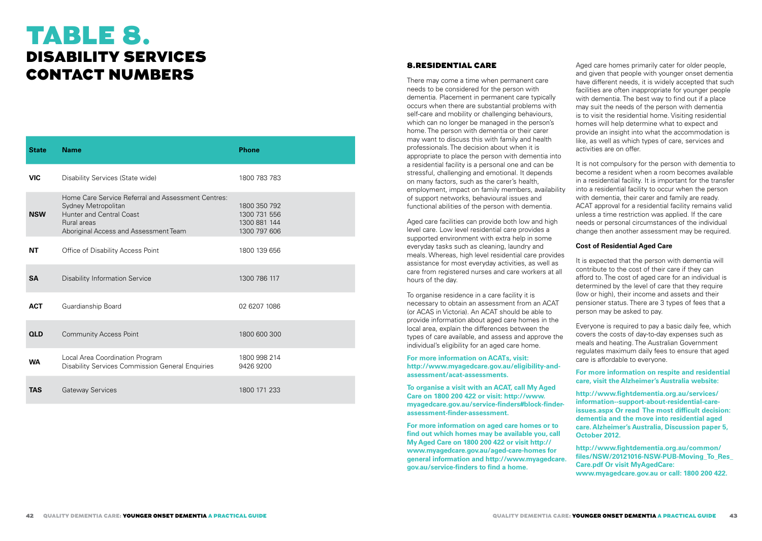# TABLE 8. DISABILITY SERVICES CONTACT NUMBERS

| State | Name | Phone |
|---|---|---|
| VIC | Disability Services (State wide) | 1800 783 783 |
| NSW | Home Care Service Referral and Assessment Centres:<br>Sydney Metropolitan<br>Hunter and Central Coast<br>Rural areas<br>Aboriginal Access and Assessment Team | <br>1800 350 792<br>1300 731 556<br>1300 881 144<br>1300 797 606 |
| NT | Office of Disability Access Point | 1800 139 656 |
| SA | Disability Information Service | 1300 786 117 |
| ACT | Guardianship Board | 02 6207 1086 |
| QLD | Community Access Point | 1800 600 300 |
| WA | Local Area Coordination Program<br>Disability Services Commission General Enquiries | 1800 998 214<br>9426 9200 |
| TAS | Gateway Services | 1800 171 233 |

## 8. RESIDENTIAL CARE

There may come a time when permanent care needs to be considered for the person with dementia. Placement in permanent care typically occurs when there are substantial problems with self-care and mobility or challenging behaviours, which can no longer be managed in the person's home. The person with dementia or their carer may want to discuss this with family and health professionals. The decision about when it is appropriate to place the person with dementia into a residential facility is a personal one and can be stressful, challenging and emotional. It depends on many factors, such as the carer's health, employment, impact on family members, availability of support networks, behavioural issues and functional abilities of the person with dementia.

Aged care facilities can provide both low and high level care. Low level residential care provides a supported environment with extra help in some everyday tasks such as cleaning, laundry and meals. Whereas, high level residential care provides assistance for most everyday activities, as well as care from registered nurses and care workers at all hours of the day.

To organise residence in a care facility it is necessary to obtain an assessment from an ACAT (or ACAS in Victoria). An ACAT should be able to provide information about aged care homes in the local area, explain the differences between the types of care available, and assess and approve the individual's eligibility for an aged care home.

**For more information on ACATs, visit: http://www.myagedcare.gov.au/eligibility-and-assessment/acat-assessments.**

**To organise a visit with an ACAT, call My Aged Care on 1800 200 422 or visit: http://www.myagedcare.gov.au/service-finders#block-finder-assessment-finder-assessment.**

**For more information on aged care homes or to find out which homes may be available you, call My Aged Care on 1800 200 422 or visit http://www.myagedcare.gov.au/aged-care-homes for general information and http://www.myagedcare.gov.au/service-finders to find a home.**

Aged care homes primarily cater for older people, and given that people with younger onset dementia have different needs, it is widely accepted that such facilities are often inappropriate for younger people with dementia. The best way to find out if a place may suit the needs of the person with dementia is to visit the residential home. Visiting residential homes will help determine what to expect and provide an insight into what the accommodation is like, as well as which types of care, services and activities are on offer.

It is not compulsory for the person with dementia to become a resident when a room becomes available in a residential facility. It is important for the transfer into a residential facility to occur when the person with dementia, their carer and family are ready. ACAT approval for a residential facility remains valid unless a time restriction was applied. If the care needs or personal circumstances of the individual change then another assessment may be required.

### Cost of Residential Aged Care

It is expected that the person with dementia will contribute to the cost of their care if they can afford to. The cost of aged care for an individual is determined by the level of care that they require (low or high), their income and assets and their pensioner status. There are 3 types of fees that a person may be asked to pay.

Everyone is required to pay a basic daily fee, which covers the costs of day-to-day expenses such as meals and heating. The Australian Government regulates maximum daily fees to ensure that aged care is affordable to everyone.

**For more information on respite and residential care, visit the Alzheimer's Australia website:**

**http://www.fightdementia.org.au/services/information--support-about-residential-care-issues.aspx Or read The most difficult decision: dementia and the move into residential aged care. Alzheimer's Australia, Discussion paper 5, October 2012.**

**http://www.fightdementia.org.au/common/files/NSW/20121016-NSW-PUB-Moving_To_Res_Care.pdf Or visit MyAgedCare: www.myagedcare.gov.au or call: 1800 200 422.**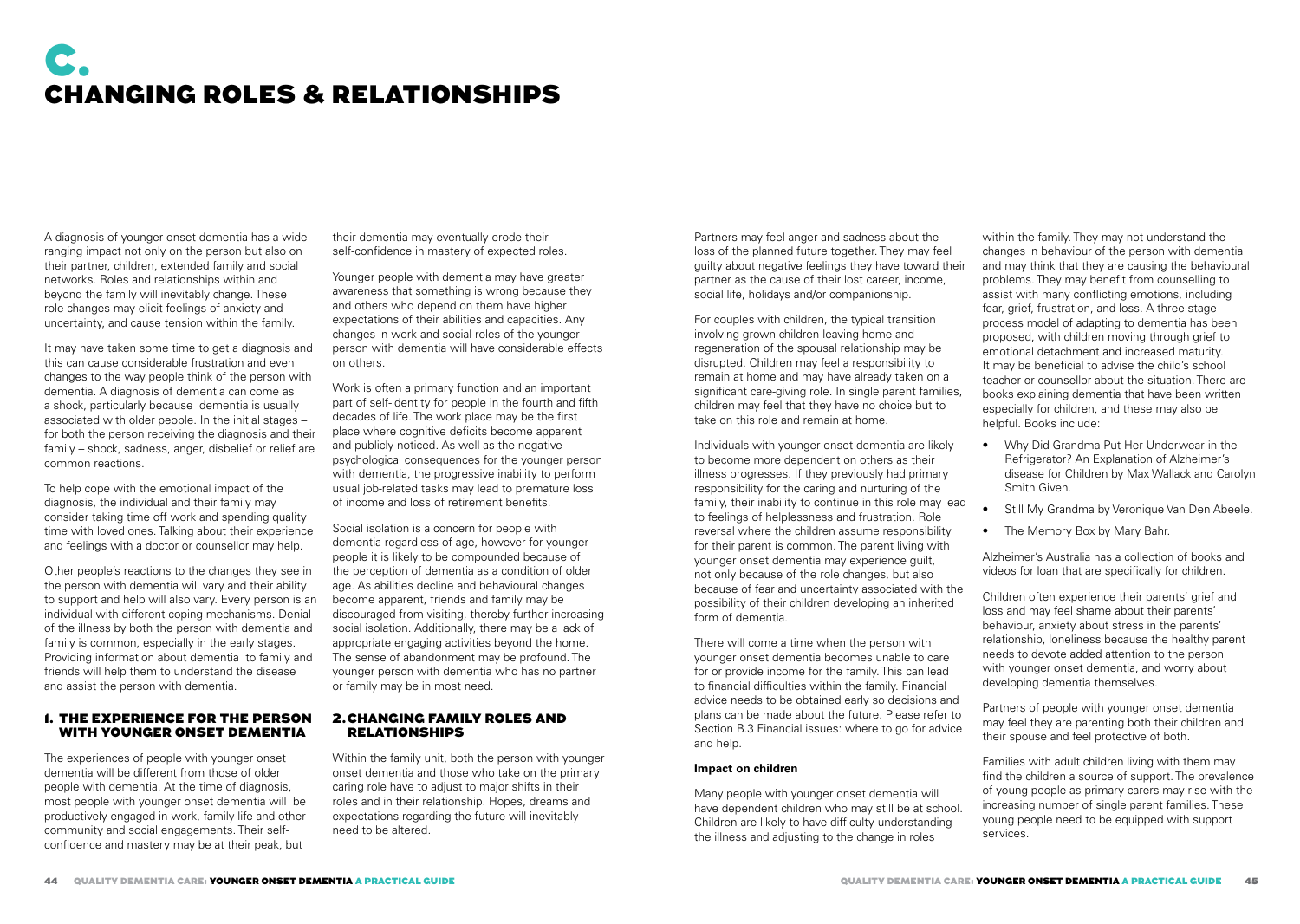# C. CHANGING ROLES & RELATIONSHIPS

A diagnosis of younger onset dementia has a wide ranging impact not only on the person but also on their partner, children, extended family and social networks. Roles and relationships within and beyond the family will inevitably change. These role changes may elicit feelings of anxiety and uncertainty, and cause tension within the family.

It may have taken some time to get a diagnosis and this can cause considerable frustration and even changes to the way people think of the person with dementia. A diagnosis of dementia can come as a shock, particularly because dementia is usually associated with older people. In the initial stages – for both the person receiving the diagnosis and their family – shock, sadness, anger, disbelief or relief are common reactions.

To help cope with the emotional impact of the diagnosis, the individual and their family may consider taking time off work and spending quality time with loved ones. Talking about their experience and feelings with a doctor or counsellor may help.

Other people's reactions to the changes they see in the person with dementia will vary and their ability to support and help will also vary. Every person is an individual with different coping mechanisms. Denial of the illness by both the person with dementia and family is common, especially in the early stages. Providing information about dementia to family and friends will help them to understand the disease and assist the person with dementia.

## 1. THE EXPERIENCE FOR THE PERSON WITH YOUNGER ONSET DEMENTIA

The experiences of people with younger onset dementia will be different from those of older people with dementia. At the time of diagnosis, most people with younger onset dementia will be productively engaged in work, family life and other community and social engagements. Their self-confidence and mastery may be at their peak, but their dementia may eventually erode their self-confidence in mastery of expected roles.

Younger people with dementia may have greater awareness that something is wrong because they and others who depend on them have higher expectations of their abilities and capacities. Any changes in work and social roles of the younger person with dementia will have considerable effects on others.

Work is often a primary function and an important part of self-identity for people in the fourth and fifth decades of life. The work place may be the first place where cognitive deficits become apparent and publicly noticed. As well as the negative psychological consequences for the younger person with dementia, the progressive inability to perform usual job-related tasks may lead to premature loss of income and loss of retirement benefits.

Social isolation is a concern for people with dementia regardless of age, however for younger people it is likely to be compounded because of the perception of dementia as a condition of older age. As abilities decline and behavioural changes become apparent, friends and family may be discouraged from visiting, thereby further increasing social isolation. Additionally, there may be a lack of appropriate engaging activities beyond the home. The sense of abandonment may be profound. The younger person with dementia who has no partner or family may be in most need.

## 2. CHANGING FAMILY ROLES AND RELATIONSHIPS

Within the family unit, both the person with younger onset dementia and those who take on the primary caring role have to adjust to major shifts in their roles and in their relationship. Hopes, dreams and expectations regarding the future will inevitably need to be altered.

Partners may feel anger and sadness about the loss of the planned future together. They may feel guilty about negative feelings they have toward their partner as the cause of their lost career, income, social life, holidays and/or companionship.

For couples with children, the typical transition involving grown children leaving home and regeneration of the spousal relationship may be disrupted. Children may feel a responsibility to remain at home and may have already taken on a significant care-giving role. In single parent families, children may feel that they have no choice but to take on this role and remain at home.

Individuals with younger onset dementia are likely to become more dependent on others as their illness progresses. If they previously had primary responsibility for the caring and nurturing of the family, their inability to continue in this role may lead to feelings of helplessness and frustration. Role reversal where the children assume responsibility for their parent is common. The parent living with younger onset dementia may experience guilt, not only because of the role changes, but also because of fear and uncertainty associated with the possibility of their children developing an inherited form of dementia.

There will come a time when the person with younger onset dementia becomes unable to care for or provide income for the family. This can lead to financial difficulties within the family. Financial advice needs to be obtained early so decisions and plans can be made about the future. Please refer to Section B.3 Financial issues: where to go for advice and help.

**Impact on children**

Many people with younger onset dementia will have dependent children who may still be at school. Children are likely to have difficulty understanding the illness and adjusting to the change in roles within the family. They may not understand the changes in behaviour of the person with dementia and may think that they are causing the behavioural problems. They may benefit from counselling to assist with many conflicting emotions, including fear, grief, frustration, and loss. A three-stage process model of adapting to dementia has been proposed, with children moving through grief to emotional detachment and increased maturity. It may be beneficial to advise the child's school teacher or counsellor about the situation. There are books explaining dementia that have been written especially for children, and these may also be helpful. Books include:

- Why Did Grandma Put Her Underwear in the Refrigerator? An Explanation of Alzheimer's disease for Children by Max Wallack and Carolyn Smith Given.
- Still My Grandma by Veronique Van Den Abeele.
- The Memory Box by Mary Bahr.

Alzheimer's Australia has a collection of books and videos for loan that are specifically for children.

Children often experience their parents' grief and loss and may feel shame about their parents' behaviour, anxiety about stress in the parents' relationship, loneliness because the healthy parent needs to devote added attention to the person with younger onset dementia, and worry about developing dementia themselves.

Partners of people with younger onset dementia may feel they are parenting both their children and their spouse and feel protective of both.

Families with adult children living with them may find the children a source of support. The prevalence of young people as primary carers may rise with the increasing number of single parent families. These young people need to be equipped with support services.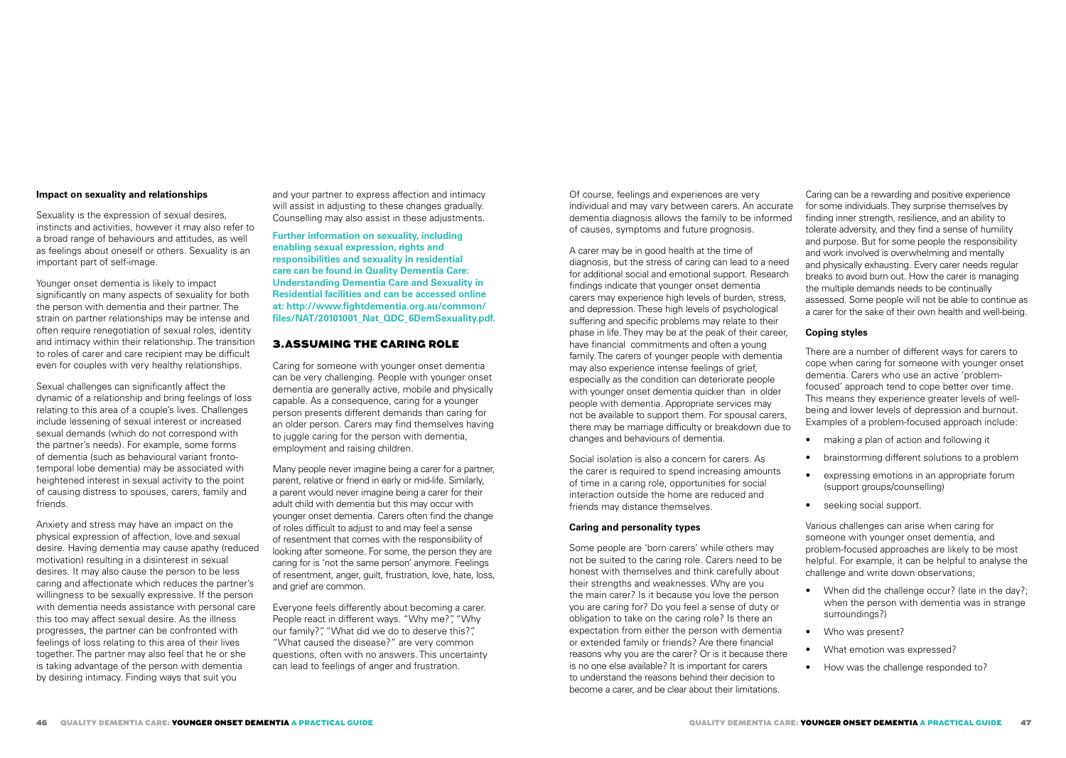**Impact on sexuality and relationships**

Sexuality is the expression of sexual desires, instincts and activities, however it may also refer to a broad range of behaviours and attitudes, as well as feelings about oneself or others. Sexuality is an important part of self-image.

Younger onset dementia is likely to impact significantly on many aspects of sexuality for both the person with dementia and their partner. The strain on partner relationships may be intense and often require renegotiation of sexual roles, identity and intimacy within their relationship. The transition to roles of carer and care recipient may be difficult even for couples with very healthy relationships.

Sexual challenges can significantly affect the dynamic of a relationship and bring feelings of loss relating to this area of a couple's lives. Challenges include lessening of sexual interest or increased sexual demands (which do not correspond with the partner's needs). For example, some forms of dementia (such as behavioural variant fronto-temporal lobe dementia) may be associated with heightened interest in sexual activity to the point of causing distress to spouses, carers, family and friends.

Anxiety and stress may have an impact on the physical expression of affection, love and sexual desire. Having dementia may cause apathy (reduced motivation) resulting in a disinterest in sexual desires. It may also cause the person to be less caring and affectionate which reduces the partner's willingness to be sexually expressive. If the person with dementia needs assistance with personal care this too may affect sexual desire. As the illness progresses, the partner can be confronted with feelings of loss relating to this area of their lives together. The partner may also feel that he or she is taking advantage of the person with dementia by desiring intimacy. Finding ways that suit you and your partner to express affection and intimacy will assist in adjusting to these changes gradually. Counselling may also assist in these adjustments.

**Further information on sexuality, including enabling sexual expression, rights and responsibilities and sexuality in residential care can be found in Quality Dementia Care: Understanding Dementia Care and Sexuality in Residential facilities and can be accessed online at: http://www.fightdementia.org.au/common/files/NAT/20101001_Nat_QDC_6DemSexuality.pdf.**

## 3. ASSUMING THE CARING ROLE

Caring for someone with younger onset dementia can be very challenging. People with younger onset dementia are generally active, mobile and physically capable. As a consequence, caring for a younger person presents different demands than caring for an older person. Carers may find themselves having to juggle caring for the person with dementia, employment and raising children.

Many people never imagine being a carer for a partner, parent, relative or friend in early or mid-life. Similarly, a parent would never imagine being a carer for their adult child with dementia but this may occur with younger onset dementia. Carers often find the change of roles difficult to adjust to and may feel a sense of resentment that comes with the responsibility of looking after someone. For some, the person they are caring for is 'not the same person' anymore. Feelings of resentment, anger, guilt, frustration, love, hate, loss, and grief are common.

Everyone feels differently about becoming a carer. People react in different ways. "Why me?", "Why our family?", "What did we do to deserve this?", "What caused the disease?" are very common questions, often with no answers. This uncertainty can lead to feelings of anger and frustration.

Of course, feelings and experiences are very individual and may vary between carers. An accurate dementia diagnosis allows the family to be informed of causes, symptoms and future prognosis.

A carer may be in good health at the time of diagnosis, but the stress of caring can lead to a need for additional social and emotional support. Research findings indicate that younger onset dementia carers may experience high levels of burden, stress, and depression. These high levels of psychological suffering and specific problems may relate to their phase in life. They may be at the peak of their career, have financial commitments and often a young family. The carers of younger people with dementia may also experience intense feelings of grief, especially as the condition can deteriorate people with younger onset dementia quicker than in older people with dementia. Appropriate services may not be available to support them. For spousal carers, there may be marriage difficulty or breakdown due to changes and behaviours of dementia.

Social isolation is also a concern for carers. As the carer is required to spend increasing amounts of time in a caring role, opportunities for social interaction outside the home are reduced and friends may distance themselves.

**Caring and personality types**

Some people are 'born carers' while others may not be suited to the caring role. Carers need to be honest with themselves and think carefully about their strengths and weaknesses. Why are you the main carer? Is it because you love the person you are caring for? Do you feel a sense of duty or obligation to take on the caring role? Is there an expectation from either the person with dementia or extended family or friends? Are there financial reasons why you are the carer? Or is it because there is no one else available? It is important for carers to understand the reasons behind their decision to become a carer, and be clear about their limitations.

Caring can be a rewarding and positive experience for some individuals. They surprise themselves by finding inner strength, resilience, and an ability to tolerate adversity, and they find a sense of humility and purpose. But for some people the responsibility and work involved is overwhelming and mentally and physically exhausting. Every carer needs regular breaks to avoid burn out. How the carer is managing the multiple demands needs to be continually assessed. Some people will not be able to continue as a carer for the sake of their own health and well-being.

**Coping styles**

There are a number of different ways for carers to cope when caring for someone with younger onset dementia. Carers who use an active 'problem-focused' approach tend to cope better over time. This means they experience greater levels of well-being and lower levels of depression and burnout. Examples of a problem-focused approach include:

- making a plan of action and following it
- brainstorming different solutions to a problem
- expressing emotions in an appropriate forum (support groups/counselling)
- seeking social support.

Various challenges can arise when caring for someone with younger onset dementia, and problem-focused approaches are likely to be most helpful. For example, it can be helpful to analyse the challenge and write down observations;

- When did the challenge occur? (late in the day?; when the person with dementia was in strange surroundings?)
- Who was present?
- What emotion was expressed?
- How was the challenge responded to?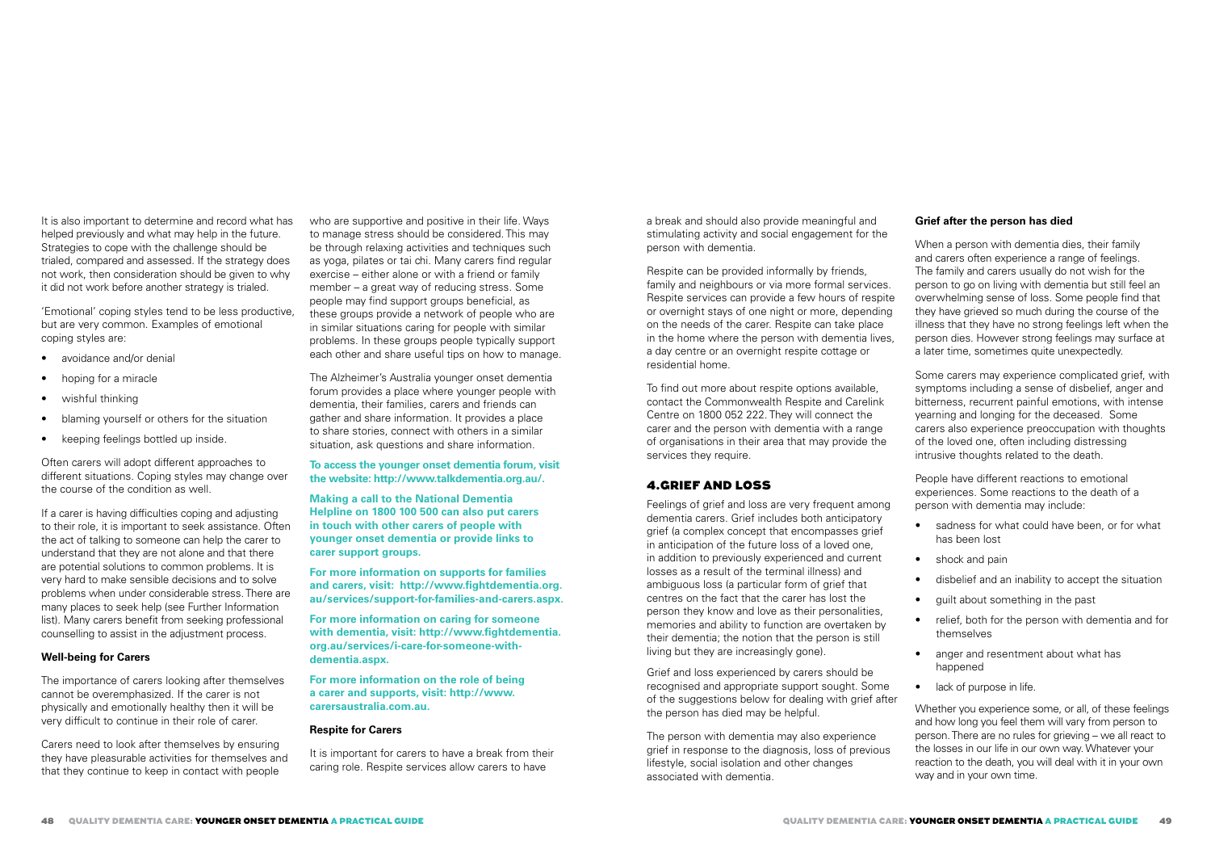It is also important to determine and record what has helped previously and what may help in the future. Strategies to cope with the challenge should be trialed, compared and assessed. If the strategy does not work, then consideration should be given to why it did not work before another strategy is trialed.

'Emotional' coping styles tend to be less productive, but are very common. Examples of emotional coping styles are:

- avoidance and/or denial
- hoping for a miracle
- wishful thinking
- blaming yourself or others for the situation
- keeping feelings bottled up inside.

Often carers will adopt different approaches to different situations. Coping styles may change over the course of the condition as well.

If a carer is having difficulties coping and adjusting to their role, it is important to seek assistance. Often the act of talking to someone can help the carer to understand that they are not alone and that there are potential solutions to common problems. It is very hard to make sensible decisions and to solve problems when under considerable stress. There are many places to seek help (see Further Information list). Many carers benefit from seeking professional counselling to assist in the adjustment process.

**Well-being for Carers**

The importance of carers looking after themselves cannot be overemphasized. If the carer is not physically and emotionally healthy then it will be very difficult to continue in their role of carer.

Carers need to look after themselves by ensuring they have pleasurable activities for themselves and that they continue to keep in contact with people who are supportive and positive in their life. Ways to manage stress should be considered. This may be through relaxing activities and techniques such as yoga, pilates or tai chi. Many carers find regular exercise – either alone or with a friend or family member – a great way of reducing stress. Some people may find support groups beneficial, as these groups provide a network of people who are in similar situations caring for people with similar problems. In these groups people typically support each other and share useful tips on how to manage.

The Alzheimer's Australia younger onset dementia forum provides a place where younger people with dementia, their families, carers and friends can gather and share information. It provides a place to share stories, connect with others in a similar situation, ask questions and share information.

**To access the younger onset dementia forum, visit the website: http://www.talkdementia.org.au/.**

**Making a call to the National Dementia Helpline on 1800 100 500 can also put carers in touch with other carers of people with younger onset dementia or provide links to carer support groups.**

**For more information on supports for families and carers, visit: http://www.fightdementia.org.au/services/support-for-families-and-carers.aspx.**

**For more information on caring for someone with dementia, visit: http://www.fightdementia.org.au/services/i-care-for-someone-with-dementia.aspx.**

**For more information on the role of being a carer and supports, visit: http://www.carersaustralia.com.au.**

**Respite for Carers**

It is important for carers to have a break from their caring role. Respite services allow carers to have a break and should also provide meaningful and stimulating activity and social engagement for the person with dementia.

Respite can be provided informally by friends, family and neighbours or via more formal services. Respite services can provide a few hours of respite or overnight stays of one night or more, depending on the needs of the carer. Respite can take place in the home where the person with dementia lives, a day centre or an overnight respite cottage or residential home.

To find out more about respite options available, contact the Commonwealth Respite and Carelink Centre on 1800 052 222. They will connect the carer and the person with dementia with a range of organisations in their area that may provide the services they require.

## 4. GRIEF AND LOSS

Feelings of grief and loss are very frequent among dementia carers. Grief includes both anticipatory grief (a complex concept that encompasses grief in anticipation of the future loss of a loved one, in addition to previously experienced and current losses as a result of the terminal illness) and ambiguous loss (a particular form of grief that centres on the fact that the carer has lost the person they know and love as their personalities, memories and ability to function are overtaken by their dementia; the notion that the person is still living but they are increasingly gone).

Grief and loss experienced by carers should be recognised and appropriate support sought. Some of the suggestions below for dealing with grief after the person has died may be helpful.

The person with dementia may also experience grief in response to the diagnosis, loss of previous lifestyle, social isolation and other changes associated with dementia.

**Grief after the person has died**

When a person with dementia dies, their family and carers often experience a range of feelings. The family and carers usually do not wish for the person to go on living with dementia but still feel an overwhelming sense of loss. Some people find that they have grieved so much during the course of the illness that they have no strong feelings left when the person dies. However strong feelings may surface at a later time, sometimes quite unexpectedly.

Some carers may experience complicated grief, with symptoms including a sense of disbelief, anger and bitterness, recurrent painful emotions, with intense yearning and longing for the deceased. Some carers also experience preoccupation with thoughts of the loved one, often including distressing intrusive thoughts related to the death.

People have different reactions to emotional experiences. Some reactions to the death of a person with dementia may include:

- sadness for what could have been, or for what has been lost
- shock and pain
- disbelief and an inability to accept the situation
- guilt about something in the past
- relief, both for the person with dementia and for themselves
- anger and resentment about what has happened
- lack of purpose in life.

Whether you experience some, or all, of these feelings and how long you feel them will vary from person to person. There are no rules for grieving – we all react to the losses in our life in our own way. Whatever your reaction to the death, you will deal with it in your own way and in your own time.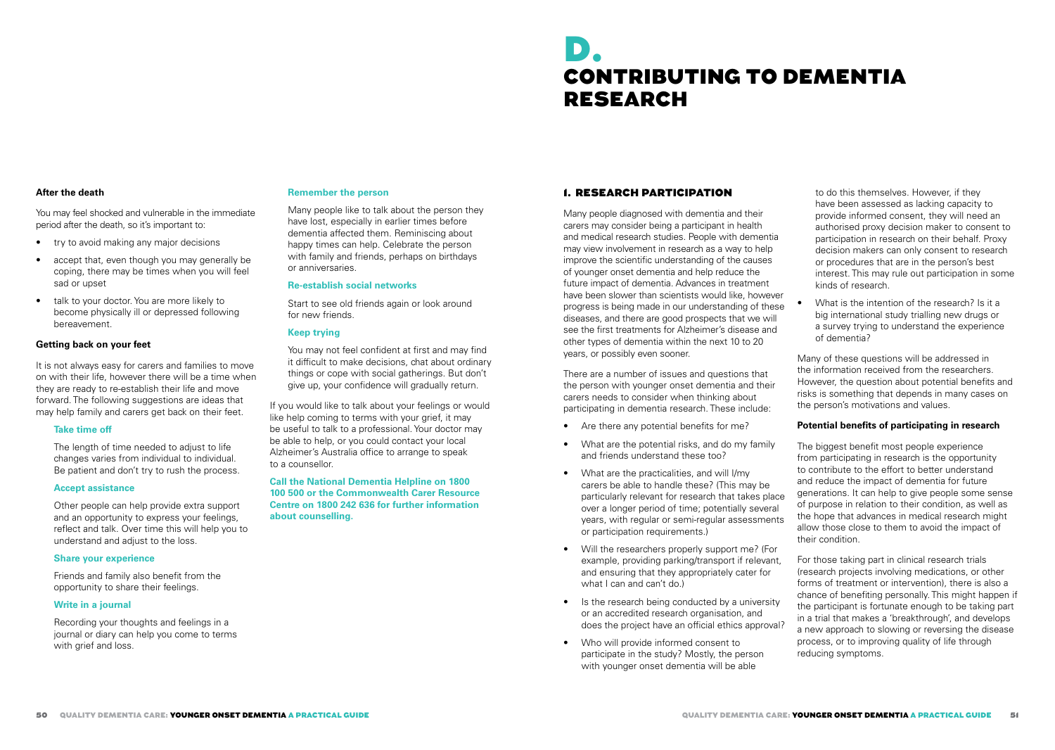**After the death**

You may feel shocked and vulnerable in the immediate period after the death, so it's important to:

- try to avoid making any major decisions
- accept that, even though you may generally be coping, there may be times when you will feel sad or upset
- talk to your doctor. You are more likely to become physically ill or depressed following bereavement.

**Getting back on your feet**

It is not always easy for carers and families to move on with their life, however there will be a time when they are ready to re-establish their life and move forward. The following suggestions are ideas that may help family and carers get back on their feet.

**Take time off**

The length of time needed to adjust to life changes varies from individual to individual. Be patient and don't try to rush the process.

**Accept assistance**

Other people can help provide extra support and an opportunity to express your feelings, reflect and talk. Over time this will help you to understand and adjust to the loss.

**Share your experience**

Friends and family also benefit from the opportunity to share their feelings.

**Write in a journal**

Recording your thoughts and feelings in a journal or diary can help you come to terms with grief and loss.

**Remember the person**

Many people like to talk about the person they have lost, especially in earlier times before dementia affected them. Reminiscing about happy times can help. Celebrate the person with family and friends, perhaps on birthdays or anniversaries.

**Re-establish social networks**

Start to see old friends again or look around for new friends.

**Keep trying**

You may not feel confident at first and may find it difficult to make decisions, chat about ordinary things or cope with social gatherings. But don't give up, your confidence will gradually return.

If you would like to talk about your feelings or would like help coming to terms with your grief, it may be useful to talk to a professional. Your doctor may be able to help, or you could contact your local Alzheimer's Australia office to arrange to speak to a counsellor.

**Call the National Dementia Helpline on 1800 100 500 or the Commonwealth Carer Resource Centre on 1800 242 636 for further information about counselling.**

# D. CONTRIBUTING TO DEMENTIA RESEARCH

## 1. RESEARCH PARTICIPATION

Many people diagnosed with dementia and their carers may consider being a participant in health and medical research studies. People with dementia may view involvement in research as a way to help improve the scientific understanding of the causes of younger onset dementia and help reduce the future impact of dementia. Advances in treatment have been slower than scientists would like, however progress is being made in our understanding of these diseases, and there are good prospects that we will see the first treatments for Alzheimer's disease and other types of dementia within the next 10 to 20 years, or possibly even sooner.

There are a number of issues and questions that the person with younger onset dementia and their carers needs to consider when thinking about participating in dementia research. These include:

- Are there any potential benefits for me?
- What are the potential risks, and do my family and friends understand these too?
- What are the practicalities, and will I/my carers be able to handle these? (This may be particularly relevant for research that takes place over a longer period of time; potentially several years, with regular or semi-regular assessments or participation requirements.)
- Will the researchers properly support me? (For example, providing parking/transport if relevant, and ensuring that they appropriately cater for what I can and can't do.)
- Is the research being conducted by a university or an accredited research organisation, and does the project have an official ethics approval?
- Who will provide informed consent to participate in the study? Mostly, the person with younger onset dementia will be able to do this themselves. However, if they have been assessed as lacking capacity to provide informed consent, they will need an authorised proxy decision maker to consent to participation in research on their behalf. Proxy decision makers can only consent to research or procedures that are in the person's best interest. This may rule out participation in some kinds of research.
- What is the intention of the research? Is it a big international study trialling new drugs or a survey trying to understand the experience of dementia?

Many of these questions will be addressed in the information received from the researchers. However, the question about potential benefits and risks is something that depends in many cases on the person's motivations and values.

**Potential benefits of participating in research**

The biggest benefit most people experience from participating in research is the opportunity to contribute to the effort to better understand and reduce the impact of dementia for future generations. It can help to give people some sense of purpose in relation to their condition, as well as the hope that advances in medical research might allow those close to them to avoid the impact of their condition.

For those taking part in clinical research trials (research projects involving medications, or other forms of treatment or intervention), there is also a chance of benefiting personally. This might happen if the participant is fortunate enough to be taking part in a trial that makes a 'breakthrough', and develops a new approach to slowing or reversing the disease process, or to improving quality of life through reducing symptoms.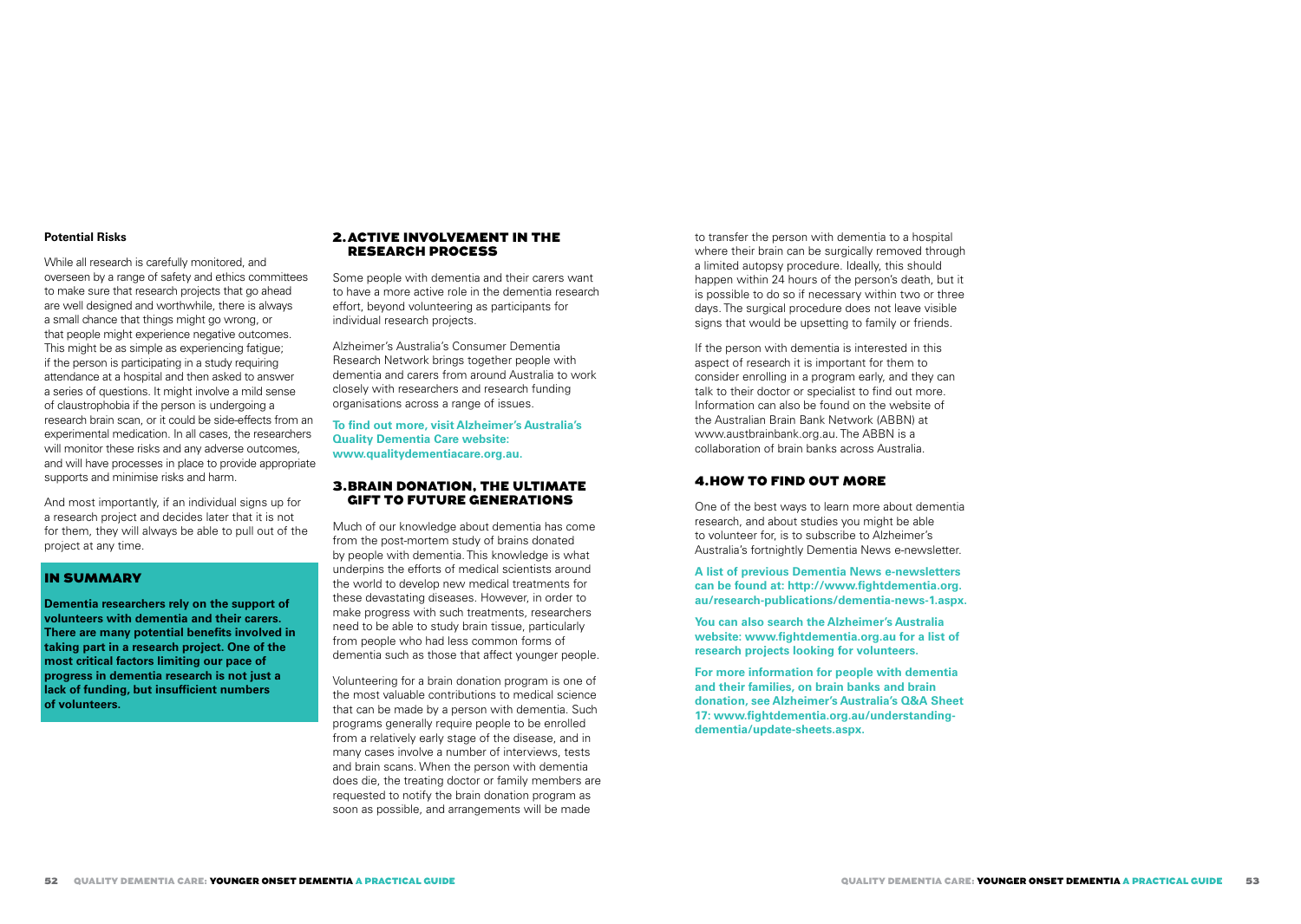**Potential Risks**

While all research is carefully monitored, and overseen by a range of safety and ethics committees to make sure that research projects that go ahead are well designed and worthwhile, there is always a small chance that things might go wrong, or that people might experience negative outcomes. This might be as simple as experiencing fatigue; if the person is participating in a study requiring attendance at a hospital and then asked to answer a series of questions. It might involve a mild sense of claustrophobia if the person is undergoing a research brain scan, or it could be side-effects from an experimental medication. In all cases, the researchers will monitor these risks and any adverse outcomes, and will have processes in place to provide appropriate supports and minimise risks and harm.

And most importantly, if an individual signs up for a research project and decides later that it is not for them, they will always be able to pull out of the project at any time.

## IN SUMMARY

**Dementia researchers rely on the support of volunteers with dementia and their carers. There are many potential benefits involved in taking part in a research project. One of the most critical factors limiting our pace of progress in dementia research is not just a lack of funding, but insufficient numbers of volunteers.**

## 2. ACTIVE INVOLVEMENT IN THE RESEARCH PROCESS

Some people with dementia and their carers want to have a more active role in the dementia research effort, beyond volunteering as participants for individual research projects.

Alzheimer's Australia's Consumer Dementia Research Network brings together people with dementia and carers from around Australia to work closely with researchers and research funding organisations across a range of issues.

**To find out more, visit Alzheimer's Australia's Quality Dementia Care website: www.qualitydementiacare.org.au.**

## 3. BRAIN DONATION, THE ULTIMATE GIFT TO FUTURE GENERATIONS

Much of our knowledge about dementia has come from the post-mortem study of brains donated by people with dementia. This knowledge is what underpins the efforts of medical scientists around the world to develop new medical treatments for these devastating diseases. However, in order to make progress with such treatments, researchers need to be able to study brain tissue, particularly from people who had less common forms of dementia such as those that affect younger people.

Volunteering for a brain donation program is one of the most valuable contributions to medical science that can be made by a person with dementia. Such programs generally require people to be enrolled from a relatively early stage of the disease, and in many cases involve a number of interviews, tests and brain scans. When the person with dementia does die, the treating doctor or family members are requested to notify the brain donation program as soon as possible, and arrangements will be made to transfer the person with dementia to a hospital where their brain can be surgically removed through a limited autopsy procedure. Ideally, this should happen within 24 hours of the person's death, but it is possible to do so if necessary within two or three days. The surgical procedure does not leave visible signs that would be upsetting to family or friends.

If the person with dementia is interested in this aspect of research it is important for them to consider enrolling in a program early, and they can talk to their doctor or specialist to find out more. Information can also be found on the website of the Australian Brain Bank Network (ABBN) at www.austbrainbank.org.au. The ABBN is a collaboration of brain banks across Australia.

## 4. HOW TO FIND OUT MORE

One of the best ways to learn more about dementia research, and about studies you might be able to volunteer for, is to subscribe to Alzheimer's Australia's fortnightly Dementia News e-newsletter.

**A list of previous Dementia News e-newsletters can be found at: http://www.fightdementia.org.au/research-publications/dementia-news-1.aspx.**

**You can also search the Alzheimer's Australia website: www.fightdementia.org.au for a list of research projects looking for volunteers.**

**For more information for people with dementia and their families, on brain banks and brain donation, see Alzheimer's Australia's Q&A Sheet 17: www.fightdementia.org.au/understanding-dementia/update-sheets.aspx.**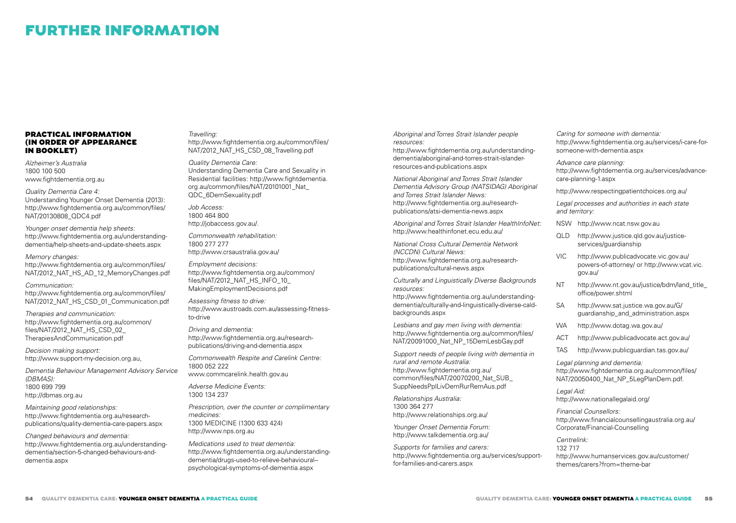# FURTHER INFORMATION

## PRACTICAL INFORMATION (IN ORDER OF APPEARANCE IN BOOKLET)

*Alzheimer's Australia*
1800 100 500
www.fightdementia.org.au

*Quality Dementia Care 4:*
Understanding Younger Onset Dementia (2013): http://www.fightdementia.org.au/common/files/NAT/20130808_QDC4.pdf

*Younger onset dementia help sheets:*
http://www.fightdementia.org.au/understanding-dementia/help-sheets-and-update-sheets.aspx

*Memory changes:*
http://www.fightdementia.org.au/common/files/NAT/2012_NAT_HS_AD_12_MemoryChanges.pdf

*Communication:*
http://www.fightdementia.org.au/common/files/NAT/2012_NAT_HS_CSD_01_Communication.pdf

*Therapies and communication:*
http://www.fightdementia.org.au/common/files/NAT/2012_NAT_HS_CSD_02_TherapiesAndCommunication.pdf

*Decision making support:*
http://www.support-my-decision.org.au,

*Dementia Behaviour Management Advisory Service (DBMAS):*
1800 699 799
http://dbmas.org.au

*Maintaining good relationships:*
http://www.fightdementia.org.au/research-publications/quality-dementia-care-papers.aspx

*Changed behaviours and dementia:*
http://www.fightdementia.org.au/understanding-dementia/section-5-changed-behaviours-and-dementia.aspx

*Travelling:*
http://www.fightdementia.org.au/common/files/NAT/2012_NAT_HS_CSD_08_Travelling.pdf

*Quality Dementia Care:*
Understanding Dementia Care and Sexuality in Residential facilities: http://www.fightdementia.org.au/common/files/NAT/20101001_Nat_QDC_6DemSexuality.pdf

*Job Access:*
1800 464 800
http://jobaccess.gov.au/.

*Commonwealth rehabilitation:*
1800 277 277
http://www.crsaustralia.gov.au/

*Employment decisions:*
http://www.fightdementia.org.au/common/files/NAT/2012_NAT_HS_INFO_10_MakingEmploymentDecisions.pdf

*Assessing fitness to drive:*
http://www.austroads.com.au/assessing-fitness-to-drive

*Driving and dementia:*
http://www.fightdementia.org.au/research-publications/driving-and-dementia.aspx

*Commonwealth Respite and Carelink Centre:*
1800 052 222
www.commcarelink.health.gov.au

*Adverse Medicine Events:*
1300 134 237

*Prescription, over the counter or complimentary medicines:*
1300 MEDICINE (1300 633 424)
http://www.nps.org.au

*Medications used to treat dementia:*
http://www.fightdementia.org.au/understanding-dementia/drugs-used-to-relieve-behavioural--psychological-symptoms-of-dementia.aspx

*Aboriginal and Torres Strait Islander people resources:*
http://www.fightdementia.org.au/understanding-dementia/aboriginal-and-torres-strait-islander-resources-and-publications.aspx

*National Aboriginal and Torres Strait Islander Dementia Advisory Group (NATSIDAG) Aboriginal and Torres Strait Islander News:*
http://www.fightdementia.org.au/research-publications/atsi-dementia-news.aspx

*Aboriginal and Torres Strait Islander HealthInfoNet:*
http://www.healthinfonet.ecu.edu.au/

*National Cross Cultural Dementia Network (NCCDN) Cultural News:*
http://www.fightdementia.org.au/research-publications/cultural-news.aspx

*Culturally and Linguistically Diverse Backgrounds resources:*
http://www.fightdementia.org.au/understanding-dementia/culturally-and-linguistically-diverse-cald-backgrounds.aspx

*Lesbians and gay men living with dementia:*
http://www.fightdementia.org.au/common/files/NAT/20091000_Nat_NP_15DemLesbGay.pdf

*Support needs of people living with dementia in rural and remote Australia:*
http://www.fightdementia.org.au/common/files/NAT/20070200_Nat_SUB_SuppNeedsPplLivDemRurRemAus.pdf

*Relationships Australia:*
1300 364 277
http://www.relationships.org.au/

*Younger Onset Dementia Forum:*
http://www.talkdementia.org.au/

*Supports for families and carers:*
http://www.fightdementia.org.au/services/support-for-families-and-carers.aspx

*Caring for someone with dementia:*
http://www.fightdementia.org.au/services/i-care-for-someone-with-dementia.aspx

*Advance care planning:*
http://www.fightdementia.org.au/services/advance-care-planning-1.aspx

http://www.respectingpatientchoices.org.au/

*Legal processes and authorities in each state and territory:*

- NSW http://www.ncat.nsw.gov.au
- QLD http://www.justice.qld.gov.au/justice-services/guardianship
- VIC http://www.publicadvocate.vic.gov.au/powers-of-attorney/ or http://www.vcat.vic.gov.au/
- NT http://www.nt.gov.au/justice/bdm/land_title_office/power.shtml
- SA http://www.sat.justice.wa.gov.au/G/guardianship_and_administration.aspx
- WA http://www.dotag.wa.gov.au/
- ACT http://www.publicadvocate.act.gov.au/
- TAS http://www.publicguardian.tas.gov.au/

*Legal planning and dementia:*
http://www.fightdementia.org.au/common/files/NAT/20050400_Nat_NP_5LegPlanDem.pdf.

*Legal Aid:*
http://www.nationallegalaid.org/

*Financial Counsellors:*
http://www.financialcounsellingaustralia.org.au/Corporate/Financial-Counselling

*Centrelink:*
132 717
http://www.humanservices.gov.au/customer/themes/carers?from=theme-bar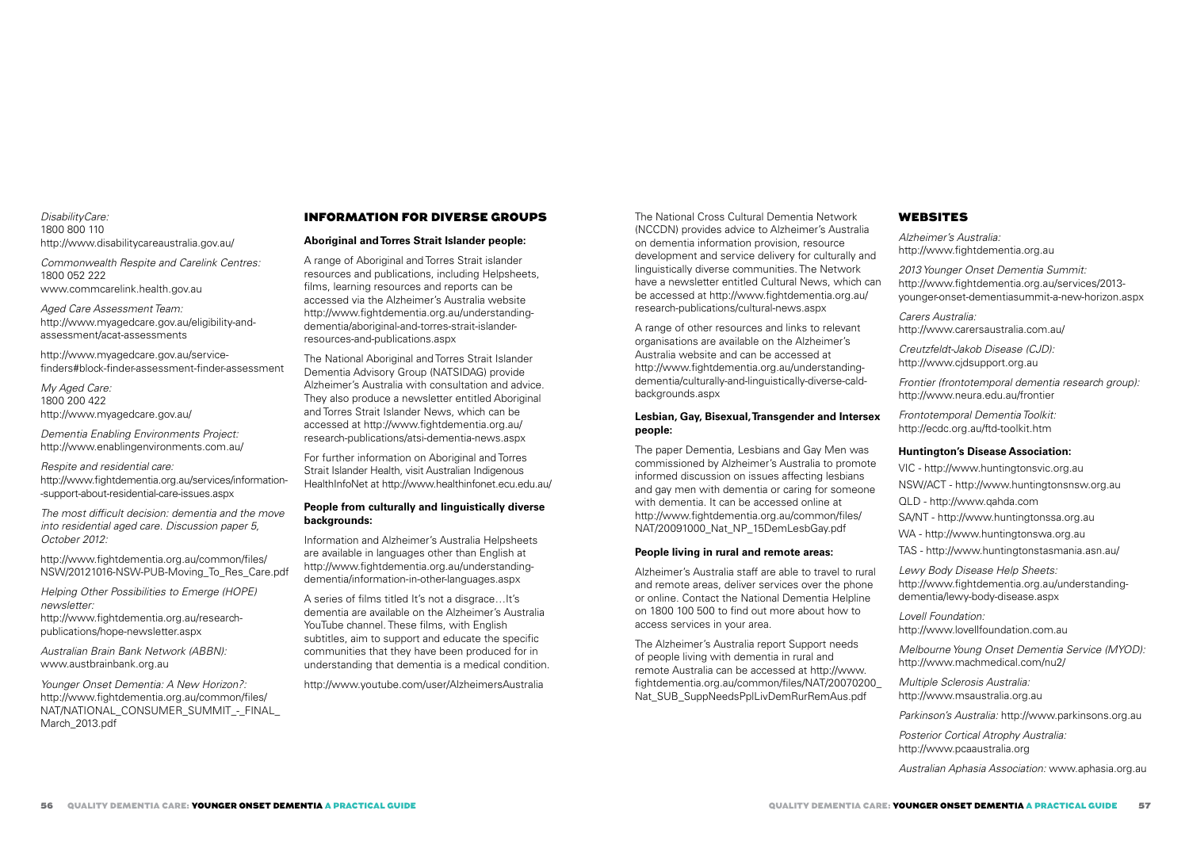*DisabilityCare:*
1800 800 110
http://www.disabilitycareaustralia.gov.au/

*Commonwealth Respite and Carelink Centres:*
1800 052 222
www.commcarelink.health.gov.au

*Aged Care Assessment Team:*
http://www.myagedcare.gov.au/eligibility-and-assessment/acat-assessments

http://www.myagedcare.gov.au/service-finders#block-finder-assessment-finder-assessment

*My Aged Care:*
1800 200 422
http://www.myagedcare.gov.au/

*Dementia Enabling Environments Project:*
http://www.enablingenvironments.com.au/

*Respite and residential care:*
http://www.fightdementia.org.au/services/information--support-about-residential-care-issues.aspx

*The most difficult decision: dementia and the move into residential aged care. Discussion paper 5, October 2012:*

http://www.fightdementia.org.au/common/files/NSW/20121016-NSW-PUB-Moving_To_Res_Care.pdf

*Helping Other Possibilities to Emerge (HOPE) newsletter:*
http://www.fightdementia.org.au/research-publications/hope-newsletter.aspx

*Australian Brain Bank Network (ABBN):*
www.austbrainbank.org.au

*Younger Onset Dementia: A New Horizon?:*
http://www.fightdementia.org.au/common/files/NAT/NATIONAL_CONSUMER_SUMMIT_-_FINAL_March_2013.pdf

## INFORMATION FOR DIVERSE GROUPS

**Aboriginal and Torres Strait Islander people:**

A range of Aboriginal and Torres Strait islander resources and publications, including Helpsheets, films, learning resources and reports can be accessed via the Alzheimer's Australia website http://www.fightdementia.org.au/understanding-dementia/aboriginal-and-torres-strait-islander-resources-and-publications.aspx

The National Aboriginal and Torres Strait Islander Dementia Advisory Group (NATSIDAG) provide Alzheimer's Australia with consultation and advice. They also produce a newsletter entitled Aboriginal and Torres Strait Islander News, which can be accessed at http://www.fightdementia.org.au/research-publications/atsi-dementia-news.aspx

For further information on Aboriginal and Torres Strait Islander Health, visit Australian Indigenous HealthInfoNet at http://www.healthinfonet.ecu.edu.au/

**People from culturally and linguistically diverse backgrounds:**

Information and Alzheimer's Australia Helpsheets are available in languages other than English at http://www.fightdementia.org.au/understanding-dementia/information-in-other-languages.aspx

A series of films titled It's not a disgrace…It's dementia are available on the Alzheimer's Australia YouTube channel. These films, with English subtitles, aim to support and educate the specific communities that they have been produced for in understanding that dementia is a medical condition.

http://www.youtube.com/user/AlzheimersAustralia

The National Cross Cultural Dementia Network (NCCDN) provides advice to Alzheimer's Australia on dementia information provision, resource development and service delivery for culturally and linguistically diverse communities. The Network have a newsletter entitled Cultural News, which can be accessed at http://www.fightdementia.org.au/research-publications/cultural-news.aspx

A range of other resources and links to relevant organisations are available on the Alzheimer's Australia website and can be accessed at http://www.fightdementia.org.au/understanding-dementia/culturally-and-linguistically-diverse-cald-backgrounds.aspx

**Lesbian, Gay, Bisexual, Transgender and Intersex people:**

The paper Dementia, Lesbians and Gay Men was commissioned by Alzheimer's Australia to promote informed discussion on issues affecting lesbians and gay men with dementia or caring for someone with dementia. It can be accessed online at http://www.fightdementia.org.au/common/files/NAT/20091000_Nat_NP_15DemLesbGay.pdf

**People living in rural and remote areas:**

Alzheimer's Australia staff are able to travel to rural and remote areas, deliver services over the phone or online. Contact the National Dementia Helpline on 1800 100 500 to find out more about how to access services in your area.

The Alzheimer's Australia report Support needs of people living with dementia in rural and remote Australia can be accessed at http://www.fightdementia.org.au/common/files/NAT/20070200_Nat_SUB_SuppNeedsPplLivDemRurRemAus.pdf

## WEBSITES

*Alzheimer's Australia:*
http://www.fightdementia.org.au

*2013 Younger Onset Dementia Summit:*
http://www.fightdementia.org.au/services/2013-younger-onset-dementiasummit-a-new-horizon.aspx

*Carers Australia:*
http://www.carersaustralia.com.au/

*Creutzfeldt-Jakob Disease (CJD):*
http://www.cjdsupport.org.au

*Frontier (frontotemporal dementia research group):*
http://www.neura.edu.au/frontier

*Frontotemporal Dementia Toolkit:*
http://ecdc.org.au/ftd-toolkit.htm

**Huntington's Disease Association:**

VIC - http://www.huntingtonsvic.org.au

NSW/ACT - http://www.huntingtonsnsw.org.au

QLD - http://www.qahda.com

SA/NT - http://www.huntingtonssa.org.au

WA - http://www.huntingtonswa.org.au

TAS - http://www.huntingtonstasmania.asn.au/

*Lewy Body Disease Help Sheets:*
http://www.fightdementia.org.au/understanding-dementia/lewy-body-disease.aspx

*Lovell Foundation:*
http://www.lovellfoundation.com.au

*Melbourne Young Onset Dementia Service (MYOD):*
http://www.machmedical.com/nu2/

*Multiple Sclerosis Australia:*
http://www.msaustralia.org.au

*Parkinson's Australia:* http://www.parkinsons.org.au

*Posterior Cortical Atrophy Australia:*
http://www.pcaaustralia.org

*Australian Aphasia Association:* www.aphasia.org.au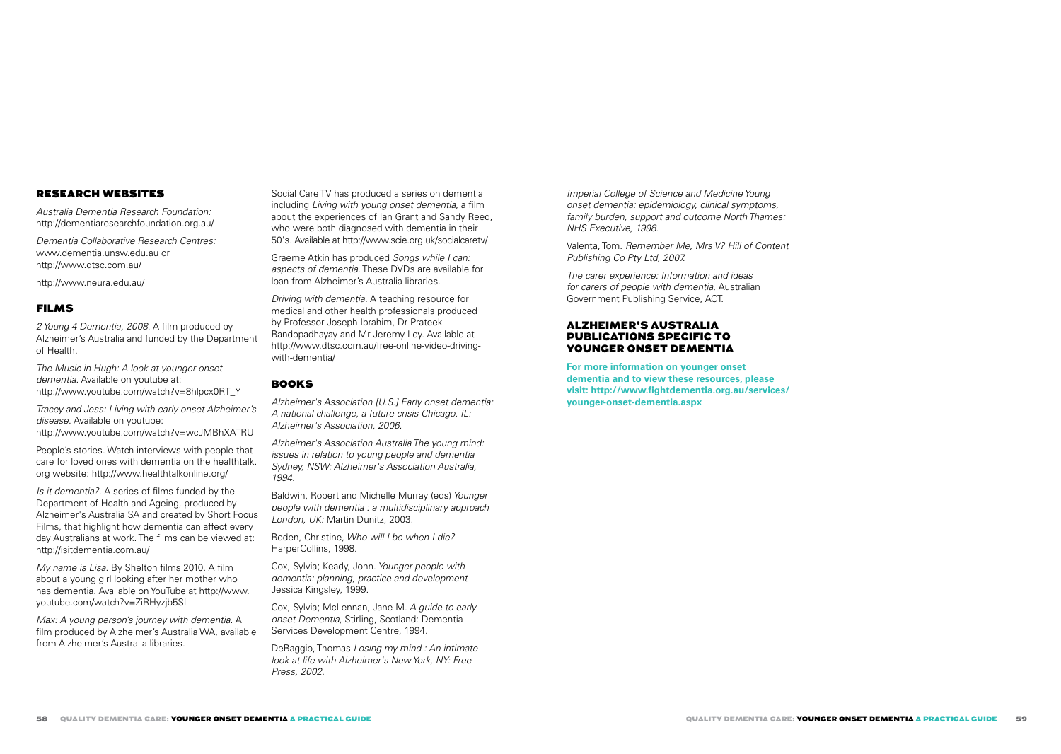## RESEARCH WEBSITES

*Australia Dementia Research Foundation:* http://dementiaresearchfoundation.org.au/

*Dementia Collaborative Research Centres:* www.dementia.unsw.edu.au or http://www.dtsc.com.au/

http://www.neura.edu.au/

## FILMS

*2 Young 4 Dementia, 2008.* A film produced by Alzheimer's Australia and funded by the Department of Health.

*The Music in Hugh: A look at younger onset dementia.* Available on youtube at: http://www.youtube.com/watch?v=8hlpcx0RT_Y

*Tracey and Jess: Living with early onset Alzheimer's disease.* Available on youtube: http://www.youtube.com/watch?v=wcJMBhXATRU

People's stories. Watch interviews with people that care for loved ones with dementia on the healthtalk.org website: http://www.healthtalkonline.org/

*Is it dementia?.* A series of films funded by the Department of Health and Ageing, produced by Alzheimer's Australia SA and created by Short Focus Films, that highlight how dementia can affect every day Australians at work. The films can be viewed at: http://isitdementia.com.au/

*My name is Lisa.* By Shelton films 2010. A film about a young girl looking after her mother who has dementia. Available on YouTube at http://www.youtube.com/watch?v=ZiRHyzjb5SI

*Max: A young person's journey with dementia.* A film produced by Alzheimer's Australia WA, available from Alzheimer's Australia libraries.

Social Care TV has produced a series on dementia including *Living with young onset dementia*, a film about the experiences of Ian Grant and Sandy Reed, who were both diagnosed with dementia in their 50's. Available at http://www.scie.org.uk/socialcaretv/

Graeme Atkin has produced *Songs while I can: aspects of dementia.* These DVDs are available for loan from Alzheimer's Australia libraries.

*Driving with dementia.* A teaching resource for medical and other health professionals produced by Professor Joseph Ibrahim, Dr Prateek Bandopadhayay and Mr Jeremy Ley. Available at http://www.dtsc.com.au/free-online-video-driving-with-dementia/

## BOOKS

*Alzheimer's Association [U.S.] Early onset dementia: A national challenge, a future crisis Chicago, IL: Alzheimer's Association, 2006.*

*Alzheimer's Association Australia The young mind: issues in relation to young people and dementia Sydney, NSW: Alzheimer's Association Australia, 1994.*

Baldwin, Robert and Michelle Murray (eds) *Younger people with dementia : a multidisciplinary approach London, UK:* Martin Dunitz, 2003.

Boden, Christine, *Who will I be when I die?* HarperCollins, 1998.

Cox, Sylvia; Keady, John. *Younger people with dementia: planning, practice and development* Jessica Kingsley, 1999.

Cox, Sylvia; McLennan, Jane M. *A guide to early onset Dementia*, Stirling, Scotland: Dementia Services Development Centre, 1994.

DeBaggio, Thomas *Losing my mind : An intimate look at life with Alzheimer's New York, NY: Free Press, 2002.*

*Imperial College of Science and Medicine Young onset dementia: epidemiology, clinical symptoms, family burden, support and outcome North Thames: NHS Executive, 1998.*

Valenta, Tom. *Remember Me, Mrs V? Hill of Content Publishing Co Pty Ltd, 2007.*

*The carer experience: Information and ideas for carers of people with dementia,* Australian Government Publishing Service, ACT.

## ALZHEIMER'S AUSTRALIA PUBLICATIONS SPECIFIC TO YOUNGER ONSET DEMENTIA

**For more information on younger onset dementia and to view these resources, please visit: http://www.fightdementia.org.au/services/younger-onset-dementia.aspx**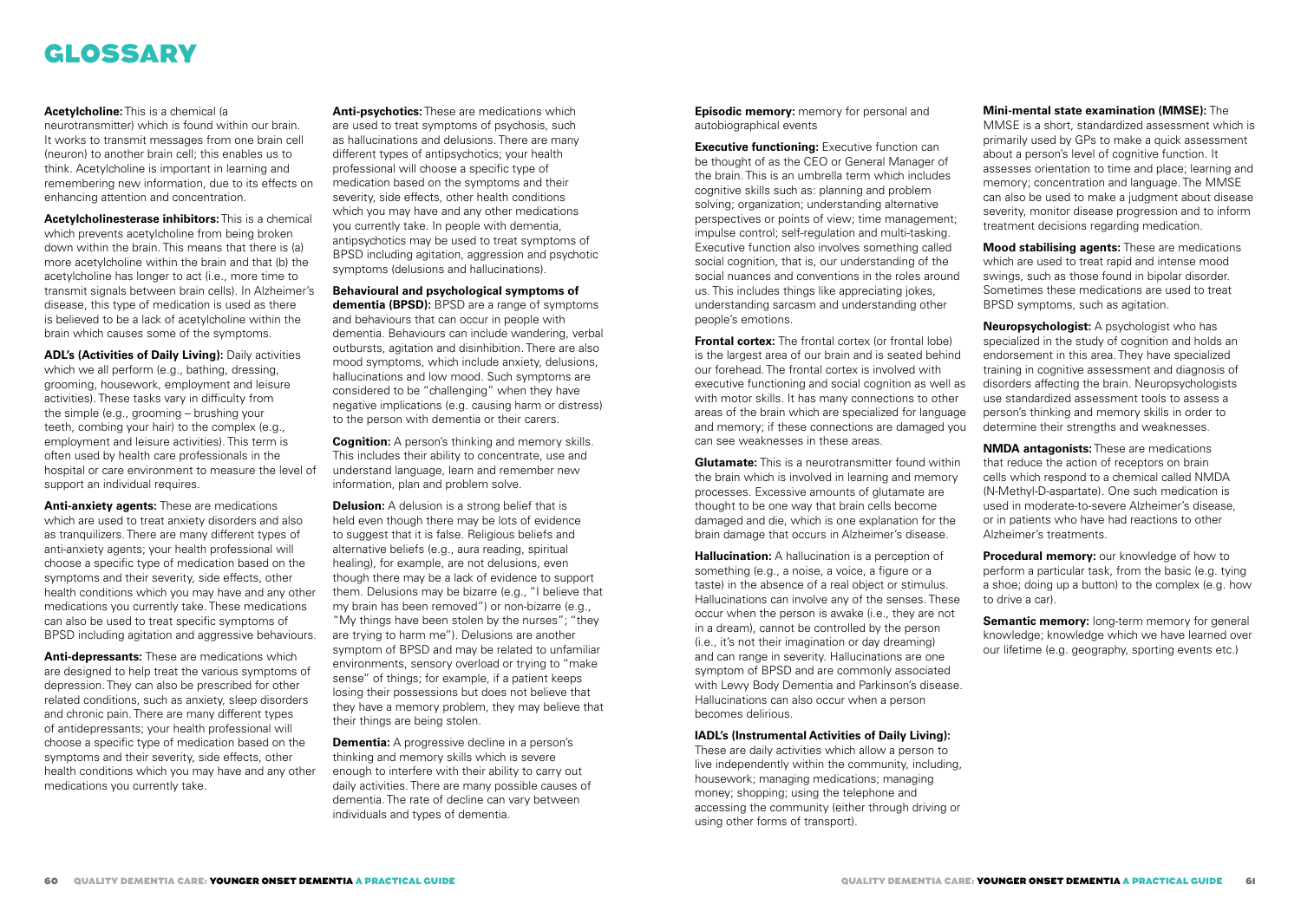# GLOSSARY

**Acetylcholine:** This is a chemical (a neurotransmitter) which is found within our brain. It works to transmit messages from one brain cell (neuron) to another brain cell; this enables us to think. Acetylcholine is important in learning and remembering new information, due to its effects on enhancing attention and concentration.

**Acetylcholinesterase inhibitors:** This is a chemical which prevents acetylcholine from being broken down within the brain. This means that there is (a) more acetylcholine within the brain and that (b) the acetylcholine has longer to act (i.e., more time to transmit signals between brain cells). In Alzheimer's disease, this type of medication is used as there is believed to be a lack of acetylcholine within the brain which causes some of the symptoms.

**ADL's (Activities of Daily Living):** Daily activities which we all perform (e.g., bathing, dressing, grooming, housework, employment and leisure activities). These tasks vary in difficulty from the simple (e.g., grooming – brushing your teeth, combing your hair) to the complex (e.g., employment and leisure activities). This term is often used by health care professionals in the hospital or care environment to measure the level of support an individual requires.

**Anti-anxiety agents:** These are medications which are used to treat anxiety disorders and also as tranquilizers. There are many different types of anti-anxiety agents; your health professional will choose a specific type of medication based on the symptoms and their severity, side effects, other health conditions which you may have and any other medications you currently take. These medications can also be used to treat specific symptoms of BPSD including agitation and aggressive behaviours.

**Anti-depressants:** These are medications which are designed to help treat the various symptoms of depression. They can also be prescribed for other related conditions, such as anxiety, sleep disorders and chronic pain. There are many different types of antidepressants; your health professional will choose a specific type of medication based on the symptoms and their severity, side effects, other health conditions which you may have and any other medications you currently take.

**Anti-psychotics:** These are medications which are used to treat symptoms of psychosis, such as hallucinations and delusions. There are many different types of antipsychotics; your health professional will choose a specific type of medication based on the symptoms and their severity, side effects, other health conditions which you may have and any other medications you currently take. In people with dementia, antipsychotics may be used to treat symptoms of BPSD including agitation, aggression and psychotic symptoms (delusions and hallucinations).

**Behavioural and psychological symptoms of dementia (BPSD):** BPSD are a range of symptoms and behaviours that can occur in people with dementia. Behaviours can include wandering, verbal outbursts, agitation and disinhibition. There are also mood symptoms, which include anxiety, delusions, hallucinations and low mood. Such symptoms are considered to be "challenging" when they have negative implications (e.g. causing harm or distress) to the person with dementia or their carers.

**Cognition:** A person's thinking and memory skills. This includes their ability to concentrate, use and understand language, learn and remember new information, plan and problem solve.

**Delusion:** A delusion is a strong belief that is held even though there may be lots of evidence to suggest that it is false. Religious beliefs and alternative beliefs (e.g., aura reading, spiritual healing), for example, are not delusions, even though there may be a lack of evidence to support them. Delusions may be bizarre (e.g., "I believe that my brain has been removed") or non-bizarre (e.g., "My things have been stolen by the nurses"; "they are trying to harm me"). Delusions are another symptom of BPSD and may be related to unfamiliar environments, sensory overload or trying to "make sense" of things; for example, if a patient keeps losing their possessions but does not believe that they have a memory problem, they may believe that their things are being stolen.

**Dementia:** A progressive decline in a person's thinking and memory skills which is severe enough to interfere with their ability to carry out daily activities. There are many possible causes of dementia. The rate of decline can vary between individuals and types of dementia.

**Episodic memory:** memory for personal and autobiographical events

**Executive functioning:** Executive function can be thought of as the CEO or General Manager of the brain. This is an umbrella term which includes cognitive skills such as: planning and problem solving; organization; understanding alternative perspectives or points of view; time management; impulse control; self-regulation and multi-tasking. Executive function also involves something called social cognition, that is, our understanding of the social nuances and conventions in the roles around us. This includes things like appreciating jokes, understanding sarcasm and understanding other people's emotions.

**Frontal cortex:** The frontal cortex (or frontal lobe) is the largest area of our brain and is seated behind our forehead. The frontal cortex is involved with executive functioning and social cognition as well as with motor skills. It has many connections to other areas of the brain which are specialized for language and memory; if these connections are damaged you can see weaknesses in these areas.

**Glutamate:** This is a neurotransmitter found within the brain which is involved in learning and memory processes. Excessive amounts of glutamate are thought to be one way that brain cells become damaged and die, which is one explanation for the brain damage that occurs in Alzheimer's disease.

**Hallucination:** A hallucination is a perception of something (e.g., a noise, a voice, a figure or a taste) in the absence of a real object or stimulus. Hallucinations can involve any of the senses. These occur when the person is awake (i.e., they are not in a dream), cannot be controlled by the person (i.e., it's not their imagination or day dreaming) and can range in severity. Hallucinations are one symptom of BPSD and are commonly associated with Lewy Body Dementia and Parkinson's disease. Hallucinations can also occur when a person becomes delirious.

**IADL's (Instrumental Activities of Daily Living):** These are daily activities which allow a person to live independently within the community, including, housework; managing medications; managing money; shopping; using the telephone and accessing the community (either through driving or using other forms of transport).

**Mini-mental state examination (MMSE):** The MMSE is a short, standardized assessment which is primarily used by GPs to make a quick assessment about a person's level of cognitive function. It assesses orientation to time and place; learning and memory; concentration and language. The MMSE can also be used to make a judgment about disease severity, monitor disease progression and to inform treatment decisions regarding medication.

**Mood stabilising agents:** These are medications which are used to treat rapid and intense mood swings, such as those found in bipolar disorder. Sometimes these medications are used to treat BPSD symptoms, such as agitation.

**Neuropsychologist:** A psychologist who has specialized in the study of cognition and holds an endorsement in this area. They have specialized training in cognitive assessment and diagnosis of disorders affecting the brain. Neuropsychologists use standardized assessment tools to assess a person's thinking and memory skills in order to determine their strengths and weaknesses.

**NMDA antagonists:** These are medications that reduce the action of receptors on brain cells which respond to a chemical called NMDA (N-Methyl-D-aspartate). One such medication is used in moderate-to-severe Alzheimer's disease, or in patients who have had reactions to other Alzheimer's treatments.

**Procedural memory:** our knowledge of how to perform a particular task, from the basic (e.g. tying a shoe; doing up a button) to the complex (e.g. how to drive a car).

**Semantic memory:** long-term memory for general knowledge; knowledge which we have learned over our lifetime (e.g. geography, sporting events etc.)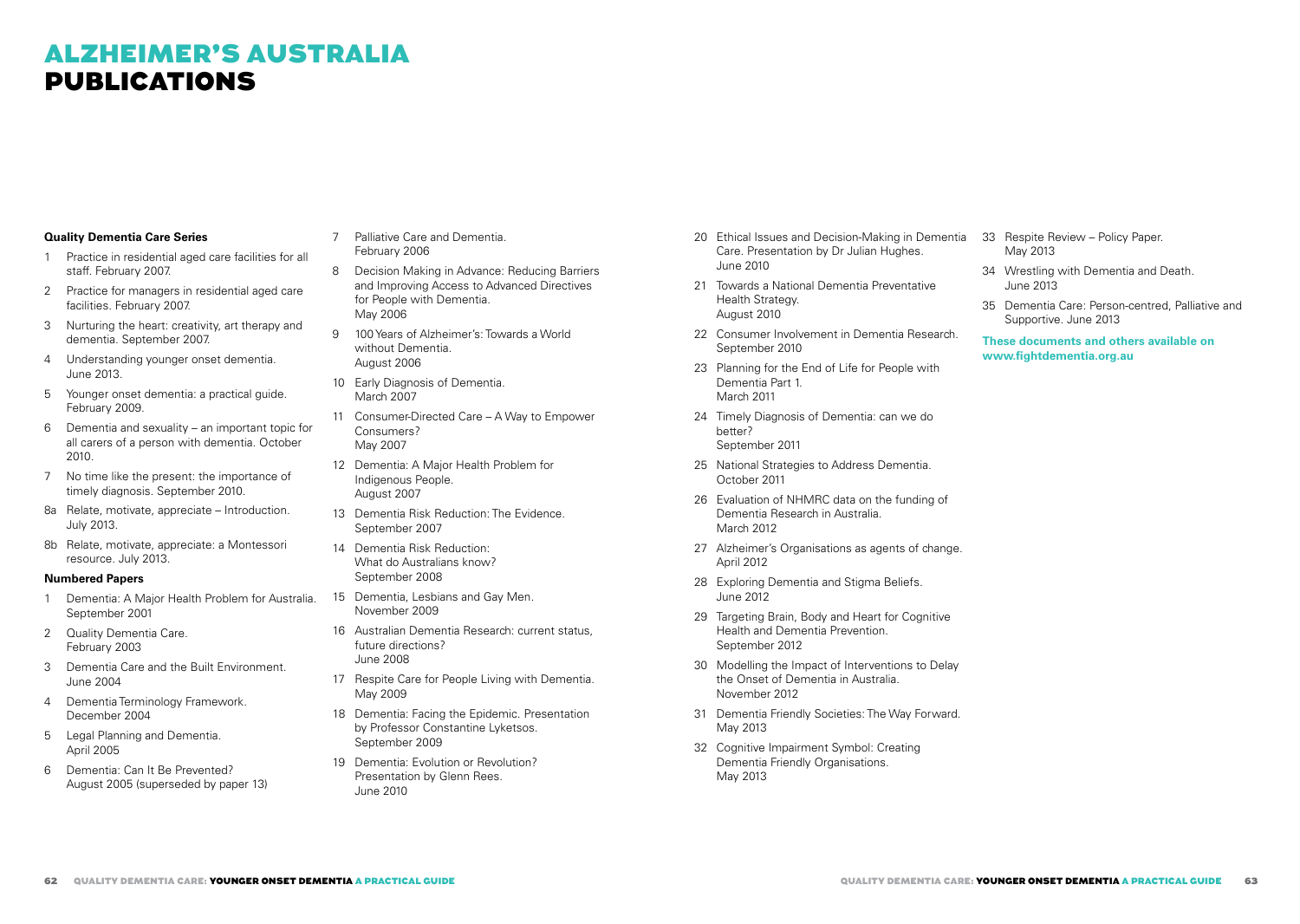# ALZHEIMER'S AUSTRALIA PUBLICATIONS

**Quality Dementia Care Series**

1. Practice in residential aged care facilities for all staff. February 2007.
2. Practice for managers in residential aged care facilities. February 2007.
3. Nurturing the heart: creativity, art therapy and dementia. September 2007.
4. Understanding younger onset dementia. June 2013.
5. Younger onset dementia: a practical guide. February 2009.
6. Dementia and sexuality – an important topic for all carers of a person with dementia. October 2010.
7. No time like the present: the importance of timely diagnosis. September 2010.

8a Relate, motivate, appreciate – Introduction. July 2013.

8b Relate, motivate, appreciate: a Montessori resource. July 2013.

**Numbered Papers**

1. Dementia: A Major Health Problem for Australia. September 2001
2. Quality Dementia Care. February 2003
3. Dementia Care and the Built Environment. June 2004
4. Dementia Terminology Framework. December 2004
5. Legal Planning and Dementia. April 2005
6. Dementia: Can It Be Prevented? August 2005 (superseded by paper 13)
7. Palliative Care and Dementia. February 2006
8. Decision Making in Advance: Reducing Barriers and Improving Access to Advanced Directives for People with Dementia. May 2006
9. 100 Years of Alzheimer's: Towards a World without Dementia. August 2006
10. Early Diagnosis of Dementia. March 2007
11. Consumer-Directed Care – A Way to Empower Consumers? May 2007
12. Dementia: A Major Health Problem for Indigenous People. August 2007
13. Dementia Risk Reduction: The Evidence. September 2007
14. Dementia Risk Reduction: What do Australians know? September 2008
15. Dementia, Lesbians and Gay Men. November 2009
16. Australian Dementia Research: current status, future directions? June 2008
17. Respite Care for People Living with Dementia. May 2009
18. Dementia: Facing the Epidemic. Presentation by Professor Constantine Lyketsos. September 2009
19. Dementia: Evolution or Revolution? Presentation by Glenn Rees. June 2010
20. Ethical Issues and Decision-Making in Dementia Care. Presentation by Dr Julian Hughes. June 2010
21. Towards a National Dementia Preventative Health Strategy. August 2010
22. Consumer Involvement in Dementia Research. September 2010
23. Planning for the End of Life for People with Dementia Part 1. March 2011
24. Timely Diagnosis of Dementia: can we do better? September 2011
25. National Strategies to Address Dementia. October 2011
26. Evaluation of NHMRC data on the funding of Dementia Research in Australia. March 2012
27. Alzheimer's Organisations as agents of change. April 2012
28. Exploring Dementia and Stigma Beliefs. June 2012
29. Targeting Brain, Body and Heart for Cognitive Health and Dementia Prevention. September 2012
30. Modelling the Impact of Interventions to Delay the Onset of Dementia in Australia. November 2012
31. Dementia Friendly Societies: The Way Forward. May 2013
32. Cognitive Impairment Symbol: Creating Dementia Friendly Organisations. May 2013
33. Respite Review – Policy Paper. May 2013
34. Wrestling with Dementia and Death. June 2013
35. Dementia Care: Person-centred, Palliative and Supportive. June 2013

**These documents and others available on www.fightdementia.org.au**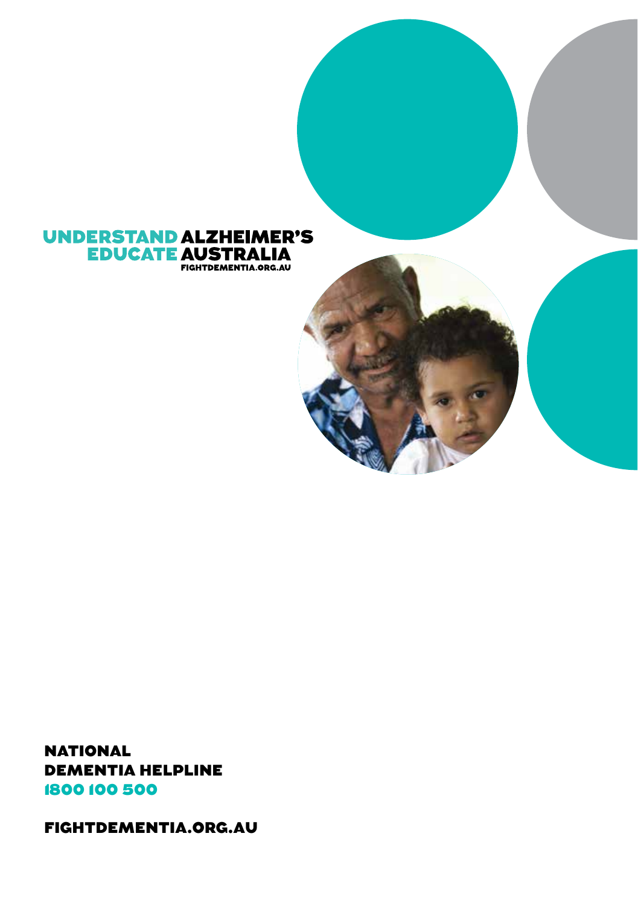UNDERSTAND ALZHEIMER'S
EDUCATE AUSTRALIA
FIGHTDEMENTIA.ORG.AU

**NATIONAL DEMENTIA HELPLINE**
**1800 100 500**

**FIGHTDEMENTIA.ORG.AU**